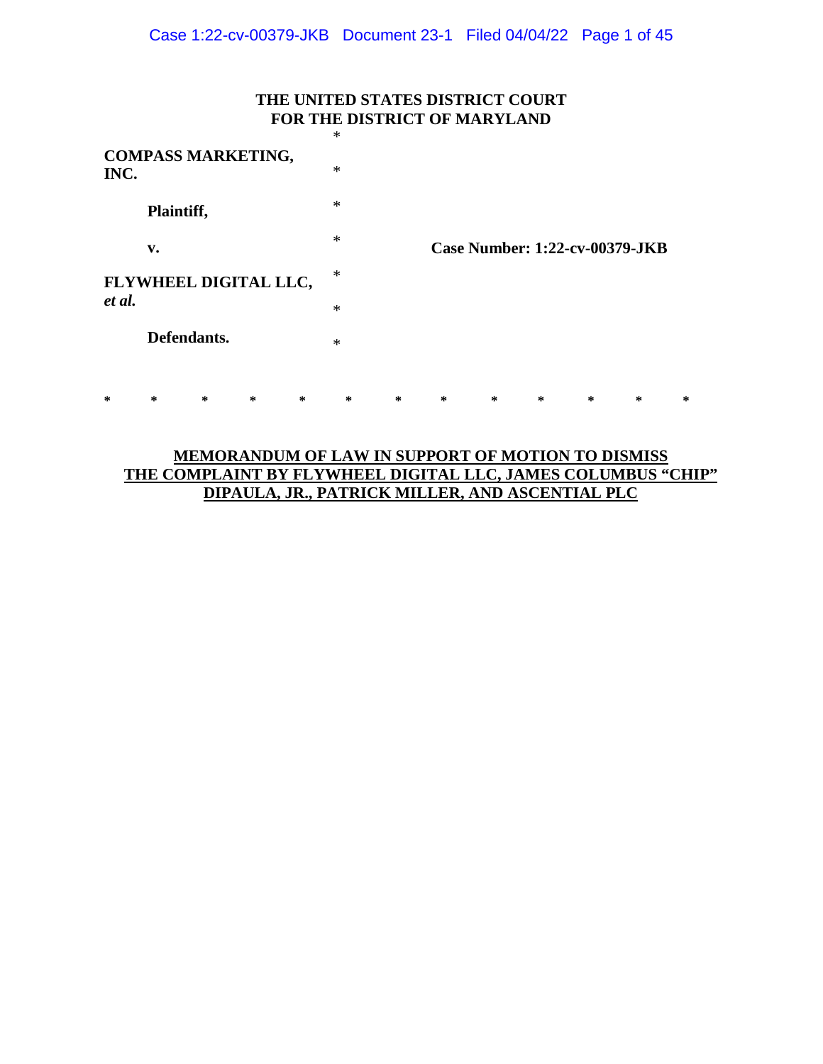**THE UNITED STATES DISTRICT COURT**
**FOR THE DISTRICT OF MARYLAND**

| | | |
|---|---|---|
| **COMPASS MARKETING, INC.** | * | |
| **Plaintiff,** | * | |
| **v.** | * | **Case Number: 1:22-cv-00379-JKB** |
| **FLYWHEEL DIGITAL LLC, *et al.*** | * | |
| **Defendants.** | * | |

\* \* \* \* \* \* \* \* \* \* \* \* \*

**<u>MEMORANDUM OF LAW IN SUPPORT OF MOTION TO DISMISS THE COMPLAINT BY FLYWHEEL DIGITAL LLC, JAMES COLUMBUS "CHIP" DIPAULA, JR., PATRICK MILLER, AND ASCENTIAL PLC</u>**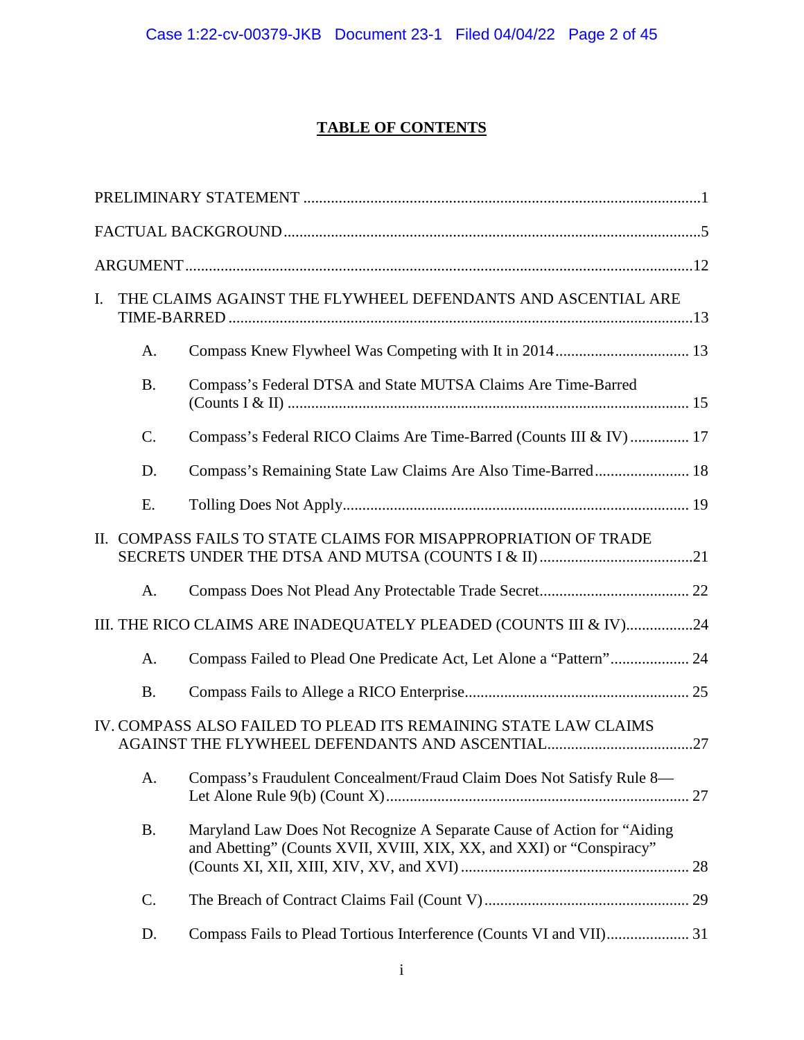# TABLE OF CONTENTS

PRELIMINARY STATEMENT ....................................................................................................1

FACTUAL BACKGROUND.........................................................................................................5

ARGUMENT.................................................................................................................................12

I. THE CLAIMS AGAINST THE FLYWHEEL DEFENDANTS AND ASCENTIAL ARE TIME-BARRED .....................................................................................................................13

  A. Compass Knew Flywheel Was Competing with It in 2014.................................. 13

  B. Compass's Federal DTSA and State MUTSA Claims Are Time-Barred (Counts I & II) ...................................................................................................... 15

  C. Compass's Federal RICO Claims Are Time-Barred (Counts III & IV) ............... 17

  D. Compass's Remaining State Law Claims Are Also Time-Barred........................ 18

  E. Tolling Does Not Apply........................................................................................ 19

II. COMPASS FAILS TO STATE CLAIMS FOR MISAPPROPRIATION OF TRADE SECRETS UNDER THE DTSA AND MUTSA (COUNTS I & II).......................................21

  A. Compass Does Not Plead Any Protectable Trade Secret...................................... 22

III. THE RICO CLAIMS ARE INADEQUATELY PLEADED (COUNTS III & IV).................24

  A. Compass Failed to Plead One Predicate Act, Let Alone a "Pattern".................... 24

  B. Compass Fails to Allege a RICO Enterprise......................................................... 25

IV. COMPASS ALSO FAILED TO PLEAD ITS REMAINING STATE LAW CLAIMS AGAINST THE FLYWHEEL DEFENDANTS AND ASCENTIAL.....................................27

  A. Compass's Fraudulent Concealment/Fraud Claim Does Not Satisfy Rule 8—Let Alone Rule 9(b) (Count X)............................................................................. 27

  B. Maryland Law Does Not Recognize A Separate Cause of Action for "Aiding and Abetting" (Counts XVII, XVIII, XIX, XX, and XXI) or "Conspiracy" (Counts XI, XII, XIII, XIV, XV, and XVI)......................................................... 28

  C. The Breach of Contract Claims Fail (Count V).................................................... 29

  D. Compass Fails to Plead Tortious Interference (Counts VI and VII)..................... 31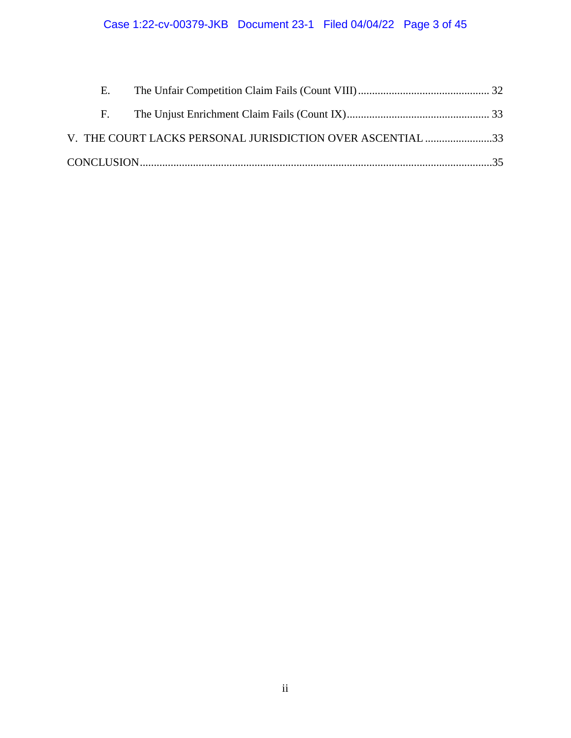E. The Unfair Competition Claim Fails (Count VIII) ............................................... 32

F. The Unjust Enrichment Claim Fails (Count IX) ................................................... 33

V. THE COURT LACKS PERSONAL JURISDICTION OVER ASCENTIAL ........................33

CONCLUSION.............................................................................................................................35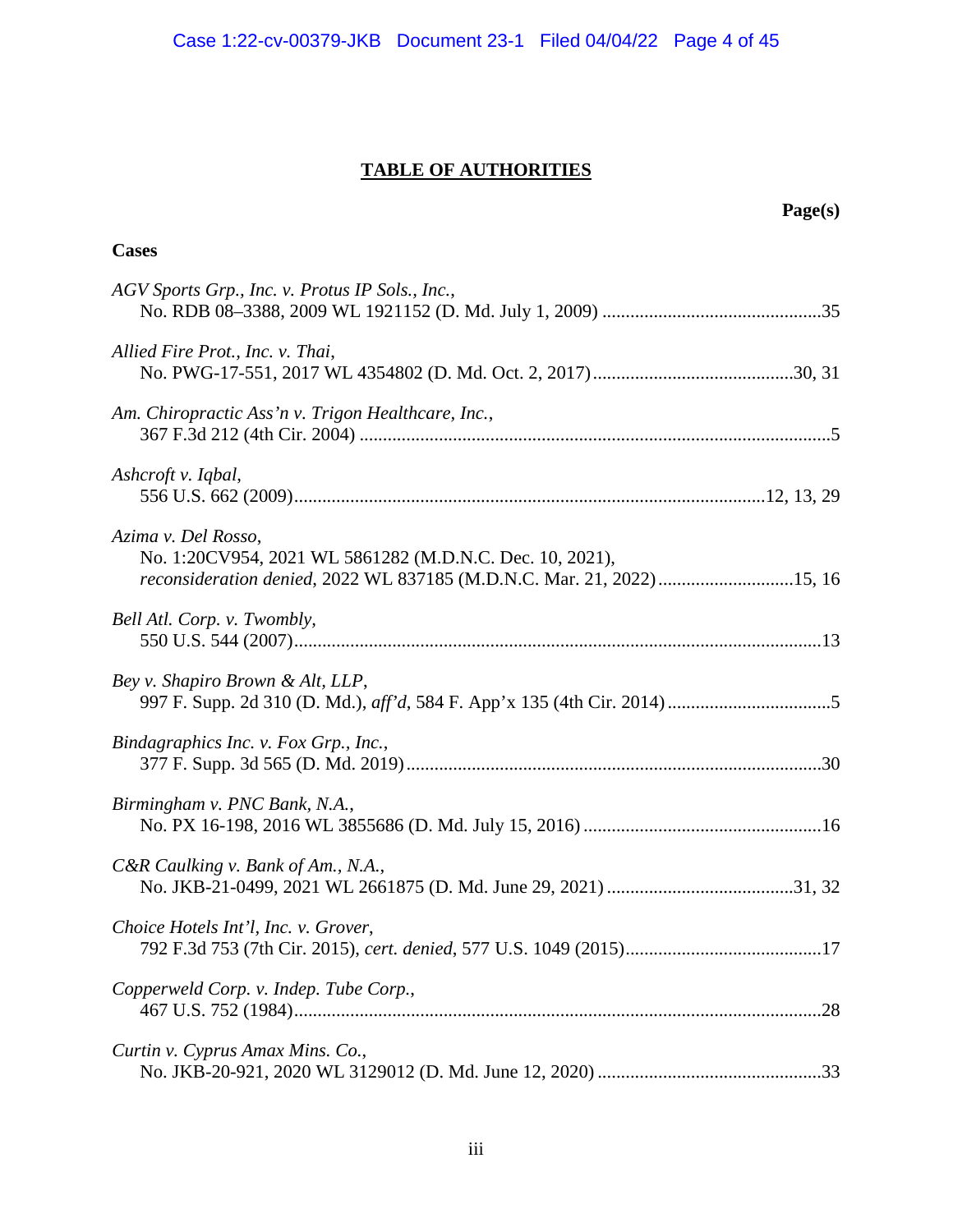## TABLE OF AUTHORITIES

**Page(s)**

### Cases

*AGV Sports Grp., Inc. v. Protus IP Sols., Inc.*,
No. RDB 08–3388, 2009 WL 1921152 (D. Md. July 1, 2009) ...............................................35

*Allied Fire Prot., Inc. v. Thai*,
No. PWG-17-551, 2017 WL 4354802 (D. Md. Oct. 2, 2017)...........................................30, 31

*Am. Chiropractic Ass'n v. Trigon Healthcare, Inc.*,
367 F.3d 212 (4th Cir. 2004) .....................................................................................................5

*Ashcroft v. Iqbal*,
556 U.S. 662 (2009)....................................................................................................12, 13, 29

*Azima v. Del Rosso*,
No. 1:20CV954, 2021 WL 5861282 (M.D.N.C. Dec. 10, 2021),
*reconsideration denied*, 2022 WL 837185 (M.D.N.C. Mar. 21, 2022).............................15, 16

*Bell Atl. Corp. v. Twombly*,
550 U.S. 544 (2007)................................................................................................................13

*Bey v. Shapiro Brown & Alt, LLP*,
997 F. Supp. 2d 310 (D. Md.), *aff'd*, 584 F. App'x 135 (4th Cir. 2014) ...................................5

*Bindagraphics Inc. v. Fox Grp., Inc.*,
377 F. Supp. 3d 565 (D. Md. 2019)........................................................................................30

*Birmingham v. PNC Bank, N.A.*,
No. PX 16-198, 2016 WL 3855686 (D. Md. July 15, 2016) ..................................................16

*C&R Caulking v. Bank of Am., N.A.*,
No. JKB-21-0499, 2021 WL 2661875 (D. Md. June 29, 2021) ........................................31, 32

*Choice Hotels Int'l, Inc. v. Grover*,
792 F.3d 753 (7th Cir. 2015), *cert. denied*, 577 U.S. 1049 (2015).........................................17

*Copperweld Corp. v. Indep. Tube Corp.*,
467 U.S. 752 (1984)................................................................................................................28

*Curtin v. Cyprus Amax Mins. Co.*,
No. JKB-20-921, 2020 WL 3129012 (D. Md. June 12, 2020) ................................................33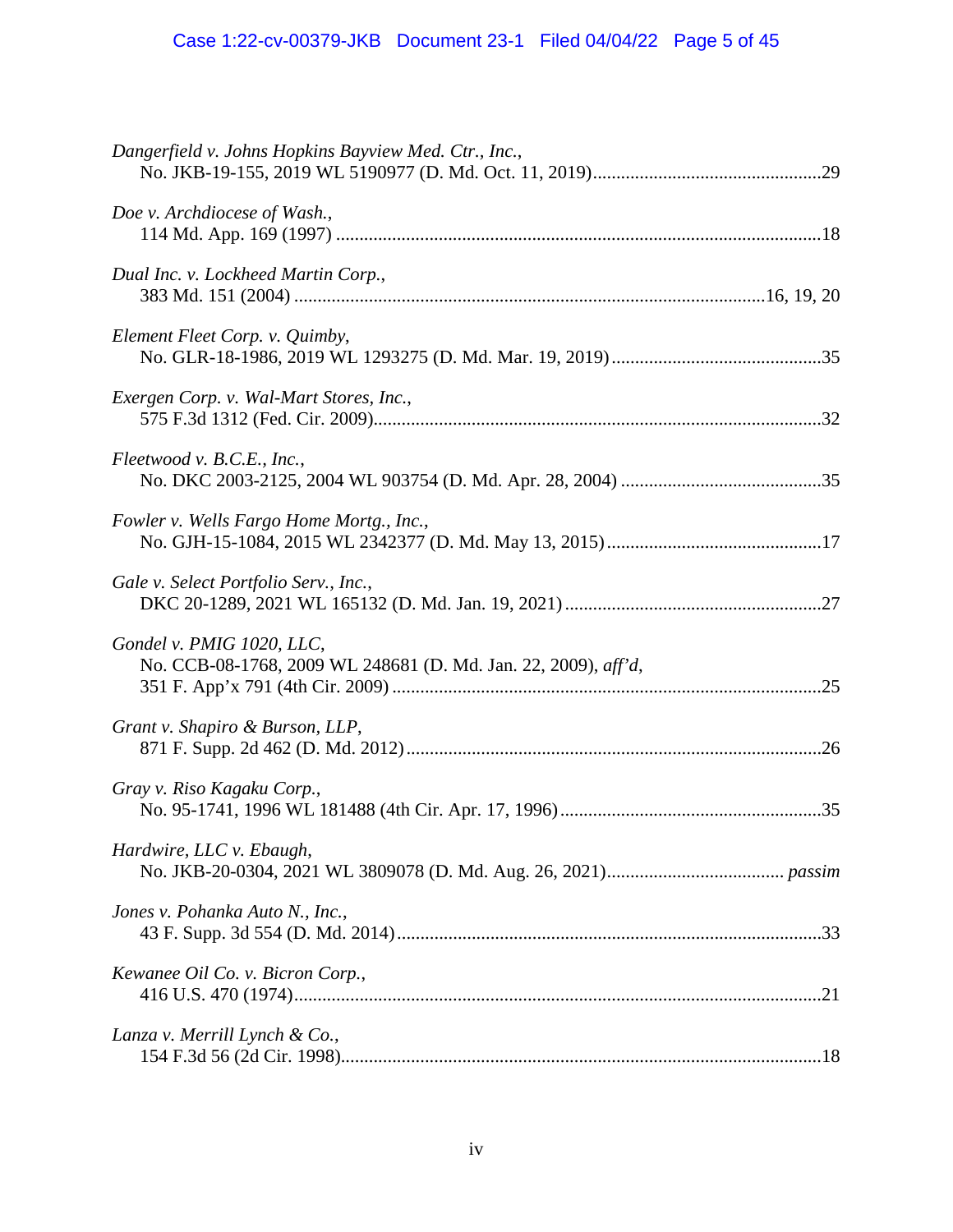*Dangerfield v. Johns Hopkins Bayview Med. Ctr., Inc.*,
No. JKB-19-155, 2019 WL 5190977 (D. Md. Oct. 11, 2019) ................................................ 29

*Doe v. Archdiocese of Wash.*,
114 Md. App. 169 (1997) ........................................................................................................ 18

*Dual Inc. v. Lockheed Martin Corp.*,
383 Md. 151 (2004) ..................................................................................................... 16, 19, 20

*Element Fleet Corp. v. Quimby*,
No. GLR-18-1986, 2019 WL 1293275 (D. Md. Mar. 19, 2019) ............................................ 35

*Exergen Corp. v. Wal-Mart Stores, Inc.*,
575 F.3d 1312 (Fed. Cir. 2009) ............................................................................................... 32

*Fleetwood v. B.C.E., Inc.*,
No. DKC 2003-2125, 2004 WL 903754 (D. Md. Apr. 28, 2004) .......................................... 35

*Fowler v. Wells Fargo Home Mortg., Inc.*,
No. GJH-15-1084, 2015 WL 2342377 (D. Md. May 13, 2015) ............................................. 17

*Gale v. Select Portfolio Serv., Inc.*,
DKC 20-1289, 2021 WL 165132 (D. Md. Jan. 19, 2021) ...................................................... 27

*Gondel v. PMIG 1020, LLC*,
No. CCB-08-1768, 2009 WL 248681 (D. Md. Jan. 22, 2009), *aff'd*,
351 F. App'x 791 (4th Cir. 2009) ........................................................................................... 25

*Grant v. Shapiro & Burson, LLP*,
871 F. Supp. 2d 462 (D. Md. 2012) ........................................................................................ 26

*Gray v. Riso Kagaku Corp.*,
No. 95-1741, 1996 WL 181488 (4th Cir. Apr. 17, 1996) ....................................................... 35

*Hardwire, LLC v. Ebaugh*,
No. JKB-20-0304, 2021 WL 3809078 (D. Md. Aug. 26, 2021) ..................................... *passim*

*Jones v. Pohanka Auto N., Inc.*,
43 F. Supp. 3d 554 (D. Md. 2014) .......................................................................................... 33

*Kewanee Oil Co. v. Bicron Corp.*,
416 U.S. 470 (1974) ................................................................................................................ 21

*Lanza v. Merrill Lynch & Co.*,
154 F.3d 56 (2d Cir. 1998) ...................................................................................................... 18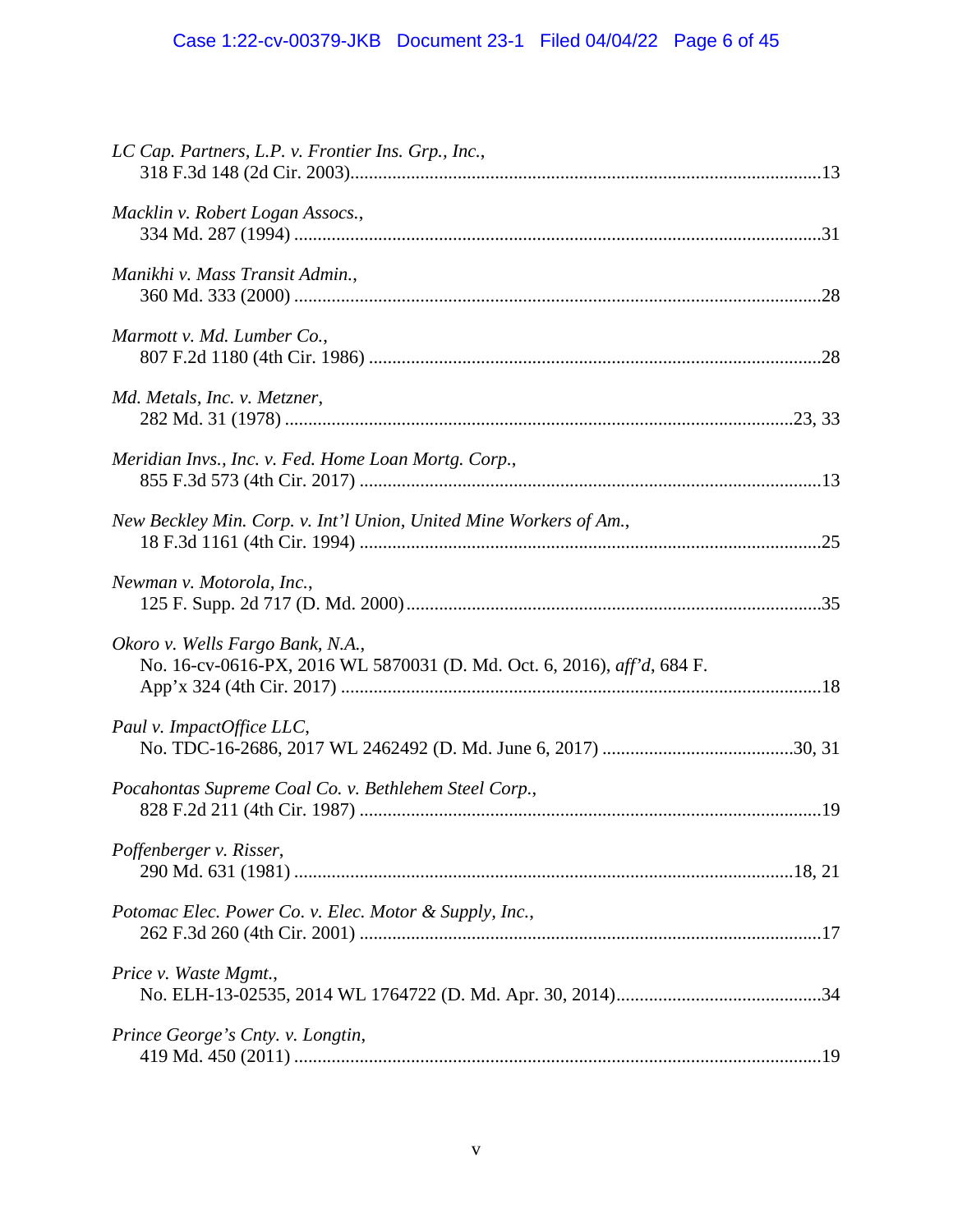*LC Cap. Partners, L.P. v. Frontier Ins. Grp., Inc.*,
318 F.3d 148 (2d Cir. 2003)....................................................................................................13

*Macklin v. Robert Logan Assocs.*,
334 Md. 287 (1994) ................................................................................................................31

*Manikhi v. Mass Transit Admin.*,
360 Md. 333 (2000) ................................................................................................................28

*Marmott v. Md. Lumber Co.*,
807 F.2d 1180 (4th Cir. 1986) ................................................................................................28

*Md. Metals, Inc. v. Metzner*,
282 Md. 31 (1978) .............................................................................................................23, 33

*Meridian Invs., Inc. v. Fed. Home Loan Mortg. Corp.*,
855 F.3d 573 (4th Cir. 2017) ..................................................................................................13

*New Beckley Min. Corp. v. Int'l Union, United Mine Workers of Am.*,
18 F.3d 1161 (4th Cir. 1994) ..................................................................................................25

*Newman v. Motorola, Inc.*,
125 F. Supp. 2d 717 (D. Md. 2000)........................................................................................35

*Okoro v. Wells Fargo Bank, N.A.*,
No. 16-cv-0616-PX, 2016 WL 5870031 (D. Md. Oct. 6, 2016), *aff'd*, 684 F. App'x 324 (4th Cir. 2017) ......................................................................................................18

*Paul v. ImpactOffice LLC*,
No. TDC-16-2686, 2017 WL 2462492 (D. Md. June 6, 2017) .........................................30, 31

*Pocahontas Supreme Coal Co. v. Bethlehem Steel Corp.*,
828 F.2d 211 (4th Cir. 1987) ..................................................................................................19

*Poffenberger v. Risser*,
290 Md. 631 (1981) ..........................................................................................................18, 21

*Potomac Elec. Power Co. v. Elec. Motor & Supply, Inc.*,
262 F.3d 260 (4th Cir. 2001) ..................................................................................................17

*Price v. Waste Mgmt.*,
No. ELH-13-02535, 2014 WL 1764722 (D. Md. Apr. 30, 2014)............................................34

*Prince George's Cnty. v. Longtin*,
419 Md. 450 (2011) ................................................................................................................19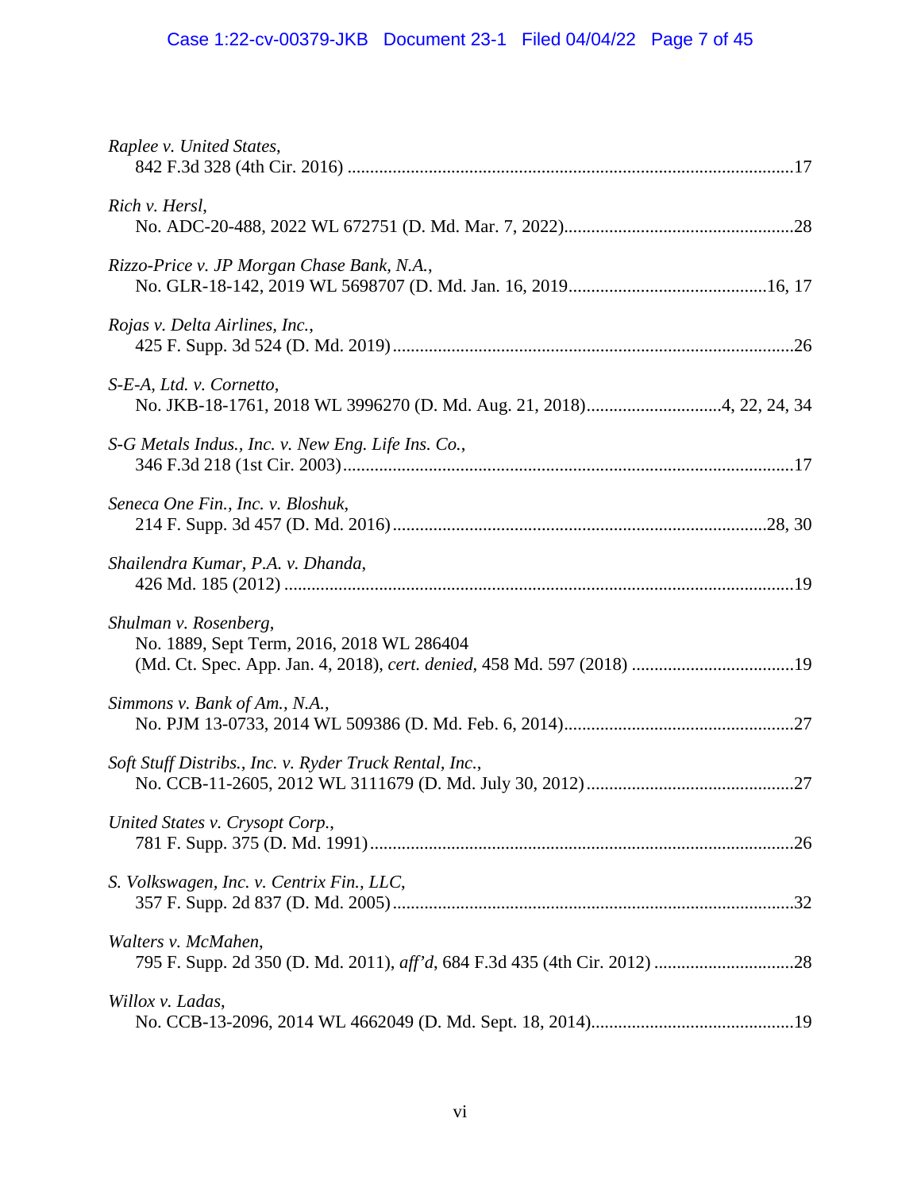*Raplee v. United States*,
842 F.3d 328 (4th Cir. 2016) ....................................................................................................17

*Rich v. Hersl*,
No. ADC-20-488, 2022 WL 672751 (D. Md. Mar. 7, 2022)....................................................28

*Rizzo-Price v. JP Morgan Chase Bank, N.A.*,
No. GLR-18-142, 2019 WL 5698707 (D. Md. Jan. 16, 2019.............................................16, 17

*Rojas v. Delta Airlines, Inc.*,
425 F. Supp. 3d 524 (D. Md. 2019)..........................................................................................26

*S-E-A, Ltd. v. Cornetto*,
No. JKB-18-1761, 2018 WL 3996270 (D. Md. Aug. 21, 2018)..............................4, 22, 24, 34

*S-G Metals Indus., Inc. v. New Eng. Life Ins. Co.*,
346 F.3d 218 (1st Cir. 2003).....................................................................................................17

*Seneca One Fin., Inc. v. Bloshuk*,
214 F. Supp. 3d 457 (D. Md. 2016)....................................................................................28, 30

*Shailendra Kumar, P.A. v. Dhanda*,
426 Md. 185 (2012) ..................................................................................................................19

*Shulman v. Rosenberg*,
No. 1889, Sept Term, 2016, 2018 WL 286404
(Md. Ct. Spec. App. Jan. 4, 2018), *cert. denied*, 458 Md. 597 (2018) ....................................19

*Simmons v. Bank of Am., N.A.*,
No. PJM 13-0733, 2014 WL 509386 (D. Md. Feb. 6, 2014)....................................................27

*Soft Stuff Distribs., Inc. v. Ryder Truck Rental, Inc.*,
No. CCB-11-2605, 2012 WL 3111679 (D. Md. July 30, 2012)..............................................27

*United States v. Crysopt Corp.*,
781 F. Supp. 375 (D. Md. 1991)..............................................................................................26

*S. Volkswagen, Inc. v. Centrix Fin., LLC*,
357 F. Supp. 2d 837 (D. Md. 2005)..........................................................................................32

*Walters v. McMahen*,
795 F. Supp. 2d 350 (D. Md. 2011), *aff'd*, 684 F.3d 435 (4th Cir. 2012) ...............................28

*Willox v. Ladas*,
No. CCB-13-2096, 2014 WL 4662049 (D. Md. Sept. 18, 2014)..............................................19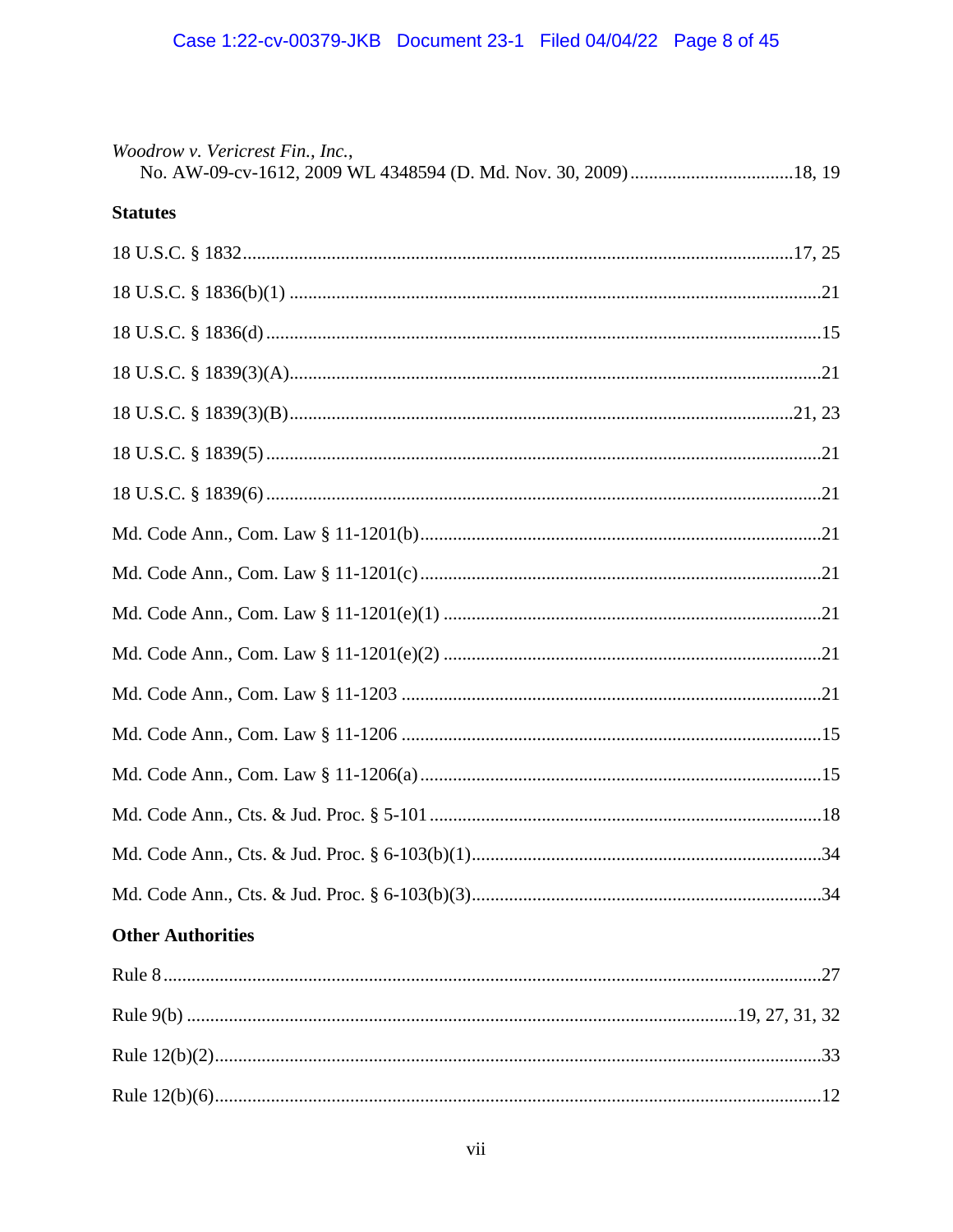*Woodrow v. Vericrest Fin., Inc.*,
No. AW-09-cv-1612, 2009 WL 4348594 (D. Md. Nov. 30, 2009) ....................................18, 19

**Statutes**

18 U.S.C. § 1832.....................................................................................................................17, 25

18 U.S.C. § 1836(b)(1) .................................................................................................................21

18 U.S.C. § 1836(d) .....................................................................................................................15

18 U.S.C. § 1839(3)(A).................................................................................................................21

18 U.S.C. § 1839(3)(B)...........................................................................................................21, 23

18 U.S.C. § 1839(5) ......................................................................................................................21

18 U.S.C. § 1839(6) ......................................................................................................................21

Md. Code Ann., Com. Law § 11-1201(b).....................................................................................21

Md. Code Ann., Com. Law § 11-1201(c).....................................................................................21

Md. Code Ann., Com. Law § 11-1201(e)(1) ................................................................................21

Md. Code Ann., Com. Law § 11-1201(e)(2) ................................................................................21

Md. Code Ann., Com. Law § 11-1203 .........................................................................................21

Md. Code Ann., Com. Law § 11-1206 .........................................................................................15

Md. Code Ann., Com. Law § 11-1206(a).....................................................................................15

Md. Code Ann., Cts. & Jud. Proc. § 5-101 ...................................................................................18

Md. Code Ann., Cts. & Jud. Proc. § 6-103(b)(1)..........................................................................34

Md. Code Ann., Cts. & Jud. Proc. § 6-103(b)(3)..........................................................................34

**Other Authorities**

Rule 8 ...........................................................................................................................................27

Rule 9(b) .....................................................................................................................19, 27, 31, 32

Rule 12(b)(2)................................................................................................................................33

Rule 12(b)(6)................................................................................................................................12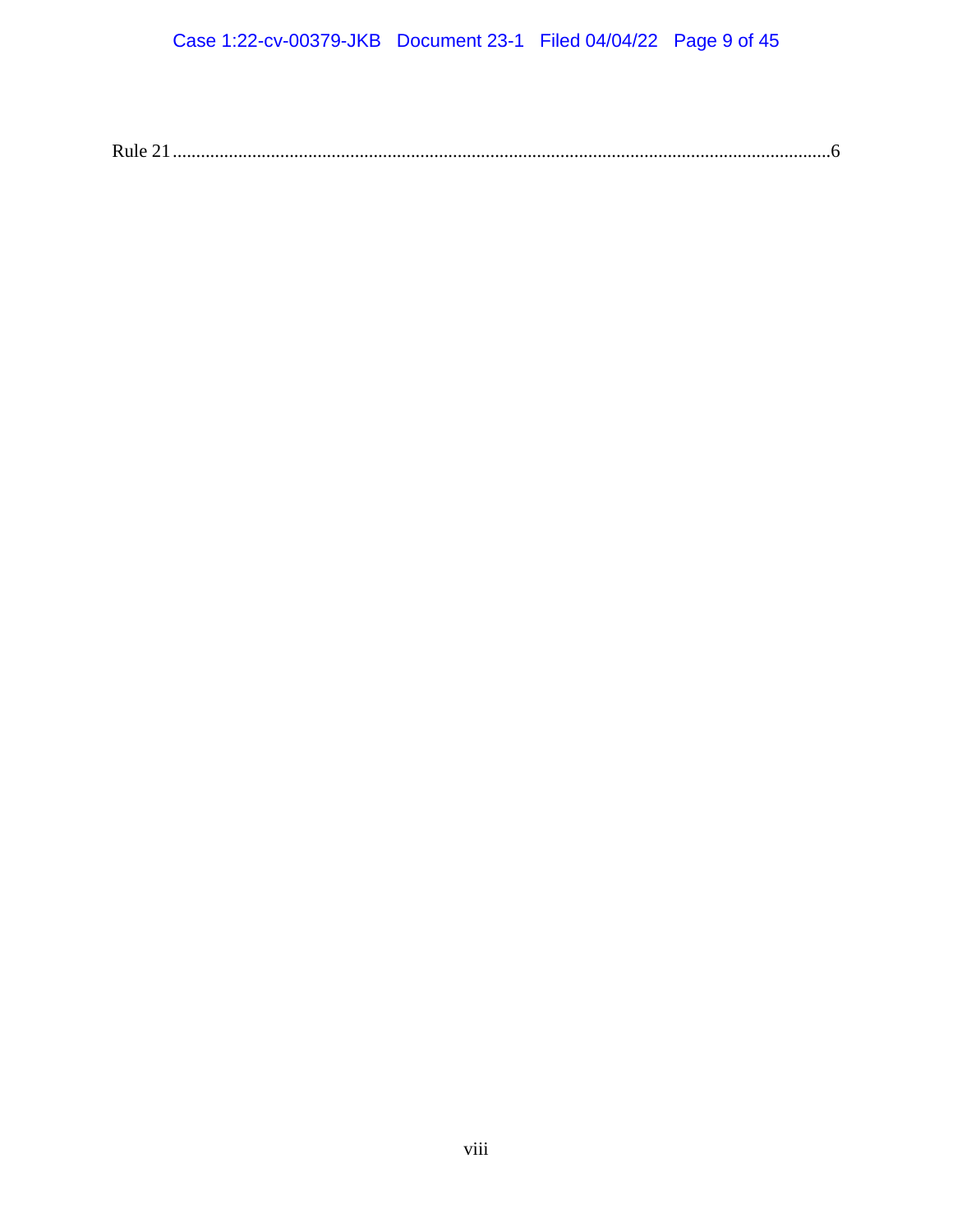Rule 21 ........................................................................................................................................6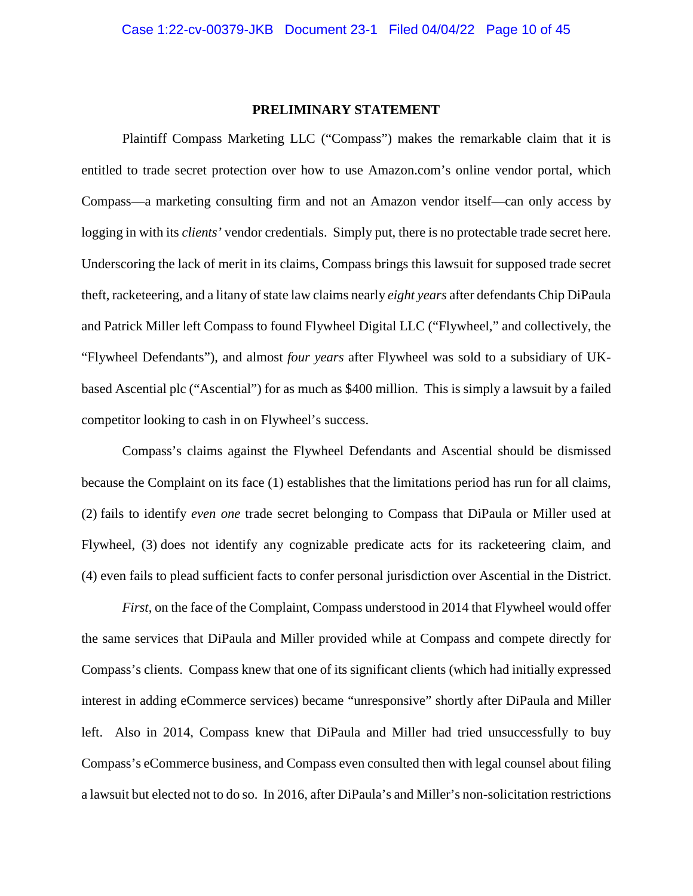## PRELIMINARY STATEMENT

Plaintiff Compass Marketing LLC ("Compass") makes the remarkable claim that it is entitled to trade secret protection over how to use Amazon.com's online vendor portal, which Compass—a marketing consulting firm and not an Amazon vendor itself—can only access by logging in with its *clients'* vendor credentials. Simply put, there is no protectable trade secret here. Underscoring the lack of merit in its claims, Compass brings this lawsuit for supposed trade secret theft, racketeering, and a litany of state law claims nearly *eight years* after defendants Chip DiPaula and Patrick Miller left Compass to found Flywheel Digital LLC ("Flywheel," and collectively, the "Flywheel Defendants"), and almost *four years* after Flywheel was sold to a subsidiary of UK-based Ascential plc ("Ascential") for as much as $400 million. This is simply a lawsuit by a failed competitor looking to cash in on Flywheel's success.

Compass's claims against the Flywheel Defendants and Ascential should be dismissed because the Complaint on its face (1) establishes that the limitations period has run for all claims, (2) fails to identify *even one* trade secret belonging to Compass that DiPaula or Miller used at Flywheel, (3) does not identify any cognizable predicate acts for its racketeering claim, and (4) even fails to plead sufficient facts to confer personal jurisdiction over Ascential in the District.

*First*, on the face of the Complaint, Compass understood in 2014 that Flywheel would offer the same services that DiPaula and Miller provided while at Compass and compete directly for Compass's clients. Compass knew that one of its significant clients (which had initially expressed interest in adding eCommerce services) became "unresponsive" shortly after DiPaula and Miller left. Also in 2014, Compass knew that DiPaula and Miller had tried unsuccessfully to buy Compass's eCommerce business, and Compass even consulted then with legal counsel about filing a lawsuit but elected not to do so. In 2016, after DiPaula's and Miller's non-solicitation restrictions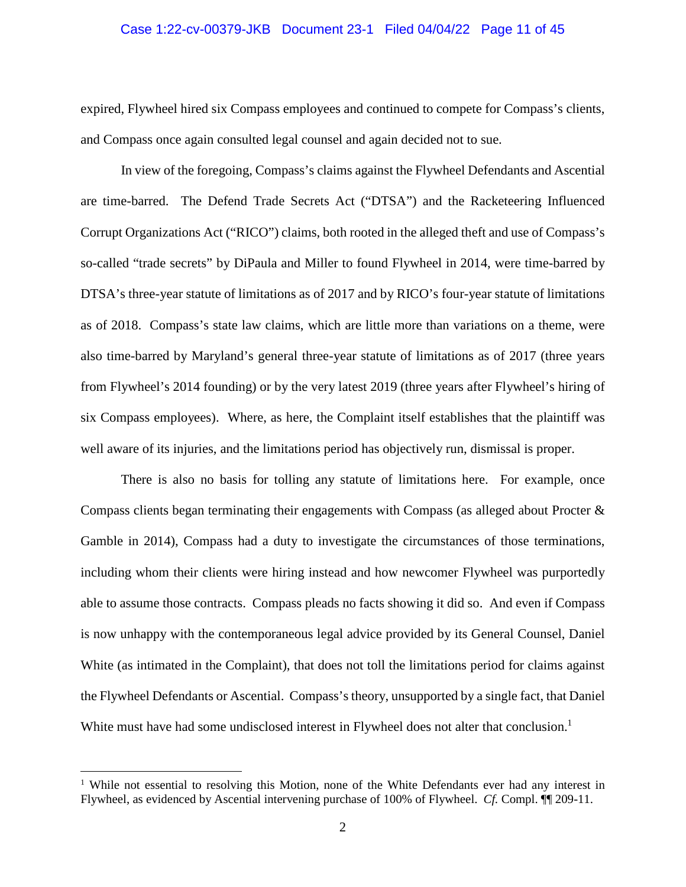expired, Flywheel hired six Compass employees and continued to compete for Compass's clients, and Compass once again consulted legal counsel and again decided not to sue.

In view of the foregoing, Compass's claims against the Flywheel Defendants and Ascential are time-barred. The Defend Trade Secrets Act ("DTSA") and the Racketeering Influenced Corrupt Organizations Act ("RICO") claims, both rooted in the alleged theft and use of Compass's so-called "trade secrets" by DiPaula and Miller to found Flywheel in 2014, were time-barred by DTSA's three-year statute of limitations as of 2017 and by RICO's four-year statute of limitations as of 2018. Compass's state law claims, which are little more than variations on a theme, were also time-barred by Maryland's general three-year statute of limitations as of 2017 (three years from Flywheel's 2014 founding) or by the very latest 2019 (three years after Flywheel's hiring of six Compass employees). Where, as here, the Complaint itself establishes that the plaintiff was well aware of its injuries, and the limitations period has objectively run, dismissal is proper.

There is also no basis for tolling any statute of limitations here. For example, once Compass clients began terminating their engagements with Compass (as alleged about Procter & Gamble in 2014), Compass had a duty to investigate the circumstances of those terminations, including whom their clients were hiring instead and how newcomer Flywheel was purportedly able to assume those contracts. Compass pleads no facts showing it did so. And even if Compass is now unhappy with the contemporaneous legal advice provided by its General Counsel, Daniel White (as intimated in the Complaint), that does not toll the limitations period for claims against the Flywheel Defendants or Ascential. Compass's theory, unsupported by a single fact, that Daniel White must have had some undisclosed interest in Flywheel does not alter that conclusion.[1]

---

[1] While not essential to resolving this Motion, none of the White Defendants ever had any interest in Flywheel, as evidenced by Ascential intervening purchase of 100% of Flywheel. *Cf.* Compl. ¶¶ 209-11.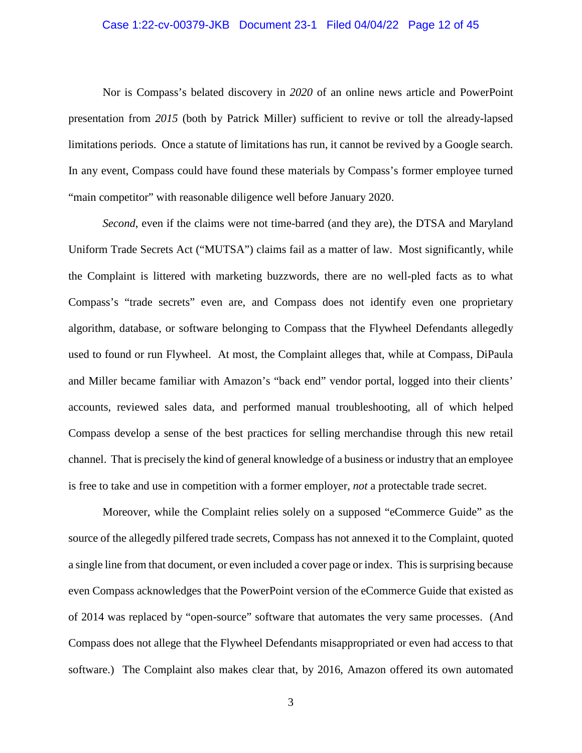Nor is Compass's belated discovery in *2020* of an online news article and PowerPoint presentation from *2015* (both by Patrick Miller) sufficient to revive or toll the already-lapsed limitations periods. Once a statute of limitations has run, it cannot be revived by a Google search. In any event, Compass could have found these materials by Compass's former employee turned "main competitor" with reasonable diligence well before January 2020.

*Second*, even if the claims were not time-barred (and they are), the DTSA and Maryland Uniform Trade Secrets Act ("MUTSA") claims fail as a matter of law. Most significantly, while the Complaint is littered with marketing buzzwords, there are no well-pled facts as to what Compass's "trade secrets" even are, and Compass does not identify even one proprietary algorithm, database, or software belonging to Compass that the Flywheel Defendants allegedly used to found or run Flywheel. At most, the Complaint alleges that, while at Compass, DiPaula and Miller became familiar with Amazon's "back end" vendor portal, logged into their clients' accounts, reviewed sales data, and performed manual troubleshooting, all of which helped Compass develop a sense of the best practices for selling merchandise through this new retail channel. That is precisely the kind of general knowledge of a business or industry that an employee is free to take and use in competition with a former employer, *not* a protectable trade secret.

Moreover, while the Complaint relies solely on a supposed "eCommerce Guide" as the source of the allegedly pilfered trade secrets, Compass has not annexed it to the Complaint, quoted a single line from that document, or even included a cover page or index. This is surprising because even Compass acknowledges that the PowerPoint version of the eCommerce Guide that existed as of 2014 was replaced by "open-source" software that automates the very same processes. (And Compass does not allege that the Flywheel Defendants misappropriated or even had access to that software.) The Complaint also makes clear that, by 2016, Amazon offered its own automated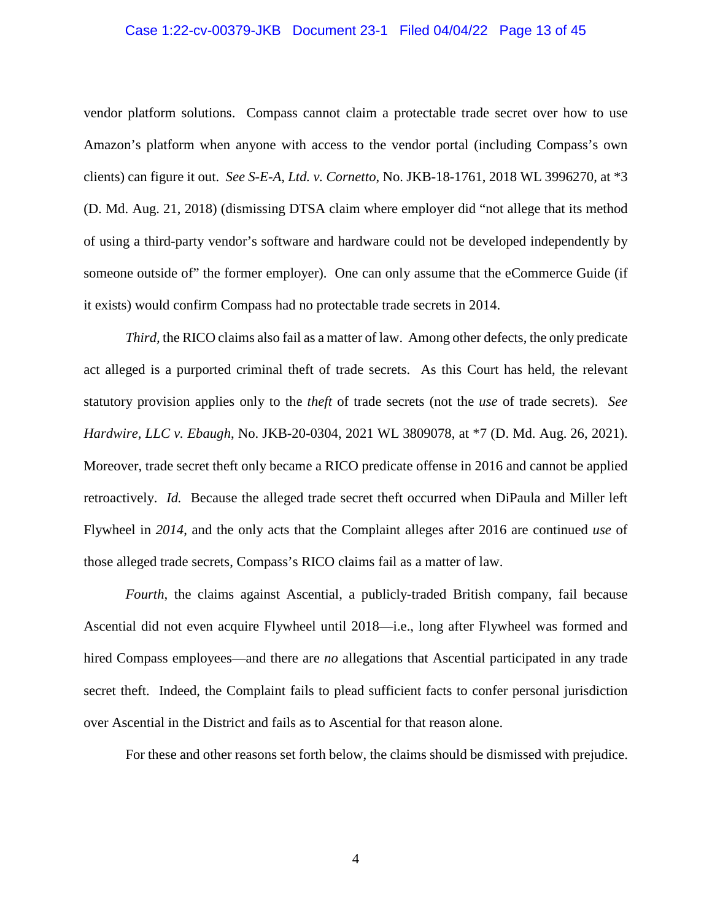vendor platform solutions. Compass cannot claim a protectable trade secret over how to use Amazon's platform when anyone with access to the vendor portal (including Compass's own clients) can figure it out. *See S-E-A, Ltd. v. Cornetto*, No. JKB-18-1761, 2018 WL 3996270, at *3 (D. Md. Aug. 21, 2018) (dismissing DTSA claim where employer did "not allege that its method of using a third-party vendor's software and hardware could not be developed independently by someone outside of" the former employer). One can only assume that the eCommerce Guide (if it exists) would confirm Compass had no protectable trade secrets in 2014.

*Third*, the RICO claims also fail as a matter of law. Among other defects, the only predicate act alleged is a purported criminal theft of trade secrets. As this Court has held, the relevant statutory provision applies only to the *theft* of trade secrets (not the *use* of trade secrets). *See Hardwire, LLC v. Ebaugh*, No. JKB-20-0304, 2021 WL 3809078, at *7 (D. Md. Aug. 26, 2021). Moreover, trade secret theft only became a RICO predicate offense in 2016 and cannot be applied retroactively. *Id.* Because the alleged trade secret theft occurred when DiPaula and Miller left Flywheel in *2014*, and the only acts that the Complaint alleges after 2016 are continued *use* of those alleged trade secrets, Compass's RICO claims fail as a matter of law.

*Fourth*, the claims against Ascential, a publicly-traded British company, fail because Ascential did not even acquire Flywheel until 2018—i.e., long after Flywheel was formed and hired Compass employees—and there are *no* allegations that Ascential participated in any trade secret theft. Indeed, the Complaint fails to plead sufficient facts to confer personal jurisdiction over Ascential in the District and fails as to Ascential for that reason alone.

For these and other reasons set forth below, the claims should be dismissed with prejudice.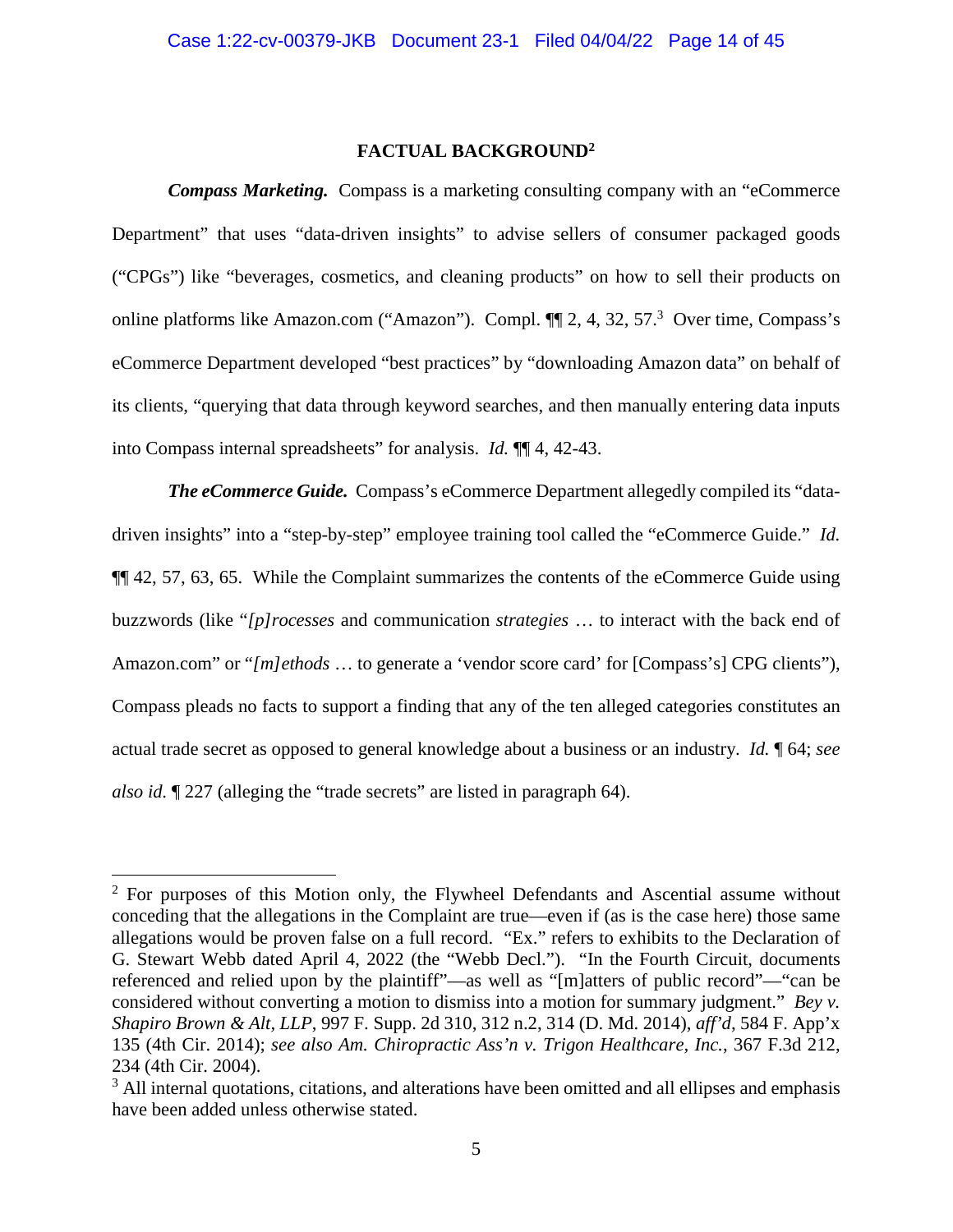## FACTUAL BACKGROUND[2]

***Compass Marketing.*** Compass is a marketing consulting company with an "eCommerce Department" that uses "data-driven insights" to advise sellers of consumer packaged goods ("CPGs") like "beverages, cosmetics, and cleaning products" on how to sell their products on online platforms like Amazon.com ("Amazon"). Compl. ¶¶ 2, 4, 32, 57.[3] Over time, Compass's eCommerce Department developed "best practices" by "downloading Amazon data" on behalf of its clients, "querying that data through keyword searches, and then manually entering data inputs into Compass internal spreadsheets" for analysis. *Id.* ¶¶ 4, 42-43.

***The eCommerce Guide.*** Compass's eCommerce Department allegedly compiled its "data-driven insights" into a "step-by-step" employee training tool called the "eCommerce Guide." *Id.* ¶¶ 42, 57, 63, 65. While the Complaint summarizes the contents of the eCommerce Guide using buzzwords (like "*[p]rocesses* and communication *strategies* … to interact with the back end of Amazon.com" or "*[m]ethods* … to generate a 'vendor score card' for [Compass's] CPG clients"), Compass pleads no facts to support a finding that any of the ten alleged categories constitutes an actual trade secret as opposed to general knowledge about a business or an industry. *Id.* ¶ 64; *see also id.* ¶ 227 (alleging the "trade secrets" are listed in paragraph 64).

---

[2] For purposes of this Motion only, the Flywheel Defendants and Ascential assume without conceding that the allegations in the Complaint are true—even if (as is the case here) those same allegations would be proven false on a full record. "Ex." refers to exhibits to the Declaration of G. Stewart Webb dated April 4, 2022 (the "Webb Decl."). "In the Fourth Circuit, documents referenced and relied upon by the plaintiff"—as well as "[m]atters of public record"—"can be considered without converting a motion to dismiss into a motion for summary judgment." *Bey v. Shapiro Brown & Alt, LLP*, 997 F. Supp. 2d 310, 312 n.2, 314 (D. Md. 2014), *aff'd*, 584 F. App'x 135 (4th Cir. 2014); *see also Am. Chiropractic Ass'n v. Trigon Healthcare, Inc.*, 367 F.3d 212, 234 (4th Cir. 2004).

[3] All internal quotations, citations, and alterations have been omitted and all ellipses and emphasis have been added unless otherwise stated.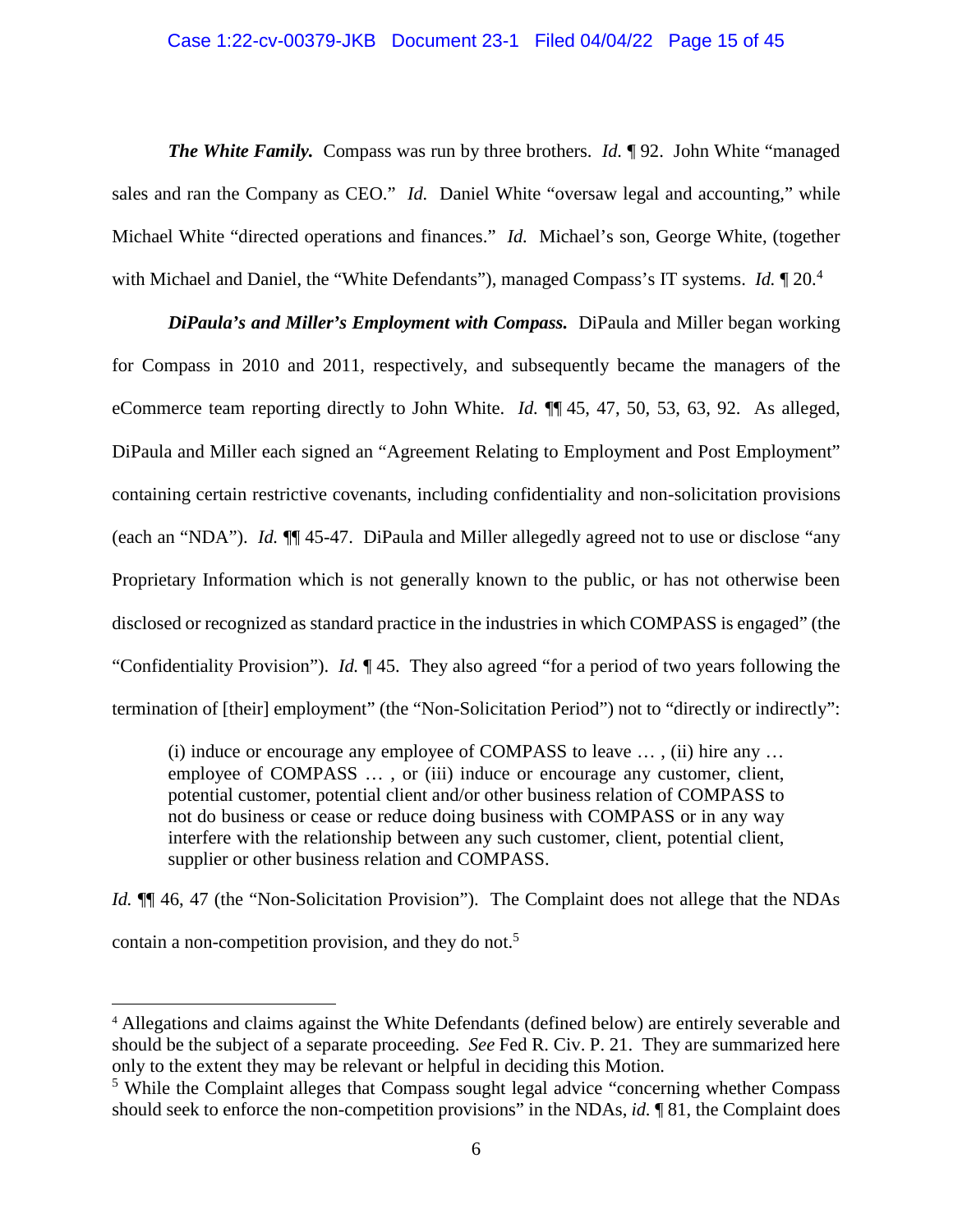***The White Family.*** Compass was run by three brothers. *Id.* ¶ 92. John White "managed sales and ran the Company as CEO." *Id.* Daniel White "oversaw legal and accounting," while Michael White "directed operations and finances." *Id.* Michael's son, George White, (together with Michael and Daniel, the "White Defendants"), managed Compass's IT systems. *Id.* ¶ 20.[4]

***DiPaula's and Miller's Employment with Compass.*** DiPaula and Miller began working for Compass in 2010 and 2011, respectively, and subsequently became the managers of the eCommerce team reporting directly to John White. *Id.* ¶¶ 45, 47, 50, 53, 63, 92. As alleged, DiPaula and Miller each signed an "Agreement Relating to Employment and Post Employment" containing certain restrictive covenants, including confidentiality and non-solicitation provisions (each an "NDA"). *Id.* ¶¶ 45-47. DiPaula and Miller allegedly agreed not to use or disclose "any Proprietary Information which is not generally known to the public, or has not otherwise been disclosed or recognized as standard practice in the industries in which COMPASS is engaged" (the "Confidentiality Provision"). *Id.* ¶ 45. They also agreed "for a period of two years following the termination of [their] employment" (the "Non-Solicitation Period") not to "directly or indirectly":

> (i) induce or encourage any employee of COMPASS to leave … , (ii) hire any … employee of COMPASS … , or (iii) induce or encourage any customer, client, potential customer, potential client and/or other business relation of COMPASS to not do business or cease or reduce doing business with COMPASS or in any way interfere with the relationship between any such customer, client, potential client, supplier or other business relation and COMPASS.

*Id.* ¶¶ 46, 47 (the "Non-Solicitation Provision"). The Complaint does not allege that the NDAs contain a non-competition provision, and they do not.[5]

---

[4] Allegations and claims against the White Defendants (defined below) are entirely severable and should be the subject of a separate proceeding. *See* Fed R. Civ. P. 21. They are summarized here only to the extent they may be relevant or helpful in deciding this Motion.

[5] While the Complaint alleges that Compass sought legal advice "concerning whether Compass should seek to enforce the non-competition provisions" in the NDAs, *id.* ¶ 81, the Complaint does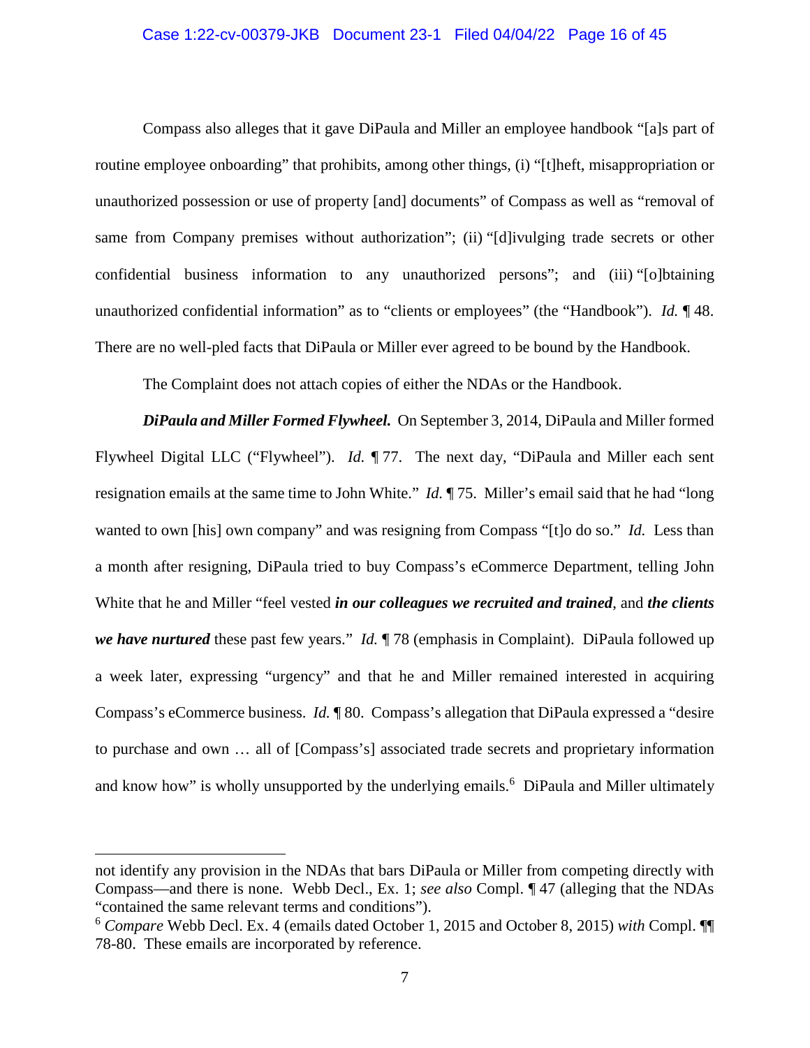Compass also alleges that it gave DiPaula and Miller an employee handbook "[a]s part of routine employee onboarding" that prohibits, among other things, (i) "[t]heft, misappropriation or unauthorized possession or use of property [and] documents" of Compass as well as "removal of same from Company premises without authorization"; (ii) "[d]ivulging trade secrets or other confidential business information to any unauthorized persons"; and (iii) "[o]btaining unauthorized confidential information" as to "clients or employees" (the "Handbook"). *Id.* ¶ 48. There are no well-pled facts that DiPaula or Miller ever agreed to be bound by the Handbook.

The Complaint does not attach copies of either the NDAs or the Handbook.

***DiPaula and Miller Formed Flywheel.*** On September 3, 2014, DiPaula and Miller formed Flywheel Digital LLC ("Flywheel"). *Id.* ¶ 77. The next day, "DiPaula and Miller each sent resignation emails at the same time to John White." *Id.* ¶ 75. Miller's email said that he had "long wanted to own [his] own company" and was resigning from Compass "[t]o do so." *Id.* Less than a month after resigning, DiPaula tried to buy Compass's eCommerce Department, telling John White that he and Miller "feel vested ***in our colleagues we recruited and trained***, and ***the clients we have nurtured*** these past few years." *Id.* ¶ 78 (emphasis in Complaint). DiPaula followed up a week later, expressing "urgency" and that he and Miller remained interested in acquiring Compass's eCommerce business. *Id.* ¶ 80. Compass's allegation that DiPaula expressed a "desire to purchase and own … all of [Compass's] associated trade secrets and proprietary information and know how" is wholly unsupported by the underlying emails.[6] DiPaula and Miller ultimately

---

not identify any provision in the NDAs that bars DiPaula or Miller from competing directly with Compass—and there is none. Webb Decl., Ex. 1; *see also* Compl. ¶ 47 (alleging that the NDAs "contained the same relevant terms and conditions").

[6] *Compare* Webb Decl. Ex. 4 (emails dated October 1, 2015 and October 8, 2015) *with* Compl. ¶¶ 78-80. These emails are incorporated by reference.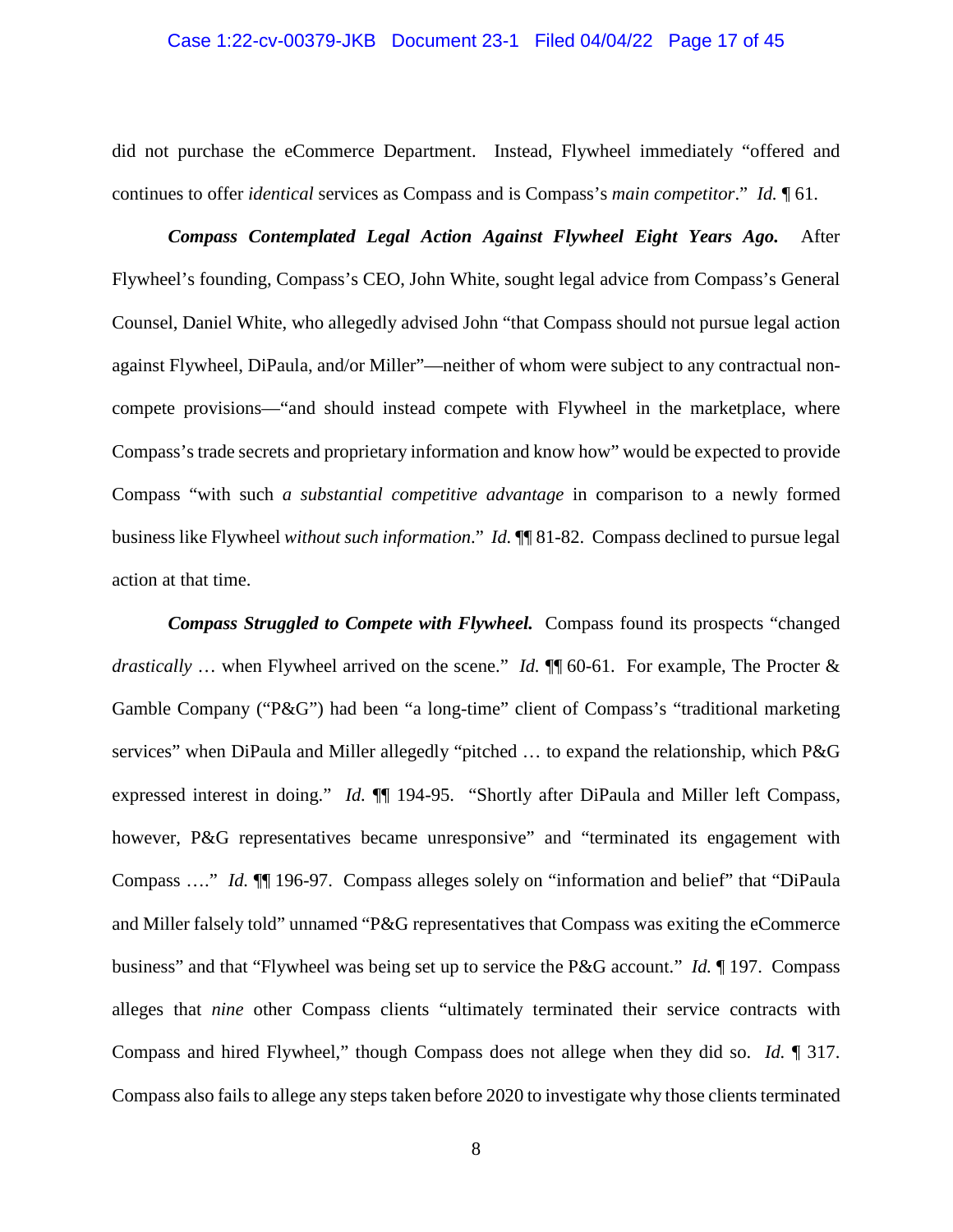did not purchase the eCommerce Department. Instead, Flywheel immediately "offered and continues to offer *identical* services as Compass and is Compass's *main competitor*." *Id.* ¶ 61.

***Compass Contemplated Legal Action Against Flywheel Eight Years Ago.*** After Flywheel's founding, Compass's CEO, John White, sought legal advice from Compass's General Counsel, Daniel White, who allegedly advised John "that Compass should not pursue legal action against Flywheel, DiPaula, and/or Miller"—neither of whom were subject to any contractual non-compete provisions—"and should instead compete with Flywheel in the marketplace, where Compass's trade secrets and proprietary information and know how" would be expected to provide Compass "with such *a substantial competitive advantage* in comparison to a newly formed business like Flywheel *without such information*." *Id.* ¶¶ 81-82. Compass declined to pursue legal action at that time.

***Compass Struggled to Compete with Flywheel.*** Compass found its prospects "changed *drastically* … when Flywheel arrived on the scene." *Id.* ¶¶ 60-61. For example, The Procter & Gamble Company ("P&G") had been "a long-time" client of Compass's "traditional marketing services" when DiPaula and Miller allegedly "pitched … to expand the relationship, which P&G expressed interest in doing." *Id.* ¶¶ 194-95. "Shortly after DiPaula and Miller left Compass, however, P&G representatives became unresponsive" and "terminated its engagement with Compass …." *Id.* ¶¶ 196-97. Compass alleges solely on "information and belief" that "DiPaula and Miller falsely told" unnamed "P&G representatives that Compass was exiting the eCommerce business" and that "Flywheel was being set up to service the P&G account." *Id.* ¶ 197. Compass alleges that *nine* other Compass clients "ultimately terminated their service contracts with Compass and hired Flywheel," though Compass does not allege when they did so. *Id.* ¶ 317. Compass also fails to allege any steps taken before 2020 to investigate why those clients terminated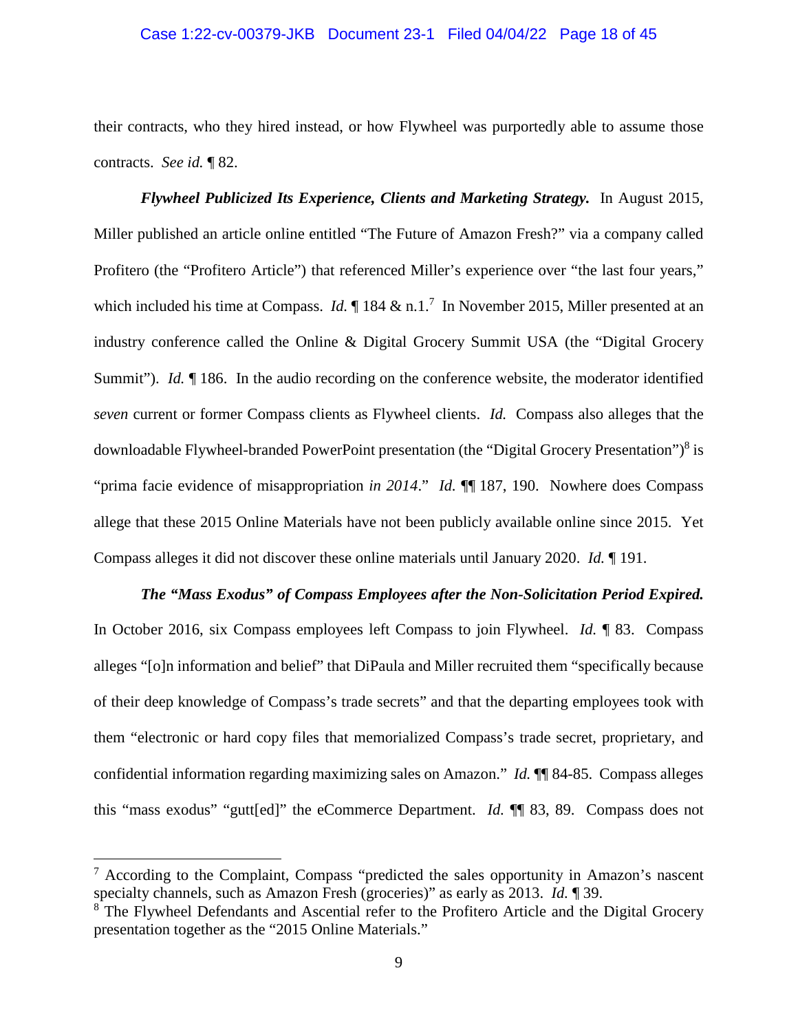their contracts, who they hired instead, or how Flywheel was purportedly able to assume those contracts. *See id.* ¶ 82.

***Flywheel Publicized Its Experience, Clients and Marketing Strategy.*** In August 2015, Miller published an article online entitled "The Future of Amazon Fresh?" via a company called Profitero (the "Profitero Article") that referenced Miller's experience over "the last four years," which included his time at Compass. *Id.* ¶ 184 & n.1.[7] In November 2015, Miller presented at an industry conference called the Online & Digital Grocery Summit USA (the "Digital Grocery Summit"). *Id.* ¶ 186. In the audio recording on the conference website, the moderator identified *seven* current or former Compass clients as Flywheel clients. *Id.* Compass also alleges that the downloadable Flywheel-branded PowerPoint presentation (the "Digital Grocery Presentation")[8] is "prima facie evidence of misappropriation *in 2014*." *Id.* ¶¶ 187, 190. Nowhere does Compass allege that these 2015 Online Materials have not been publicly available online since 2015. Yet Compass alleges it did not discover these online materials until January 2020. *Id.* ¶ 191.

***The "Mass Exodus" of Compass Employees after the Non-Solicitation Period Expired.*** In October 2016, six Compass employees left Compass to join Flywheel. *Id.* ¶ 83. Compass alleges "[o]n information and belief" that DiPaula and Miller recruited them "specifically because of their deep knowledge of Compass's trade secrets" and that the departing employees took with them "electronic or hard copy files that memorialized Compass's trade secret, proprietary, and confidential information regarding maximizing sales on Amazon." *Id.* ¶¶ 84-85. Compass alleges this "mass exodus" "gutt[ed]" the eCommerce Department. *Id.* ¶¶ 83, 89. Compass does not

---

[7] According to the Complaint, Compass "predicted the sales opportunity in Amazon's nascent specialty channels, such as Amazon Fresh (groceries)" as early as 2013. *Id.* ¶ 39.

[8] The Flywheel Defendants and Ascential refer to the Profitero Article and the Digital Grocery presentation together as the "2015 Online Materials."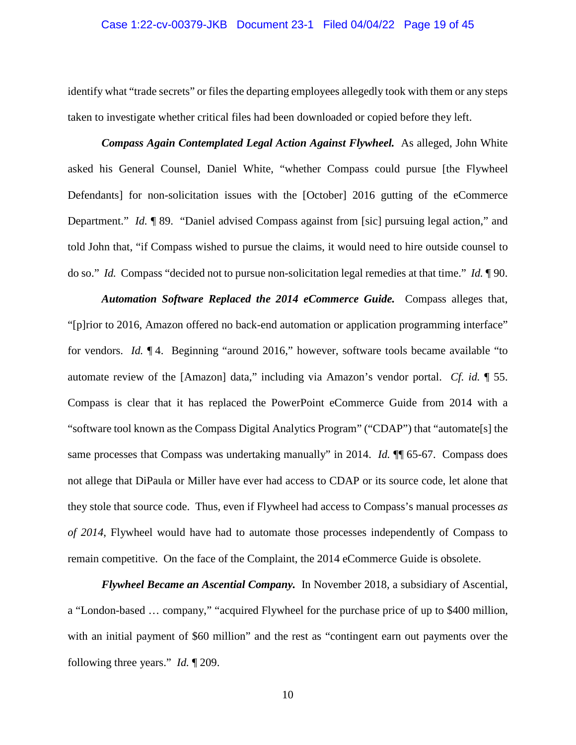identify what "trade secrets" or files the departing employees allegedly took with them or any steps taken to investigate whether critical files had been downloaded or copied before they left.

***Compass Again Contemplated Legal Action Against Flywheel.*** As alleged, John White asked his General Counsel, Daniel White, "whether Compass could pursue [the Flywheel Defendants] for non-solicitation issues with the [October] 2016 gutting of the eCommerce Department." *Id.* ¶ 89. "Daniel advised Compass against from [sic] pursuing legal action," and told John that, "if Compass wished to pursue the claims, it would need to hire outside counsel to do so." *Id.* Compass "decided not to pursue non-solicitation legal remedies at that time." *Id.* ¶ 90.

***Automation Software Replaced the 2014 eCommerce Guide.*** Compass alleges that, "[p]rior to 2016, Amazon offered no back-end automation or application programming interface" for vendors. *Id.* ¶ 4. Beginning "around 2016," however, software tools became available "to automate review of the [Amazon] data," including via Amazon's vendor portal. *Cf. id.* ¶ 55. Compass is clear that it has replaced the PowerPoint eCommerce Guide from 2014 with a "software tool known as the Compass Digital Analytics Program" ("CDAP") that "automate[s] the same processes that Compass was undertaking manually" in 2014. *Id.* ¶¶ 65-67. Compass does not allege that DiPaula or Miller have ever had access to CDAP or its source code, let alone that they stole that source code. Thus, even if Flywheel had access to Compass's manual processes *as of 2014*, Flywheel would have had to automate those processes independently of Compass to remain competitive. On the face of the Complaint, the 2014 eCommerce Guide is obsolete.

***Flywheel Became an Ascential Company.*** In November 2018, a subsidiary of Ascential, a "London-based … company," "acquired Flywheel for the purchase price of up to $400 million, with an initial payment of $60 million" and the rest as "contingent earn out payments over the following three years." *Id.* ¶ 209.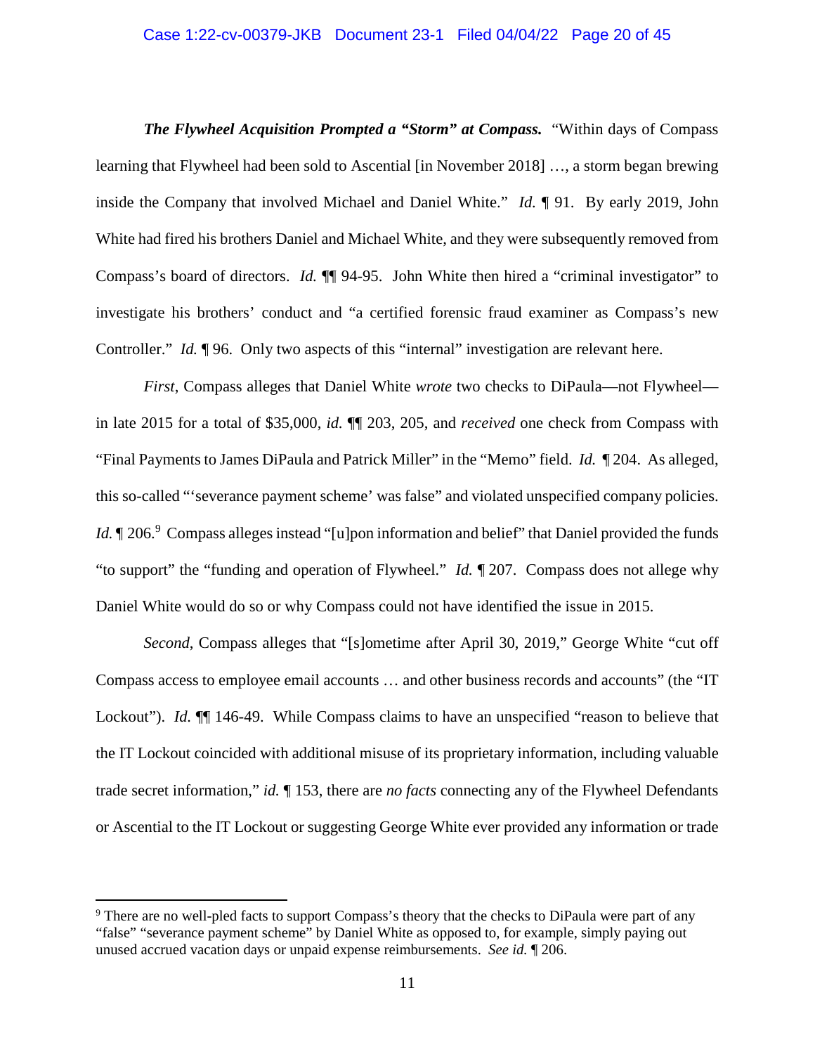***The Flywheel Acquisition Prompted a "Storm" at Compass.*** "Within days of Compass learning that Flywheel had been sold to Ascential [in November 2018] …, a storm began brewing inside the Company that involved Michael and Daniel White." *Id.* ¶ 91. By early 2019, John White had fired his brothers Daniel and Michael White, and they were subsequently removed from Compass's board of directors. *Id.* ¶¶ 94-95. John White then hired a "criminal investigator" to investigate his brothers' conduct and "a certified forensic fraud examiner as Compass's new Controller." *Id.* ¶ 96. Only two aspects of this "internal" investigation are relevant here.

*First*, Compass alleges that Daniel White *wrote* two checks to DiPaula—not Flywheel—in late 2015 for a total of $35,000, *id.* ¶¶ 203, 205, and *received* one check from Compass with "Final Payments to James DiPaula and Patrick Miller" in the "Memo" field. *Id.* ¶ 204. As alleged, this so-called "'severance payment scheme' was false" and violated unspecified company policies. *Id.* ¶ 206.[9] Compass alleges instead "[u]pon information and belief" that Daniel provided the funds "to support" the "funding and operation of Flywheel." *Id.* ¶ 207. Compass does not allege why Daniel White would do so or why Compass could not have identified the issue in 2015.

*Second*, Compass alleges that "[s]ometime after April 30, 2019," George White "cut off Compass access to employee email accounts … and other business records and accounts" (the "IT Lockout"). *Id.* ¶¶ 146-49. While Compass claims to have an unspecified "reason to believe that the IT Lockout coincided with additional misuse of its proprietary information, including valuable trade secret information," *id.* ¶ 153, there are *no facts* connecting any of the Flywheel Defendants or Ascential to the IT Lockout or suggesting George White ever provided any information or trade

---

[9] There are no well-pled facts to support Compass's theory that the checks to DiPaula were part of any "false" "severance payment scheme" by Daniel White as opposed to, for example, simply paying out unused accrued vacation days or unpaid expense reimbursements. *See id.* ¶ 206.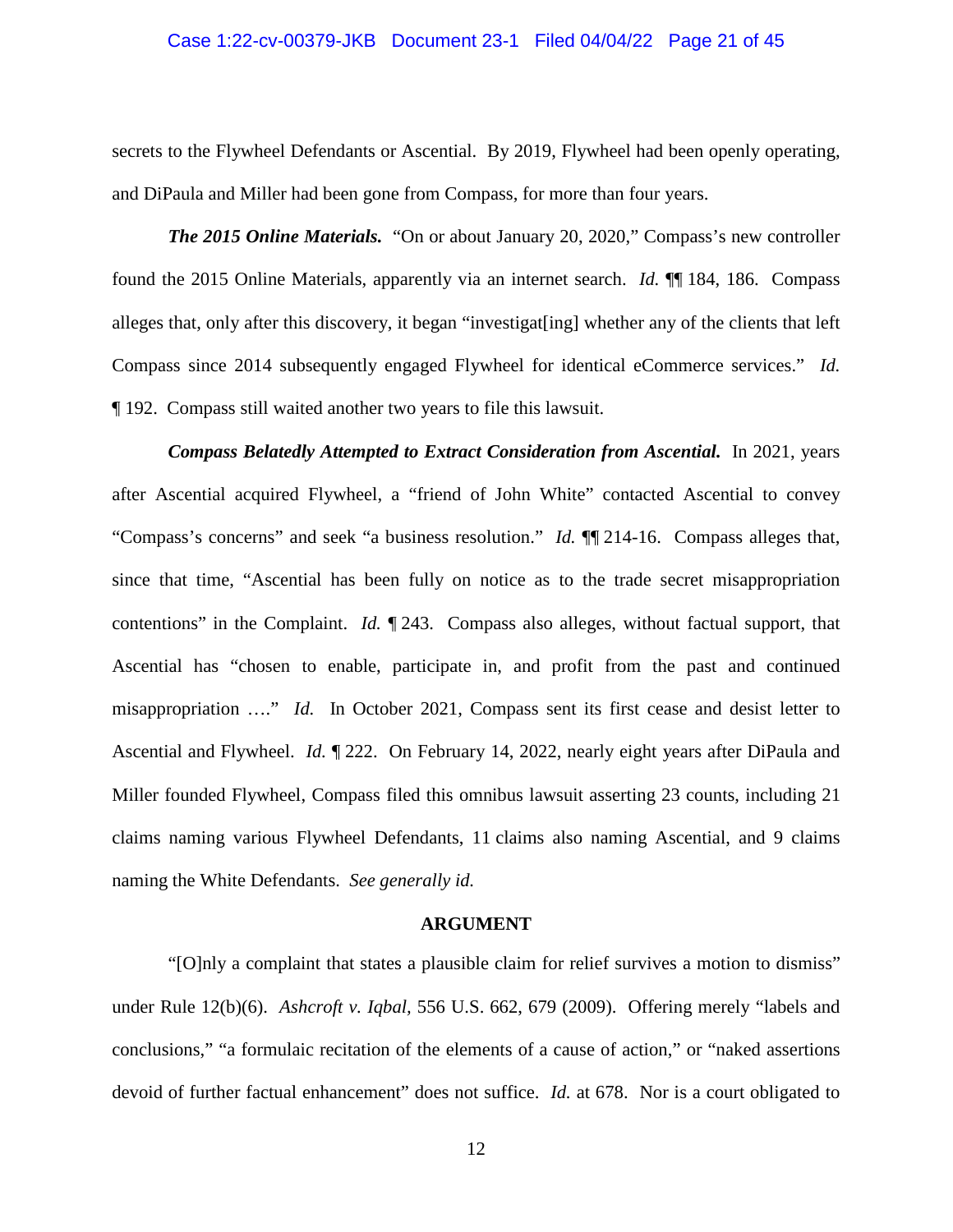secrets to the Flywheel Defendants or Ascential. By 2019, Flywheel had been openly operating, and DiPaula and Miller had been gone from Compass, for more than four years.

***The 2015 Online Materials.*** "On or about January 20, 2020," Compass's new controller found the 2015 Online Materials, apparently via an internet search. *Id.* ¶¶ 184, 186. Compass alleges that, only after this discovery, it began "investigat[ing] whether any of the clients that left Compass since 2014 subsequently engaged Flywheel for identical eCommerce services." *Id.* ¶ 192. Compass still waited another two years to file this lawsuit.

***Compass Belatedly Attempted to Extract Consideration from Ascential.*** In 2021, years after Ascential acquired Flywheel, a "friend of John White" contacted Ascential to convey "Compass's concerns" and seek "a business resolution." *Id.* ¶¶ 214-16. Compass alleges that, since that time, "Ascential has been fully on notice as to the trade secret misappropriation contentions" in the Complaint. *Id.* ¶ 243. Compass also alleges, without factual support, that Ascential has "chosen to enable, participate in, and profit from the past and continued misappropriation …." *Id.* In October 2021, Compass sent its first cease and desist letter to Ascential and Flywheel. *Id.* ¶ 222. On February 14, 2022, nearly eight years after DiPaula and Miller founded Flywheel, Compass filed this omnibus lawsuit asserting 23 counts, including 21 claims naming various Flywheel Defendants, 11 claims also naming Ascential, and 9 claims naming the White Defendants. *See generally id.*

## ARGUMENT

"[O]nly a complaint that states a plausible claim for relief survives a motion to dismiss" under Rule 12(b)(6). *Ashcroft v. Iqbal,* 556 U.S. 662, 679 (2009). Offering merely "labels and conclusions," "a formulaic recitation of the elements of a cause of action," or "naked assertions devoid of further factual enhancement" does not suffice. *Id.* at 678. Nor is a court obligated to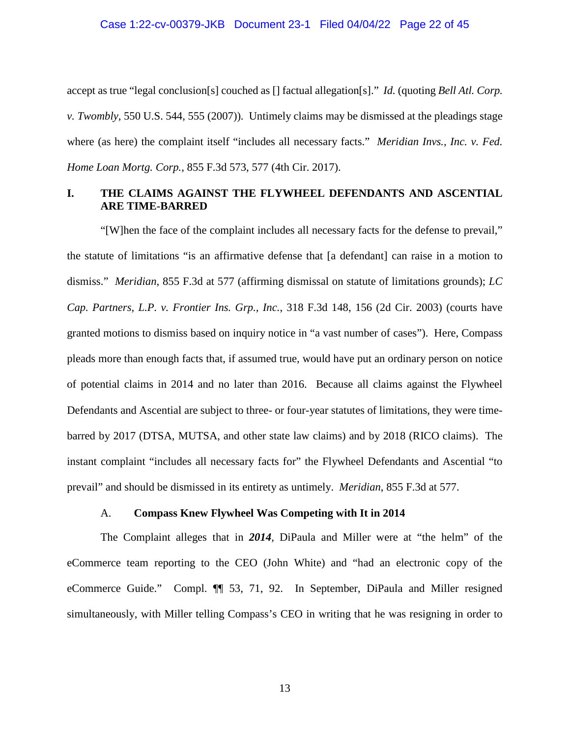accept as true "legal conclusion[s] couched as [] factual allegation[s]." *Id.* (quoting *Bell Atl. Corp. v. Twombly*, 550 U.S. 544, 555 (2007)). Untimely claims may be dismissed at the pleadings stage where (as here) the complaint itself "includes all necessary facts." *Meridian Invs., Inc. v. Fed. Home Loan Mortg. Corp.*, 855 F.3d 573, 577 (4th Cir. 2017).

## I. THE CLAIMS AGAINST THE FLYWHEEL DEFENDANTS AND ASCENTIAL ARE TIME-BARRED

"[W]hen the face of the complaint includes all necessary facts for the defense to prevail," the statute of limitations "is an affirmative defense that [a defendant] can raise in a motion to dismiss." *Meridian*, 855 F.3d at 577 (affirming dismissal on statute of limitations grounds); *LC Cap. Partners, L.P. v. Frontier Ins. Grp., Inc.*, 318 F.3d 148, 156 (2d Cir. 2003) (courts have granted motions to dismiss based on inquiry notice in "a vast number of cases"). Here, Compass pleads more than enough facts that, if assumed true, would have put an ordinary person on notice of potential claims in 2014 and no later than 2016. Because all claims against the Flywheel Defendants and Ascential are subject to three- or four-year statutes of limitations, they were time-barred by 2017 (DTSA, MUTSA, and other state law claims) and by 2018 (RICO claims). The instant complaint "includes all necessary facts for" the Flywheel Defendants and Ascential "to prevail" and should be dismissed in its entirety as untimely. *Meridian*, 855 F.3d at 577.

### A. Compass Knew Flywheel Was Competing with It in 2014

The Complaint alleges that in ***2014***, DiPaula and Miller were at "the helm" of the eCommerce team reporting to the CEO (John White) and "had an electronic copy of the eCommerce Guide." Compl. ¶¶ 53, 71, 92. In September, DiPaula and Miller resigned simultaneously, with Miller telling Compass's CEO in writing that he was resigning in order to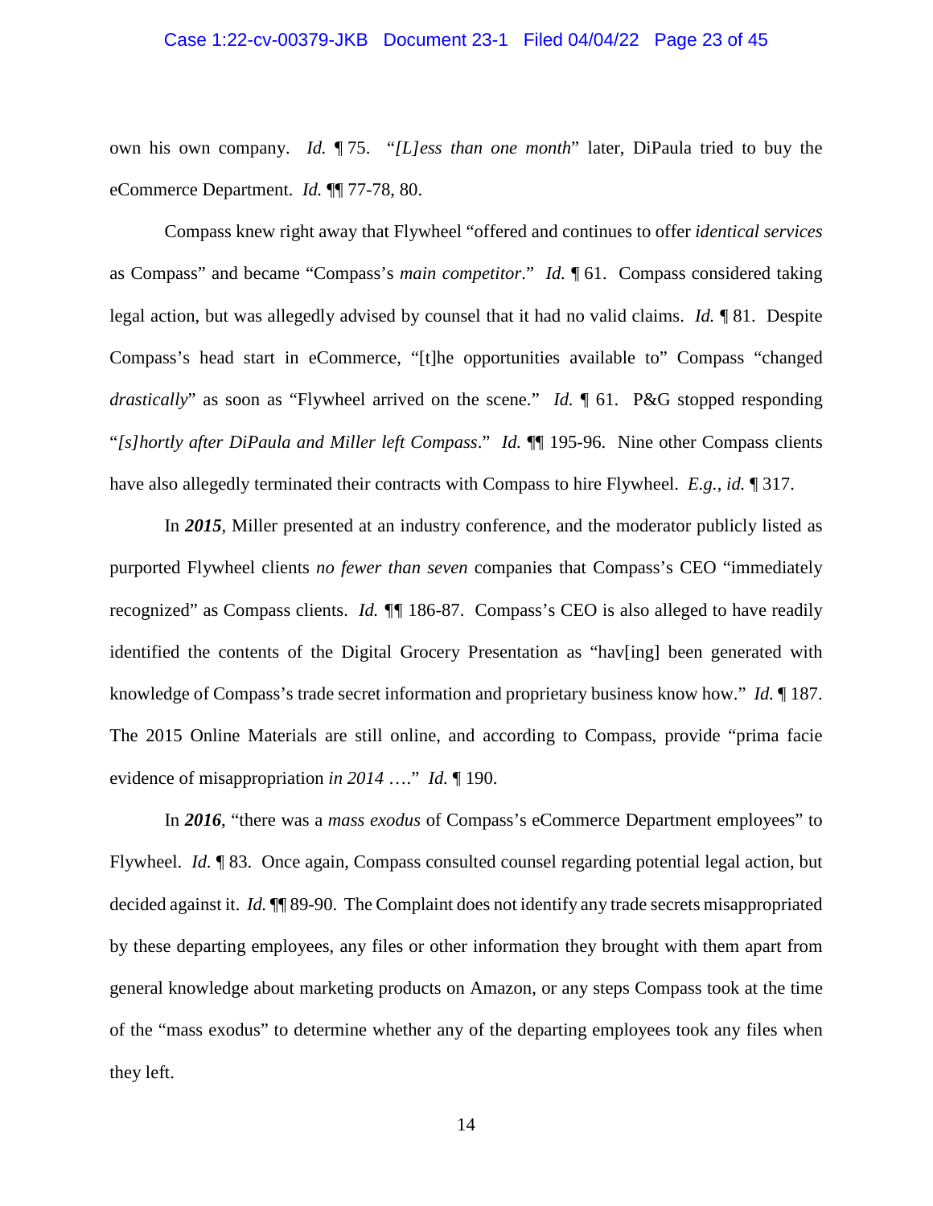own his own company. *Id.* ¶ 75. "*[L]ess than one month*" later, DiPaula tried to buy the eCommerce Department. *Id.* ¶¶ 77-78, 80.

Compass knew right away that Flywheel "offered and continues to offer *identical services* as Compass" and became "Compass's *main competitor*." *Id.* ¶ 61. Compass considered taking legal action, but was allegedly advised by counsel that it had no valid claims. *Id.* ¶ 81. Despite Compass's head start in eCommerce, "[t]he opportunities available to" Compass "changed *drastically*" as soon as "Flywheel arrived on the scene." *Id.* ¶ 61. P&G stopped responding "*[s]hortly after DiPaula and Miller left Compass*." *Id.* ¶¶ 195-96. Nine other Compass clients have also allegedly terminated their contracts with Compass to hire Flywheel. *E.g.*, *id.* ¶ 317.

In ***2015***, Miller presented at an industry conference, and the moderator publicly listed as purported Flywheel clients *no fewer than seven* companies that Compass's CEO "immediately recognized" as Compass clients. *Id.* ¶¶ 186-87. Compass's CEO is also alleged to have readily identified the contents of the Digital Grocery Presentation as "hav[ing] been generated with knowledge of Compass's trade secret information and proprietary business know how." *Id.* ¶ 187. The 2015 Online Materials are still online, and according to Compass, provide "prima facie evidence of misappropriation *in 2014* …." *Id.* ¶ 190.

In ***2016***, "there was a *mass exodus* of Compass's eCommerce Department employees" to Flywheel. *Id.* ¶ 83. Once again, Compass consulted counsel regarding potential legal action, but decided against it. *Id.* ¶¶ 89-90. The Complaint does not identify any trade secrets misappropriated by these departing employees, any files or other information they brought with them apart from general knowledge about marketing products on Amazon, or any steps Compass took at the time of the "mass exodus" to determine whether any of the departing employees took any files when they left.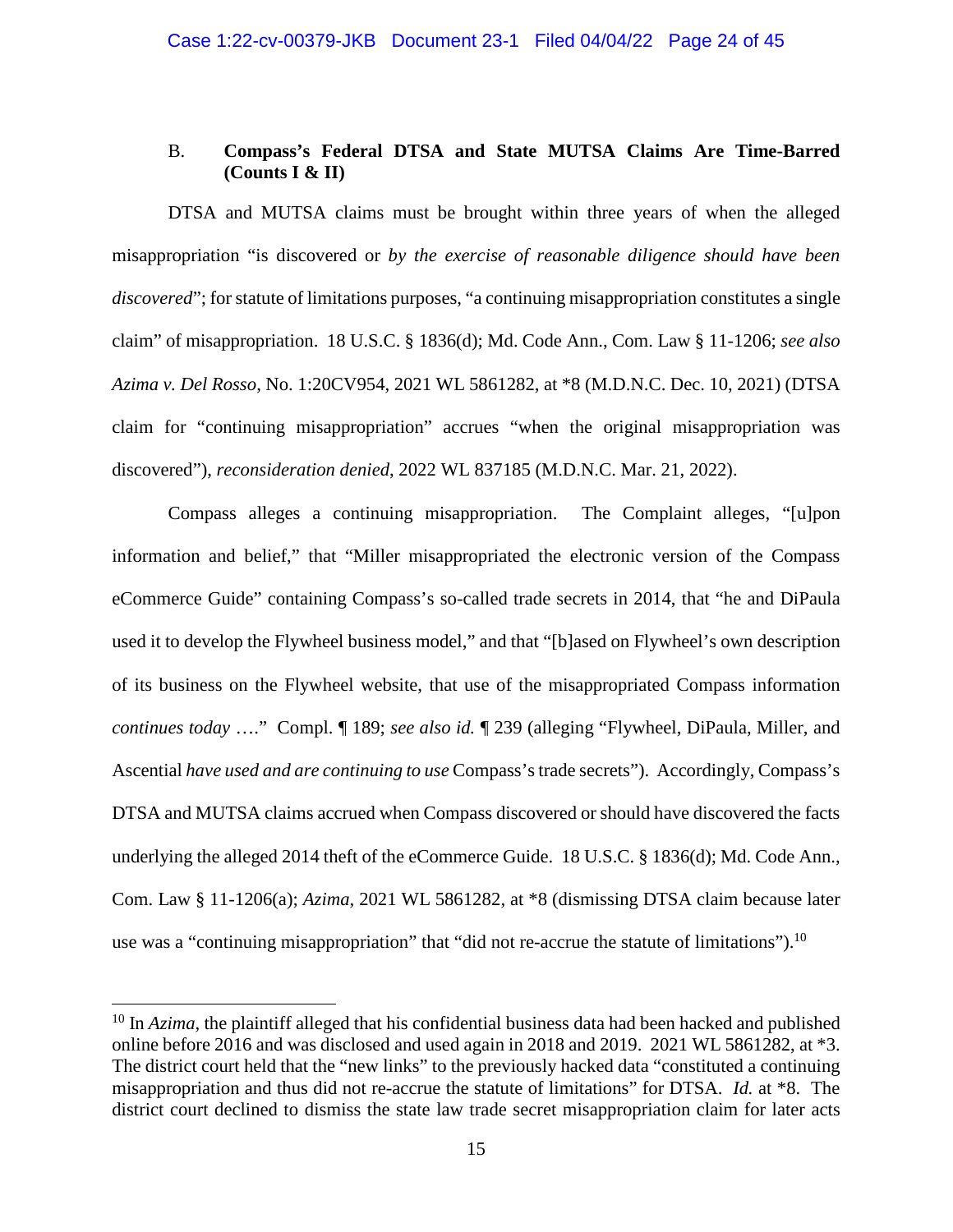### B. **Compass's Federal DTSA and State MUTSA Claims Are Time-Barred (Counts I & II)**

DTSA and MUTSA claims must be brought within three years of when the alleged misappropriation "is discovered or *by the exercise of reasonable diligence should have been discovered*"; for statute of limitations purposes, "a continuing misappropriation constitutes a single claim" of misappropriation. 18 U.S.C. § 1836(d); Md. Code Ann., Com. Law § 11-1206; *see also Azima v. Del Rosso*, No. 1:20CV954, 2021 WL 5861282, at *8 (M.D.N.C. Dec. 10, 2021) (DTSA claim for "continuing misappropriation" accrues "when the original misappropriation was discovered"), *reconsideration denied*, 2022 WL 837185 (M.D.N.C. Mar. 21, 2022).

Compass alleges a continuing misappropriation. The Complaint alleges, "[u]pon information and belief," that "Miller misappropriated the electronic version of the Compass eCommerce Guide" containing Compass's so-called trade secrets in 2014, that "he and DiPaula used it to develop the Flywheel business model," and that "[b]ased on Flywheel's own description of its business on the Flywheel website, that use of the misappropriated Compass information *continues today* …." Compl. ¶ 189; *see also id.* ¶ 239 (alleging "Flywheel, DiPaula, Miller, and Ascential *have used and are continuing to use* Compass's trade secrets"). Accordingly, Compass's DTSA and MUTSA claims accrued when Compass discovered or should have discovered the facts underlying the alleged 2014 theft of the eCommerce Guide. 18 U.S.C. § 1836(d); Md. Code Ann., Com. Law § 11-1206(a); *Azima*, 2021 WL 5861282, at *8 (dismissing DTSA claim because later use was a "continuing misappropriation" that "did not re-accrue the statute of limitations").[10]

[10] In *Azima*, the plaintiff alleged that his confidential business data had been hacked and published online before 2016 and was disclosed and used again in 2018 and 2019. 2021 WL 5861282, at *3. The district court held that the "new links" to the previously hacked data "constituted a continuing misappropriation and thus did not re-accrue the statute of limitations" for DTSA. *Id.* at *8. The district court declined to dismiss the state law trade secret misappropriation claim for later acts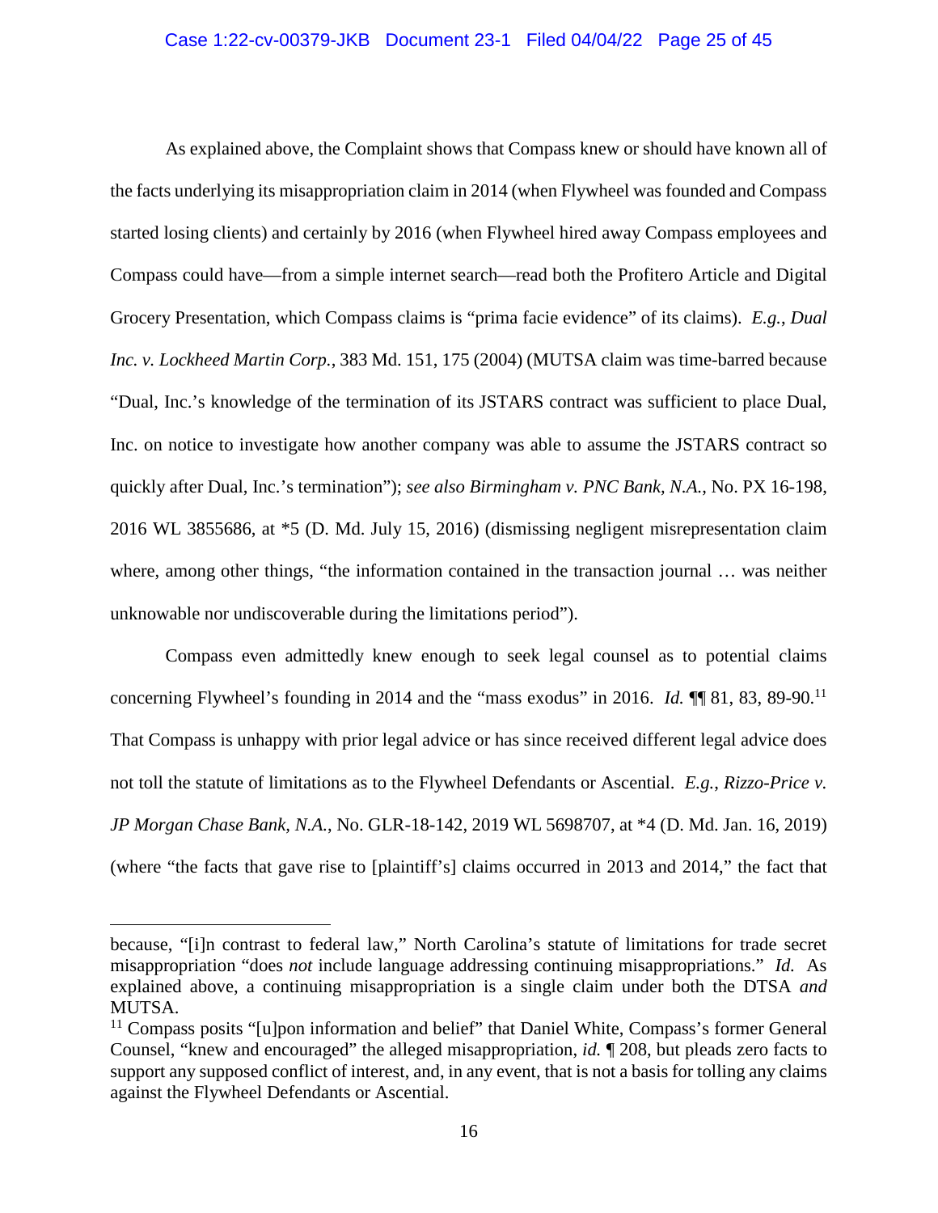As explained above, the Complaint shows that Compass knew or should have known all of the facts underlying its misappropriation claim in 2014 (when Flywheel was founded and Compass started losing clients) and certainly by 2016 (when Flywheel hired away Compass employees and Compass could have—from a simple internet search—read both the Profitero Article and Digital Grocery Presentation, which Compass claims is "prima facie evidence" of its claims). *E.g.*, *Dual Inc. v. Lockheed Martin Corp.*, 383 Md. 151, 175 (2004) (MUTSA claim was time-barred because "Dual, Inc.'s knowledge of the termination of its JSTARS contract was sufficient to place Dual, Inc. on notice to investigate how another company was able to assume the JSTARS contract so quickly after Dual, Inc.'s termination"); *see also Birmingham v. PNC Bank, N.A.*, No. PX 16-198, 2016 WL 3855686, at *5 (D. Md. July 15, 2016) (dismissing negligent misrepresentation claim where, among other things, "the information contained in the transaction journal … was neither unknowable nor undiscoverable during the limitations period").

Compass even admittedly knew enough to seek legal counsel as to potential claims concerning Flywheel's founding in 2014 and the "mass exodus" in 2016. *Id.* ¶¶ 81, 83, 89-90.[11] That Compass is unhappy with prior legal advice or has since received different legal advice does not toll the statute of limitations as to the Flywheel Defendants or Ascential. *E.g.*, *Rizzo-Price v. JP Morgan Chase Bank, N.A.*, No. GLR-18-142, 2019 WL 5698707, at *4 (D. Md. Jan. 16, 2019) (where "the facts that gave rise to [plaintiff's] claims occurred in 2013 and 2014," the fact that

---

because, "[i]n contrast to federal law," North Carolina's statute of limitations for trade secret misappropriation "does *not* include language addressing continuing misappropriations." *Id.* As explained above, a continuing misappropriation is a single claim under both the DTSA *and* MUTSA.

[11] Compass posits "[u]pon information and belief" that Daniel White, Compass's former General Counsel, "knew and encouraged" the alleged misappropriation, *id.* ¶ 208, but pleads zero facts to support any supposed conflict of interest, and, in any event, that is not a basis for tolling any claims against the Flywheel Defendants or Ascential.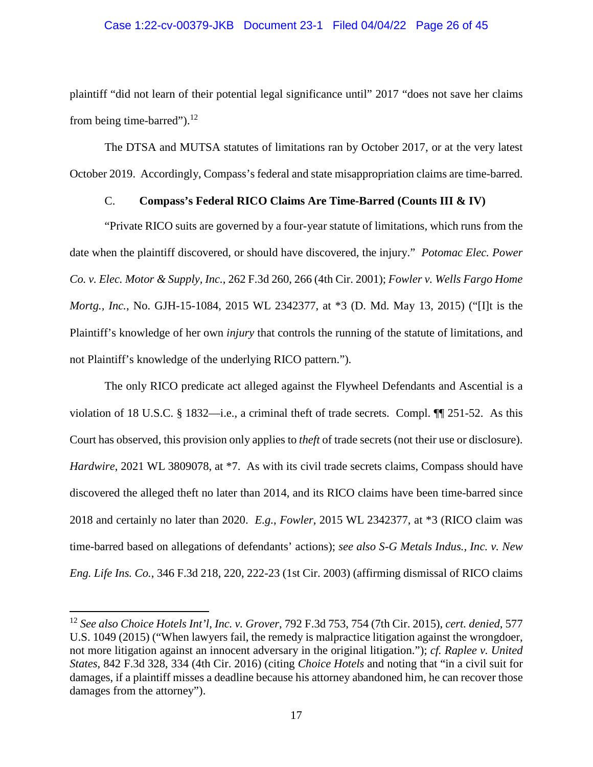plaintiff "did not learn of their potential legal significance until" 2017 "does not save her claims from being time-barred").[12]

The DTSA and MUTSA statutes of limitations ran by October 2017, or at the very latest October 2019. Accordingly, Compass's federal and state misappropriation claims are time-barred.

### C. Compass's Federal RICO Claims Are Time-Barred (Counts III & IV)

"Private RICO suits are governed by a four-year statute of limitations, which runs from the date when the plaintiff discovered, or should have discovered, the injury." *Potomac Elec. Power Co. v. Elec. Motor & Supply, Inc.*, 262 F.3d 260, 266 (4th Cir. 2001); *Fowler v. Wells Fargo Home Mortg., Inc.*, No. GJH-15-1084, 2015 WL 2342377, at *3 (D. Md. May 13, 2015) ("[I]t is the Plaintiff's knowledge of her own *injury* that controls the running of the statute of limitations, and not Plaintiff's knowledge of the underlying RICO pattern.").

The only RICO predicate act alleged against the Flywheel Defendants and Ascential is a violation of 18 U.S.C. § 1832—i.e., a criminal theft of trade secrets. Compl. ¶¶ 251-52. As this Court has observed, this provision only applies to *theft* of trade secrets (not their use or disclosure). *Hardwire*, 2021 WL 3809078, at *7. As with its civil trade secrets claims, Compass should have discovered the alleged theft no later than 2014, and its RICO claims have been time-barred since 2018 and certainly no later than 2020. *E.g.*, *Fowler*, 2015 WL 2342377, at *3 (RICO claim was time-barred based on allegations of defendants' actions); *see also S-G Metals Indus., Inc. v. New Eng. Life Ins. Co.*, 346 F.3d 218, 220, 222-23 (1st Cir. 2003) (affirming dismissal of RICO claims

---

[12] *See also Choice Hotels Int'l, Inc. v. Grover*, 792 F.3d 753, 754 (7th Cir. 2015), *cert. denied*, 577 U.S. 1049 (2015) ("When lawyers fail, the remedy is malpractice litigation against the wrongdoer, not more litigation against an innocent adversary in the original litigation."); *cf. Raplee v. United States*, 842 F.3d 328, 334 (4th Cir. 2016) (citing *Choice Hotels* and noting that "in a civil suit for damages, if a plaintiff misses a deadline because his attorney abandoned him, he can recover those damages from the attorney").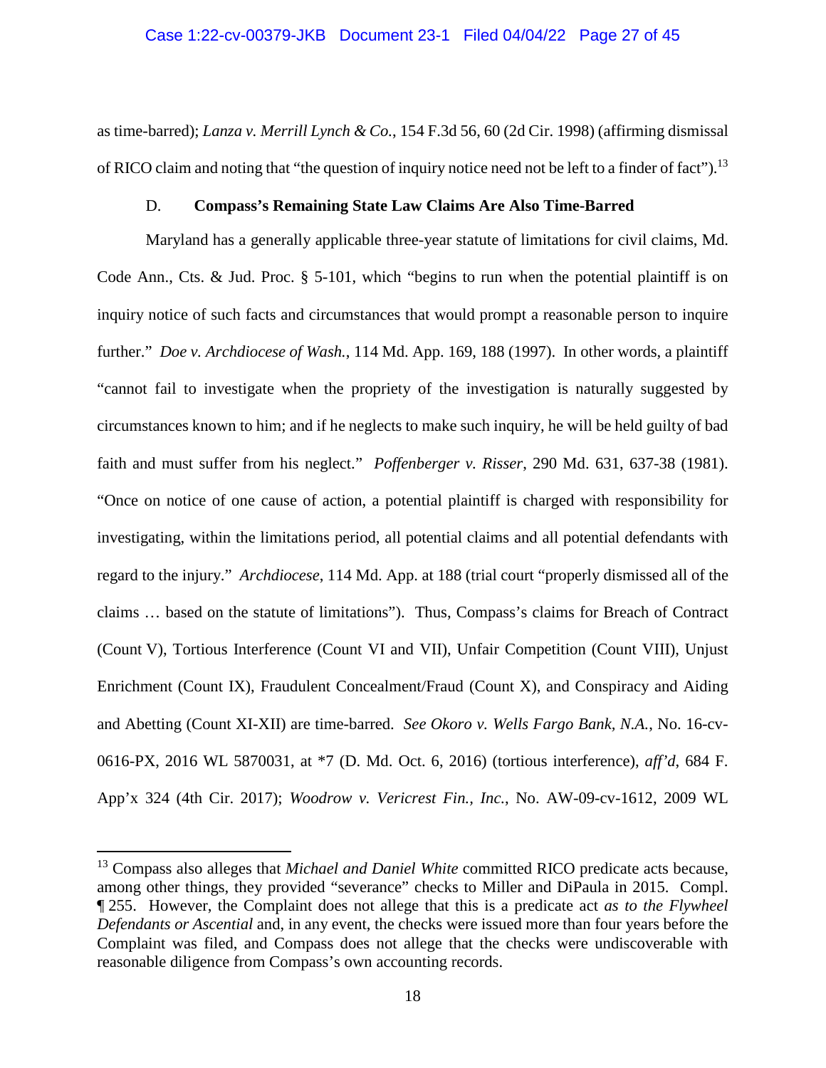as time-barred); *Lanza v. Merrill Lynch & Co.*, 154 F.3d 56, 60 (2d Cir. 1998) (affirming dismissal of RICO claim and noting that "the question of inquiry notice need not be left to a finder of fact").[13]

### D. **Compass's Remaining State Law Claims Are Also Time-Barred**

Maryland has a generally applicable three-year statute of limitations for civil claims, Md. Code Ann., Cts. & Jud. Proc. § 5-101, which "begins to run when the potential plaintiff is on inquiry notice of such facts and circumstances that would prompt a reasonable person to inquire further." *Doe v. Archdiocese of Wash.*, 114 Md. App. 169, 188 (1997). In other words, a plaintiff "cannot fail to investigate when the propriety of the investigation is naturally suggested by circumstances known to him; and if he neglects to make such inquiry, he will be held guilty of bad faith and must suffer from his neglect." *Poffenberger v. Risser*, 290 Md. 631, 637-38 (1981). "Once on notice of one cause of action, a potential plaintiff is charged with responsibility for investigating, within the limitations period, all potential claims and all potential defendants with regard to the injury." *Archdiocese*, 114 Md. App. at 188 (trial court "properly dismissed all of the claims … based on the statute of limitations"). Thus, Compass's claims for Breach of Contract (Count V), Tortious Interference (Count VI and VII), Unfair Competition (Count VIII), Unjust Enrichment (Count IX), Fraudulent Concealment/Fraud (Count X), and Conspiracy and Aiding and Abetting (Count XI-XII) are time-barred. *See Okoro v. Wells Fargo Bank, N.A.*, No. 16-cv-0616-PX, 2016 WL 5870031, at \*7 (D. Md. Oct. 6, 2016) (tortious interference), *aff'd*, 684 F. App'x 324 (4th Cir. 2017); *Woodrow v. Vericrest Fin., Inc.*, No. AW-09-cv-1612, 2009 WL

---

[13] Compass also alleges that *Michael and Daniel White* committed RICO predicate acts because, among other things, they provided "severance" checks to Miller and DiPaula in 2015. Compl. ¶ 255. However, the Complaint does not allege that this is a predicate act *as to the Flywheel Defendants or Ascential* and, in any event, the checks were issued more than four years before the Complaint was filed, and Compass does not allege that the checks were undiscoverable with reasonable diligence from Compass's own accounting records.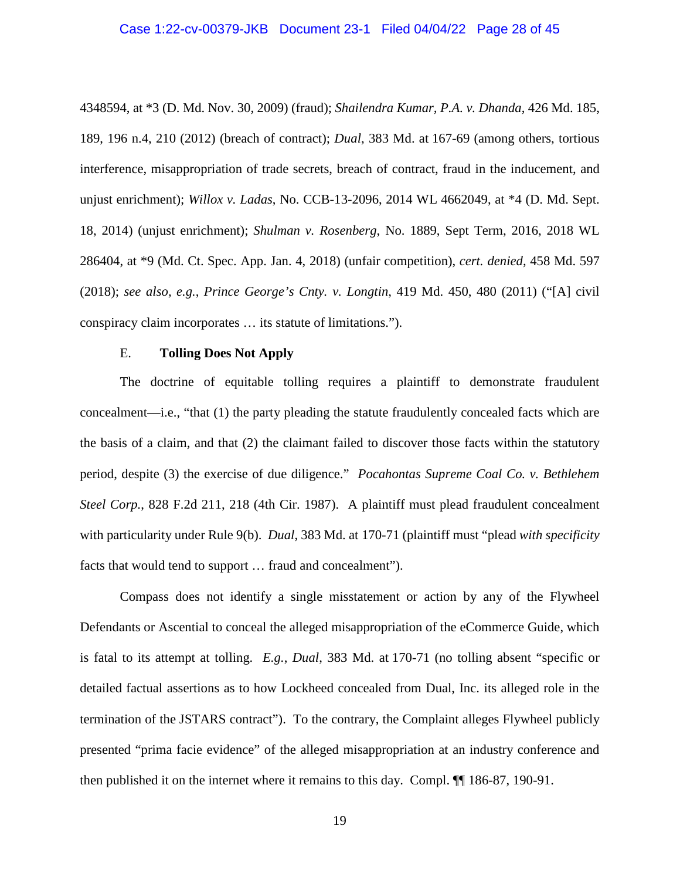4348594, at *3 (D. Md. Nov. 30, 2009) (fraud); *Shailendra Kumar, P.A. v. Dhanda*, 426 Md. 185, 189, 196 n.4, 210 (2012) (breach of contract); *Dual*, 383 Md. at 167-69 (among others, tortious interference, misappropriation of trade secrets, breach of contract, fraud in the inducement, and unjust enrichment); *Willox v. Ladas*, No. CCB-13-2096, 2014 WL 4662049, at *4 (D. Md. Sept. 18, 2014) (unjust enrichment); *Shulman v. Rosenberg*, No. 1889, Sept Term, 2016, 2018 WL 286404, at *9 (Md. Ct. Spec. App. Jan. 4, 2018) (unfair competition), *cert. denied*, 458 Md. 597 (2018); *see also, e.g.*, *Prince George's Cnty. v. Longtin*, 419 Md. 450, 480 (2011) ("[A] civil conspiracy claim incorporates … its statute of limitations.").

### E. **Tolling Does Not Apply**

The doctrine of equitable tolling requires a plaintiff to demonstrate fraudulent concealment—i.e., "that (1) the party pleading the statute fraudulently concealed facts which are the basis of a claim, and that (2) the claimant failed to discover those facts within the statutory period, despite (3) the exercise of due diligence." *Pocahontas Supreme Coal Co. v. Bethlehem Steel Corp.*, 828 F.2d 211, 218 (4th Cir. 1987). A plaintiff must plead fraudulent concealment with particularity under Rule 9(b). *Dual*, 383 Md. at 170-71 (plaintiff must "plead *with specificity* facts that would tend to support … fraud and concealment").

Compass does not identify a single misstatement or action by any of the Flywheel Defendants or Ascential to conceal the alleged misappropriation of the eCommerce Guide, which is fatal to its attempt at tolling. *E.g.*, *Dual*, 383 Md. at 170-71 (no tolling absent "specific or detailed factual assertions as to how Lockheed concealed from Dual, Inc. its alleged role in the termination of the JSTARS contract"). To the contrary, the Complaint alleges Flywheel publicly presented "prima facie evidence" of the alleged misappropriation at an industry conference and then published it on the internet where it remains to this day. Compl. ¶¶ 186-87, 190-91.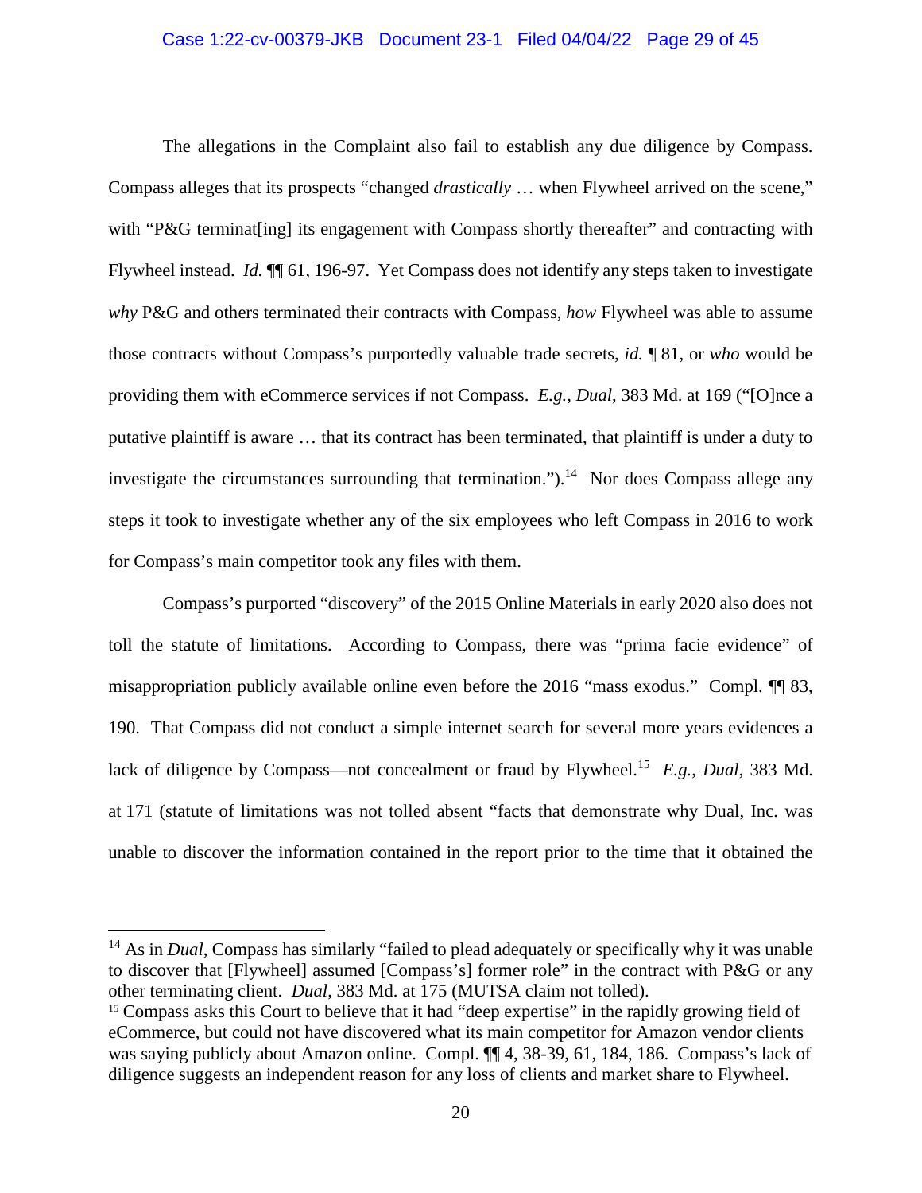The allegations in the Complaint also fail to establish any due diligence by Compass. Compass alleges that its prospects "changed *drastically* … when Flywheel arrived on the scene," with "P&G terminat[ing] its engagement with Compass shortly thereafter" and contracting with Flywheel instead. *Id.* ¶¶ 61, 196-97. Yet Compass does not identify any steps taken to investigate *why* P&G and others terminated their contracts with Compass, *how* Flywheel was able to assume those contracts without Compass's purportedly valuable trade secrets, *id.* ¶ 81, or *who* would be providing them with eCommerce services if not Compass. *E.g., Dual*, 383 Md. at 169 ("[O]nce a putative plaintiff is aware … that its contract has been terminated, that plaintiff is under a duty to investigate the circumstances surrounding that termination.").[14] Nor does Compass allege any steps it took to investigate whether any of the six employees who left Compass in 2016 to work for Compass's main competitor took any files with them.

Compass's purported "discovery" of the 2015 Online Materials in early 2020 also does not toll the statute of limitations. According to Compass, there was "prima facie evidence" of misappropriation publicly available online even before the 2016 "mass exodus." Compl. ¶¶ 83, 190. That Compass did not conduct a simple internet search for several more years evidences a lack of diligence by Compass—not concealment or fraud by Flywheel.[15] *E.g.*, *Dual*, 383 Md. at 171 (statute of limitations was not tolled absent "facts that demonstrate why Dual, Inc. was unable to discover the information contained in the report prior to the time that it obtained the

---

[14] As in *Dual*, Compass has similarly "failed to plead adequately or specifically why it was unable to discover that [Flywheel] assumed [Compass's] former role" in the contract with P&G or any other terminating client. *Dual*, 383 Md. at 175 (MUTSA claim not tolled).

[15] Compass asks this Court to believe that it had "deep expertise" in the rapidly growing field of eCommerce, but could not have discovered what its main competitor for Amazon vendor clients was saying publicly about Amazon online. Compl. ¶¶ 4, 38-39, 61, 184, 186. Compass's lack of diligence suggests an independent reason for any loss of clients and market share to Flywheel.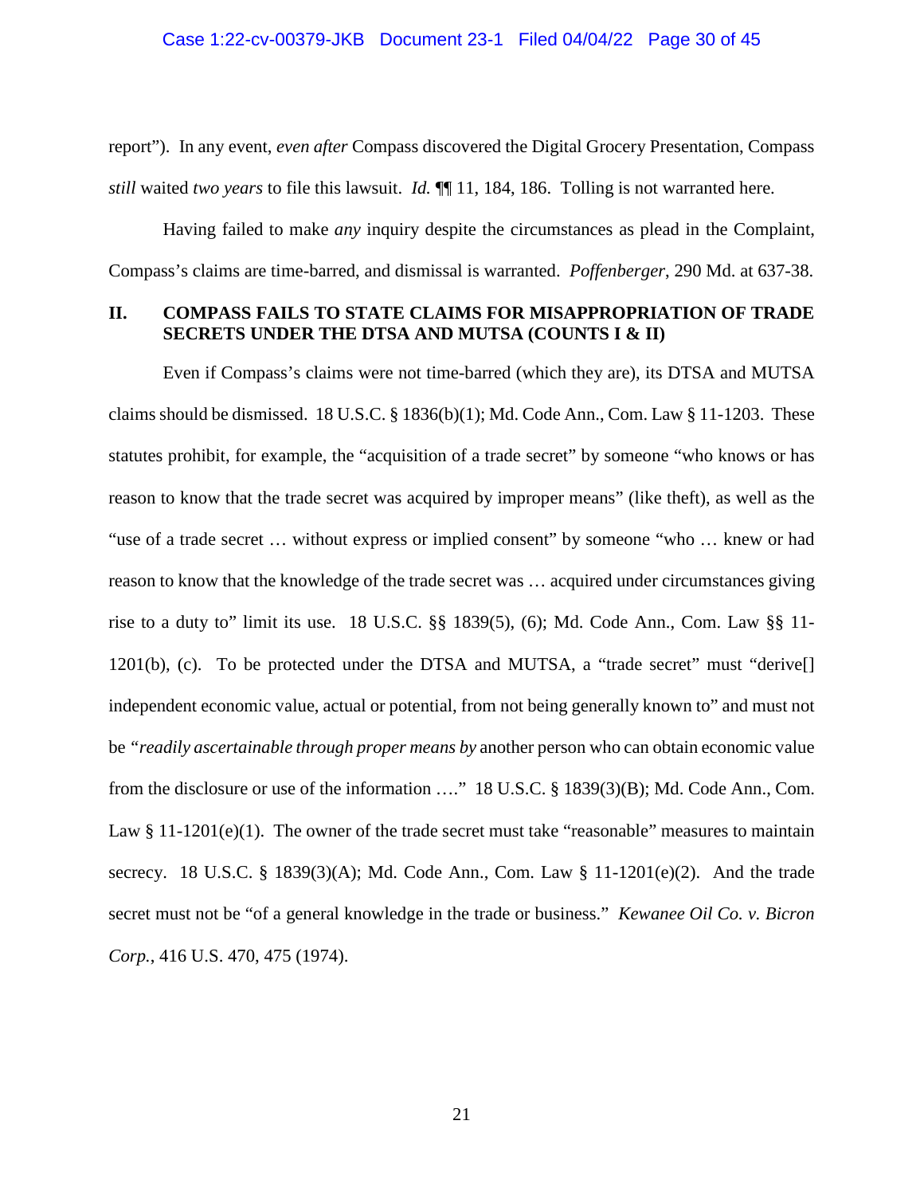report"). In any event, *even after* Compass discovered the Digital Grocery Presentation, Compass *still* waited *two years* to file this lawsuit. *Id.* ¶¶ 11, 184, 186. Tolling is not warranted here.

Having failed to make *any* inquiry despite the circumstances as plead in the Complaint, Compass's claims are time-barred, and dismissal is warranted. *Poffenberger*, 290 Md. at 637-38.

## II. COMPASS FAILS TO STATE CLAIMS FOR MISAPPROPRIATION OF TRADE SECRETS UNDER THE DTSA AND MUTSA (COUNTS I & II)

Even if Compass's claims were not time-barred (which they are), its DTSA and MUTSA claims should be dismissed. 18 U.S.C. § 1836(b)(1); Md. Code Ann., Com. Law § 11-1203. These statutes prohibit, for example, the "acquisition of a trade secret" by someone "who knows or has reason to know that the trade secret was acquired by improper means" (like theft), as well as the "use of a trade secret … without express or implied consent" by someone "who … knew or had reason to know that the knowledge of the trade secret was … acquired under circumstances giving rise to a duty to" limit its use. 18 U.S.C. §§ 1839(5), (6); Md. Code Ann., Com. Law §§ 11-1201(b), (c). To be protected under the DTSA and MUTSA, a "trade secret" must "derive[] independent economic value, actual or potential, from not being generally known to" and must not be "*readily ascertainable through proper means by* another person who can obtain economic value from the disclosure or use of the information …." 18 U.S.C. § 1839(3)(B); Md. Code Ann., Com. Law § 11-1201(e)(1). The owner of the trade secret must take "reasonable" measures to maintain secrecy. 18 U.S.C. § 1839(3)(A); Md. Code Ann., Com. Law § 11-1201(e)(2). And the trade secret must not be "of a general knowledge in the trade or business." *Kewanee Oil Co. v. Bicron Corp.*, 416 U.S. 470, 475 (1974).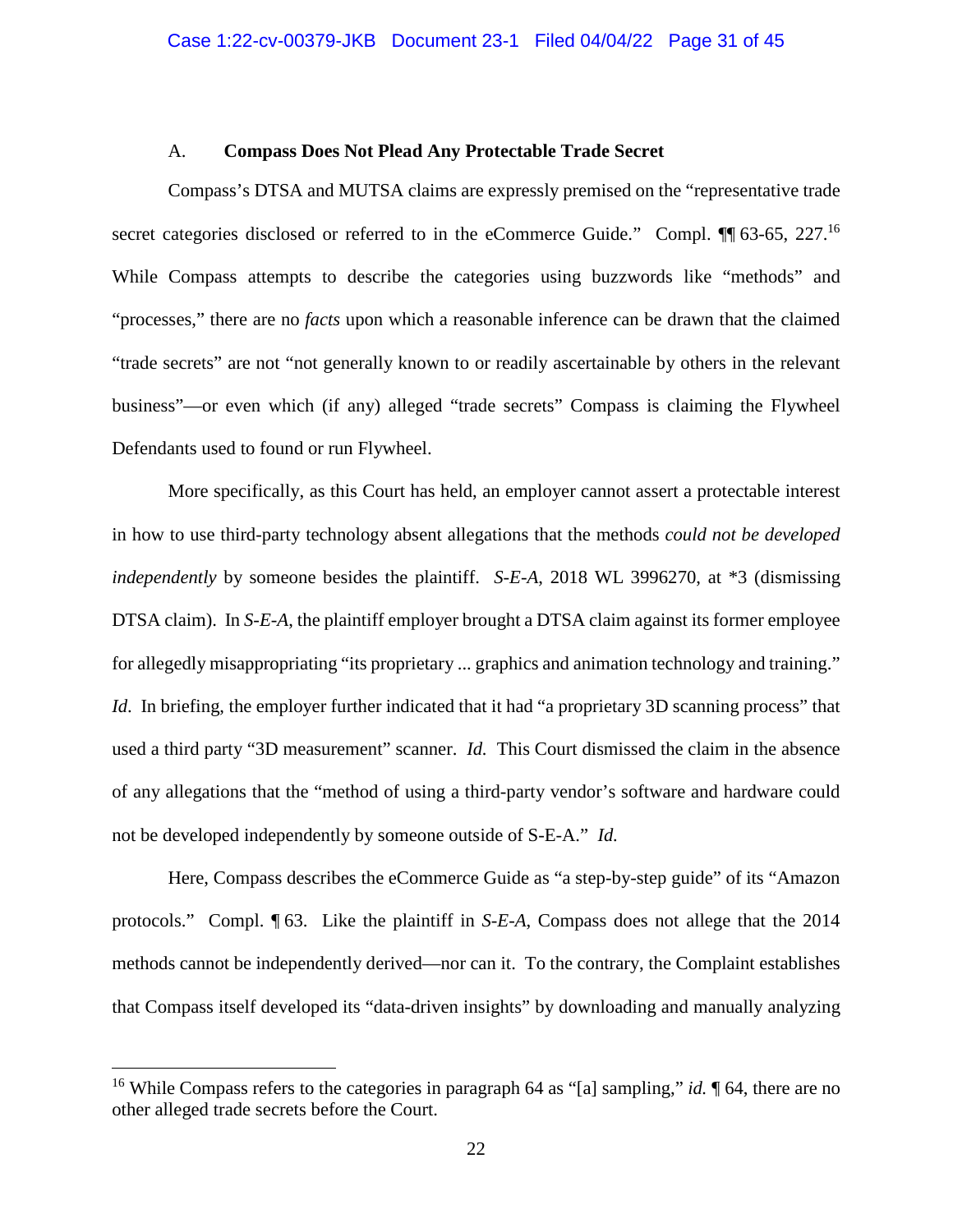### A. **Compass Does Not Plead Any Protectable Trade Secret**

Compass's DTSA and MUTSA claims are expressly premised on the "representative trade secret categories disclosed or referred to in the eCommerce Guide." Compl. ¶¶ 63-65, 227.[16] While Compass attempts to describe the categories using buzzwords like "methods" and "processes," there are no *facts* upon which a reasonable inference can be drawn that the claimed "trade secrets" are not "not generally known to or readily ascertainable by others in the relevant business"—or even which (if any) alleged "trade secrets" Compass is claiming the Flywheel Defendants used to found or run Flywheel.

More specifically, as this Court has held, an employer cannot assert a protectable interest in how to use third-party technology absent allegations that the methods *could not be developed independently* by someone besides the plaintiff. *S-E-A*, 2018 WL 3996270, at *3 (dismissing DTSA claim). In *S-E-A*, the plaintiff employer brought a DTSA claim against its former employee for allegedly misappropriating "its proprietary ... graphics and animation technology and training." *Id.* In briefing, the employer further indicated that it had "a proprietary 3D scanning process" that used a third party "3D measurement" scanner. *Id.* This Court dismissed the claim in the absence of any allegations that the "method of using a third-party vendor's software and hardware could not be developed independently by someone outside of S-E-A." *Id.*

Here, Compass describes the eCommerce Guide as "a step-by-step guide" of its "Amazon protocols." Compl. ¶ 63. Like the plaintiff in *S-E-A*, Compass does not allege that the 2014 methods cannot be independently derived—nor can it. To the contrary, the Complaint establishes that Compass itself developed its "data-driven insights" by downloading and manually analyzing

---

[16] While Compass refers to the categories in paragraph 64 as "[a] sampling," *id.* ¶ 64, there are no other alleged trade secrets before the Court.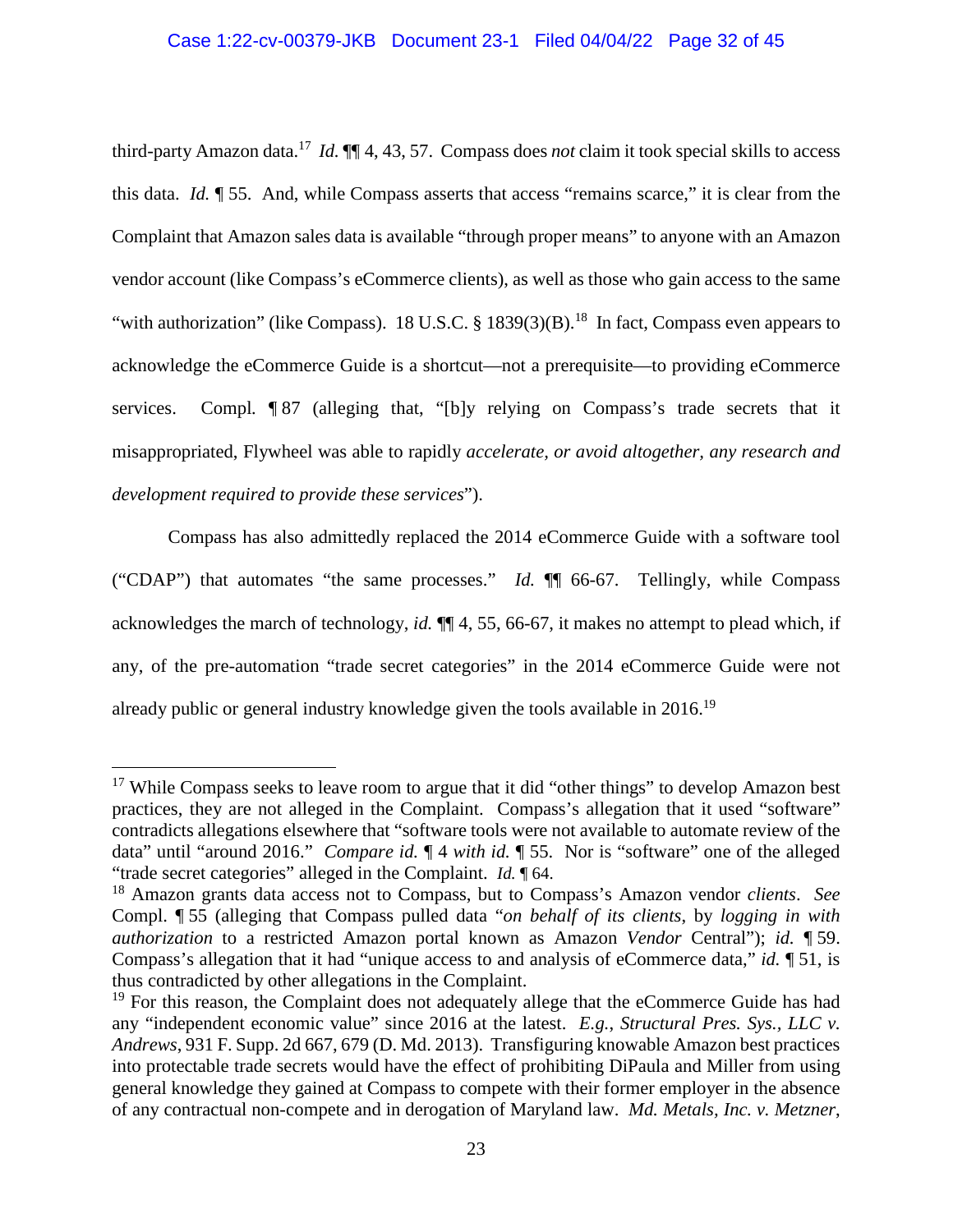third-party Amazon data.[17] *Id.* ¶¶ 4, 43, 57. Compass does *not* claim it took special skills to access this data. *Id.* ¶ 55. And, while Compass asserts that access "remains scarce," it is clear from the Complaint that Amazon sales data is available "through proper means" to anyone with an Amazon vendor account (like Compass's eCommerce clients), as well as those who gain access to the same "with authorization" (like Compass). 18 U.S.C. § 1839(3)(B).[18] In fact, Compass even appears to acknowledge the eCommerce Guide is a shortcut—not a prerequisite—to providing eCommerce services. Compl. ¶ 87 (alleging that, "[b]y relying on Compass's trade secrets that it misappropriated, Flywheel was able to rapidly *accelerate, or avoid altogether, any research and development required to provide these services*").

Compass has also admittedly replaced the 2014 eCommerce Guide with a software tool ("CDAP") that automates "the same processes." *Id.* ¶¶ 66-67. Tellingly, while Compass acknowledges the march of technology, *id.* ¶¶ 4, 55, 66-67, it makes no attempt to plead which, if any, of the pre-automation "trade secret categories" in the 2014 eCommerce Guide were not already public or general industry knowledge given the tools available in 2016.[19]

---

[17] While Compass seeks to leave room to argue that it did "other things" to develop Amazon best practices, they are not alleged in the Complaint. Compass's allegation that it used "software" contradicts allegations elsewhere that "software tools were not available to automate review of the data" until "around 2016." *Compare id.* ¶ 4 *with id.* ¶ 55. Nor is "software" one of the alleged "trade secret categories" alleged in the Complaint. *Id.* ¶ 64.

[18] Amazon grants data access not to Compass, but to Compass's Amazon vendor *clients*. *See* Compl. ¶ 55 (alleging that Compass pulled data "*on behalf of its clients*, by *logging in with authorization* to a restricted Amazon portal known as Amazon *Vendor* Central"); *id.* ¶ 59. Compass's allegation that it had "unique access to and analysis of eCommerce data," *id.* ¶ 51, is thus contradicted by other allegations in the Complaint.

[19] For this reason, the Complaint does not adequately allege that the eCommerce Guide has had any "independent economic value" since 2016 at the latest. *E.g.*, *Structural Pres. Sys., LLC v. Andrews*, 931 F. Supp. 2d 667, 679 (D. Md. 2013). Transfiguring knowable Amazon best practices into protectable trade secrets would have the effect of prohibiting DiPaula and Miller from using general knowledge they gained at Compass to compete with their former employer in the absence of any contractual non-compete and in derogation of Maryland law. *Md. Metals, Inc. v. Metzner*,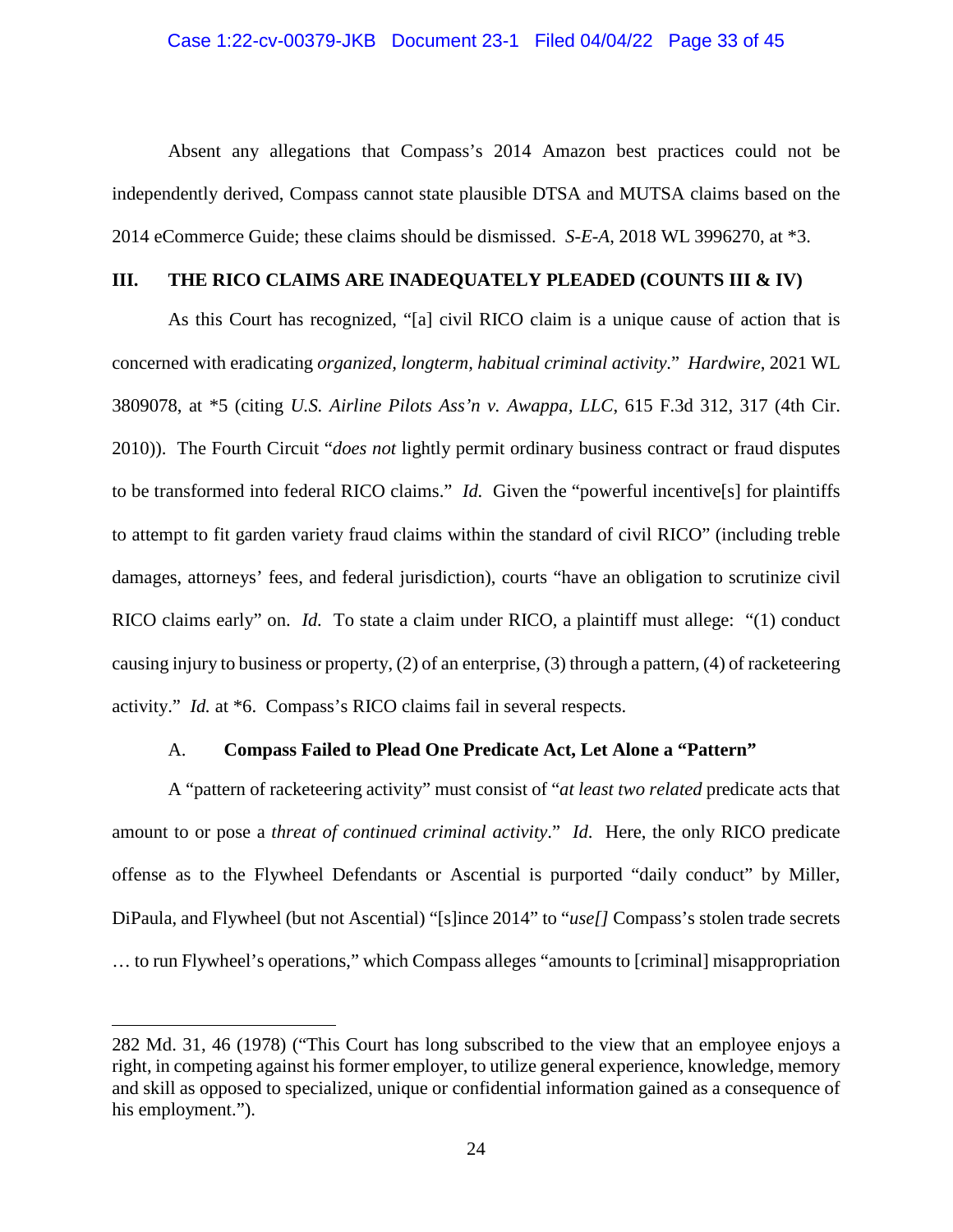Absent any allegations that Compass's 2014 Amazon best practices could not be independently derived, Compass cannot state plausible DTSA and MUTSA claims based on the 2014 eCommerce Guide; these claims should be dismissed. *S-E-A*, 2018 WL 3996270, at *3.

## III. THE RICO CLAIMS ARE INADEQUATELY PLEADED (COUNTS III & IV)

As this Court has recognized, "[a] civil RICO claim is a unique cause of action that is concerned with eradicating *organized, longterm, habitual criminal activity*." *Hardwire*, 2021 WL 3809078, at *5 (citing *U.S. Airline Pilots Ass'n v. Awappa, LLC*, 615 F.3d 312, 317 (4th Cir. 2010)). The Fourth Circuit "*does not* lightly permit ordinary business contract or fraud disputes to be transformed into federal RICO claims." *Id.* Given the "powerful incentive[s] for plaintiffs to attempt to fit garden variety fraud claims within the standard of civil RICO" (including treble damages, attorneys' fees, and federal jurisdiction), courts "have an obligation to scrutinize civil RICO claims early" on. *Id.* To state a claim under RICO, a plaintiff must allege: "(1) conduct causing injury to business or property, (2) of an enterprise, (3) through a pattern, (4) of racketeering activity." *Id.* at *6. Compass's RICO claims fail in several respects.

### A. Compass Failed to Plead One Predicate Act, Let Alone a "Pattern"

A "pattern of racketeering activity" must consist of "*at least two related* predicate acts that amount to or pose a *threat of continued criminal activity*." *Id.* Here, the only RICO predicate offense as to the Flywheel Defendants or Ascential is purported "daily conduct" by Miller, DiPaula, and Flywheel (but not Ascential) "[s]ince 2014" to "*use[]* Compass's stolen trade secrets … to run Flywheel's operations," which Compass alleges "amounts to [criminal] misappropriation

---

282 Md. 31, 46 (1978) ("This Court has long subscribed to the view that an employee enjoys a right, in competing against his former employer, to utilize general experience, knowledge, memory and skill as opposed to specialized, unique or confidential information gained as a consequence of his employment.").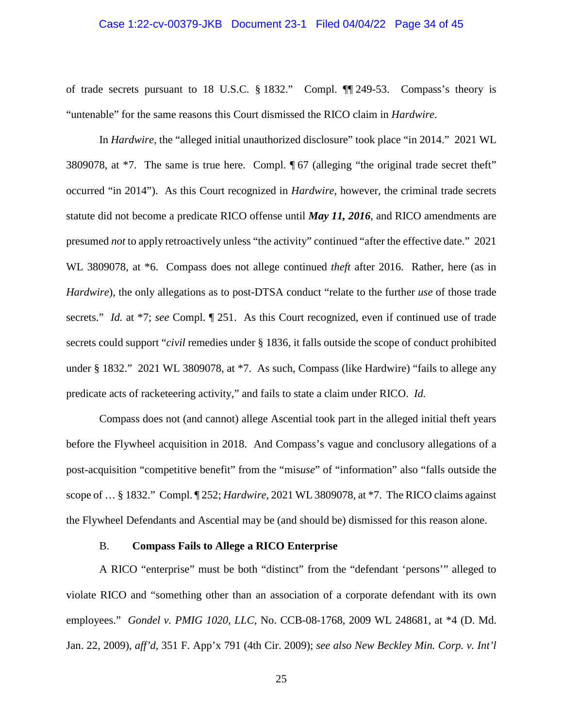of trade secrets pursuant to 18 U.S.C. § 1832." Compl. ¶¶ 249-53. Compass's theory is "untenable" for the same reasons this Court dismissed the RICO claim in *Hardwire*.

In *Hardwire*, the "alleged initial unauthorized disclosure" took place "in 2014." 2021 WL 3809078, at *7. The same is true here. Compl. ¶ 67 (alleging "the original trade secret theft" occurred "in 2014"). As this Court recognized in *Hardwire*, however, the criminal trade secrets statute did not become a predicate RICO offense until ***May 11, 2016***, and RICO amendments are presumed *not* to apply retroactively unless "the activity" continued "after the effective date." 2021 WL 3809078, at *6. Compass does not allege continued *theft* after 2016. Rather, here (as in *Hardwire*), the only allegations as to post-DTSA conduct "relate to the further *use* of those trade secrets." *Id.* at *7; *see* Compl. ¶ 251. As this Court recognized, even if continued use of trade secrets could support "*civil* remedies under § 1836, it falls outside the scope of conduct prohibited under § 1832." 2021 WL 3809078, at *7. As such, Compass (like Hardwire) "fails to allege any predicate acts of racketeering activity," and fails to state a claim under RICO. *Id.*

Compass does not (and cannot) allege Ascential took part in the alleged initial theft years before the Flywheel acquisition in 2018. And Compass's vague and conclusory allegations of a post-acquisition "competitive benefit" from the "mis*use*" of "information" also "falls outside the scope of … § 1832." Compl. ¶ 252; *Hardwire*, 2021 WL 3809078, at *7. The RICO claims against the Flywheel Defendants and Ascential may be (and should be) dismissed for this reason alone.

### B. Compass Fails to Allege a RICO Enterprise

A RICO "enterprise" must be both "distinct" from the "defendant 'persons'" alleged to violate RICO and "something other than an association of a corporate defendant with its own employees." *Gondel v. PMIG 1020, LLC*, No. CCB-08-1768, 2009 WL 248681, at *4 (D. Md. Jan. 22, 2009), *aff'd*, 351 F. App'x 791 (4th Cir. 2009); *see also New Beckley Min. Corp. v. Int'l*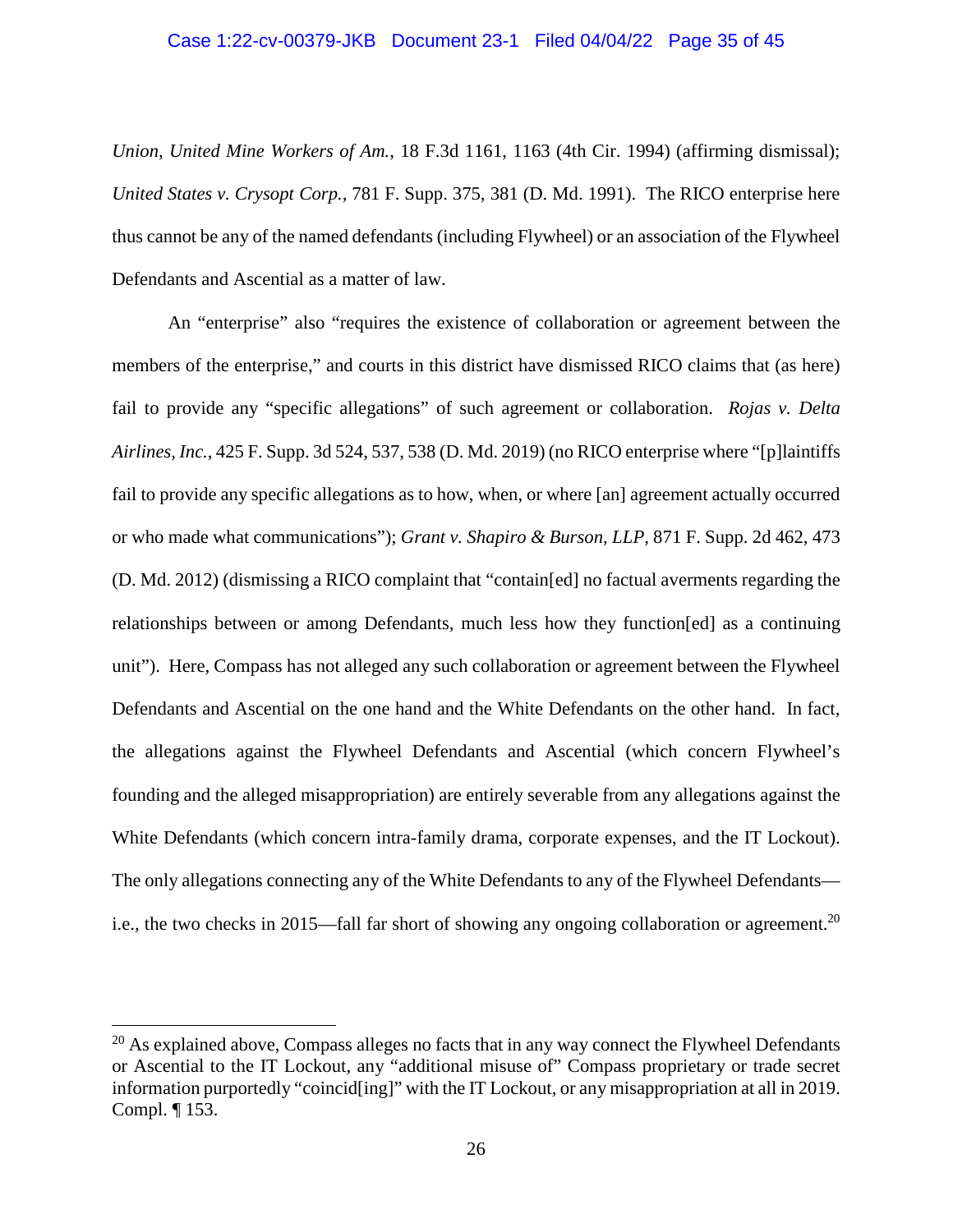*Union, United Mine Workers of Am.*, 18 F.3d 1161, 1163 (4th Cir. 1994) (affirming dismissal); *United States v. Crysopt Corp.*, 781 F. Supp. 375, 381 (D. Md. 1991). The RICO enterprise here thus cannot be any of the named defendants (including Flywheel) or an association of the Flywheel Defendants and Ascential as a matter of law.

An "enterprise" also "requires the existence of collaboration or agreement between the members of the enterprise," and courts in this district have dismissed RICO claims that (as here) fail to provide any "specific allegations" of such agreement or collaboration. *Rojas v. Delta Airlines, Inc.*, 425 F. Supp. 3d 524, 537, 538 (D. Md. 2019) (no RICO enterprise where "[p]laintiffs fail to provide any specific allegations as to how, when, or where [an] agreement actually occurred or who made what communications"); *Grant v. Shapiro & Burson, LLP*, 871 F. Supp. 2d 462, 473 (D. Md. 2012) (dismissing a RICO complaint that "contain[ed] no factual averments regarding the relationships between or among Defendants, much less how they function[ed] as a continuing unit"). Here, Compass has not alleged any such collaboration or agreement between the Flywheel Defendants and Ascential on the one hand and the White Defendants on the other hand. In fact, the allegations against the Flywheel Defendants and Ascential (which concern Flywheel's founding and the alleged misappropriation) are entirely severable from any allegations against the White Defendants (which concern intra-family drama, corporate expenses, and the IT Lockout). The only allegations connecting any of the White Defendants to any of the Flywheel Defendants—i.e., the two checks in 2015—fall far short of showing any ongoing collaboration or agreement.[20]

[20] As explained above, Compass alleges no facts that in any way connect the Flywheel Defendants or Ascential to the IT Lockout, any "additional misuse of" Compass proprietary or trade secret information purportedly "coincid[ing]" with the IT Lockout, or any misappropriation at all in 2019. Compl. ¶ 153.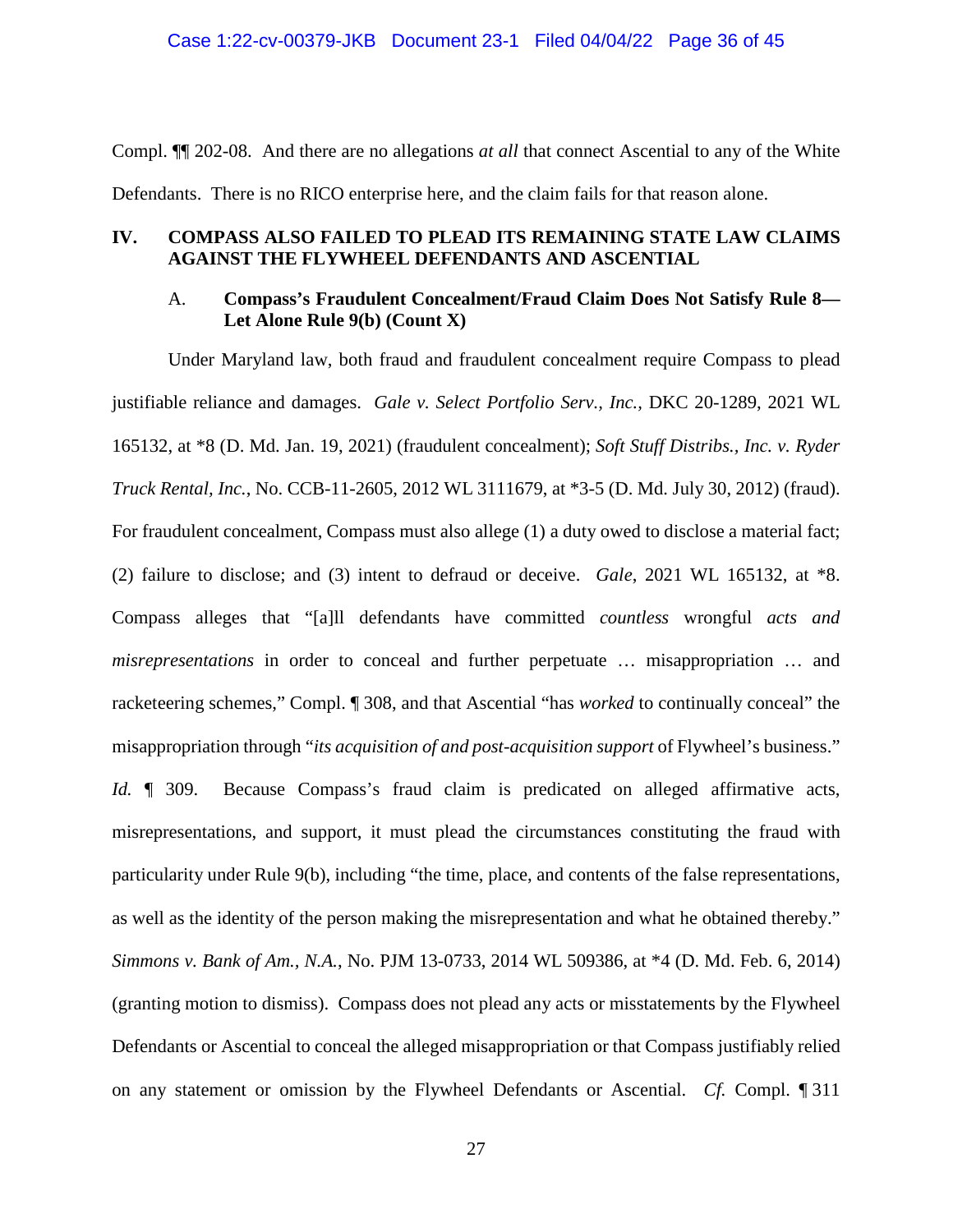Compl. ¶¶ 202-08. And there are no allegations *at all* that connect Ascential to any of the White Defendants. There is no RICO enterprise here, and the claim fails for that reason alone.

## IV. COMPASS ALSO FAILED TO PLEAD ITS REMAINING STATE LAW CLAIMS AGAINST THE FLYWHEEL DEFENDANTS AND ASCENTIAL

### A. Compass's Fraudulent Concealment/Fraud Claim Does Not Satisfy Rule 8—Let Alone Rule 9(b) (Count X)

Under Maryland law, both fraud and fraudulent concealment require Compass to plead justifiable reliance and damages. *Gale v. Select Portfolio Serv., Inc.*, DKC 20-1289, 2021 WL 165132, at *8 (D. Md. Jan. 19, 2021) (fraudulent concealment); *Soft Stuff Distribs., Inc. v. Ryder Truck Rental, Inc.*, No. CCB-11-2605, 2012 WL 3111679, at *3-5 (D. Md. July 30, 2012) (fraud). For fraudulent concealment, Compass must also allege (1) a duty owed to disclose a material fact; (2) failure to disclose; and (3) intent to defraud or deceive. *Gale*, 2021 WL 165132, at *8. Compass alleges that "[a]ll defendants have committed *countless* wrongful *acts and misrepresentations* in order to conceal and further perpetuate … misappropriation … and racketeering schemes," Compl. ¶ 308, and that Ascential "has *worked* to continually conceal" the misappropriation through "*its acquisition of and post-acquisition support* of Flywheel's business." *Id.* ¶ 309. Because Compass's fraud claim is predicated on alleged affirmative acts, misrepresentations, and support, it must plead the circumstances constituting the fraud with particularity under Rule 9(b), including "the time, place, and contents of the false representations, as well as the identity of the person making the misrepresentation and what he obtained thereby." *Simmons v. Bank of Am., N.A.*, No. PJM 13-0733, 2014 WL 509386, at *4 (D. Md. Feb. 6, 2014) (granting motion to dismiss). Compass does not plead any acts or misstatements by the Flywheel Defendants or Ascential to conceal the alleged misappropriation or that Compass justifiably relied on any statement or omission by the Flywheel Defendants or Ascential. *Cf.* Compl. ¶ 311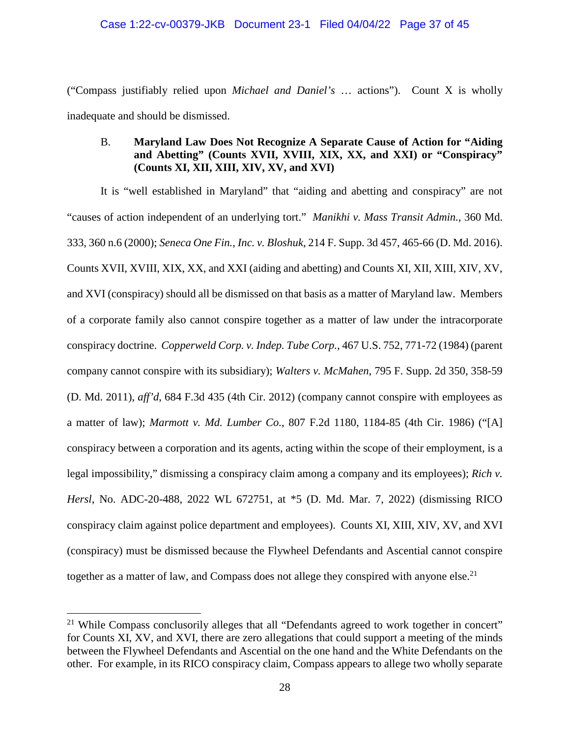("Compass justifiably relied upon *Michael and Daniel's* … actions"). Count X is wholly inadequate and should be dismissed.

### B. **Maryland Law Does Not Recognize A Separate Cause of Action for "Aiding and Abetting" (Counts XVII, XVIII, XIX, XX, and XXI) or "Conspiracy" (Counts XI, XII, XIII, XIV, XV, and XVI)**

It is "well established in Maryland" that "aiding and abetting and conspiracy" are not "causes of action independent of an underlying tort." *Manikhi v. Mass Transit Admin.*, 360 Md. 333, 360 n.6 (2000); *Seneca One Fin., Inc. v. Bloshuk*, 214 F. Supp. 3d 457, 465-66 (D. Md. 2016). Counts XVII, XVIII, XIX, XX, and XXI (aiding and abetting) and Counts XI, XII, XIII, XIV, XV, and XVI (conspiracy) should all be dismissed on that basis as a matter of Maryland law. Members of a corporate family also cannot conspire together as a matter of law under the intracorporate conspiracy doctrine. *Copperweld Corp. v. Indep. Tube Corp.*, 467 U.S. 752, 771-72 (1984) (parent company cannot conspire with its subsidiary); *Walters v. McMahen*, 795 F. Supp. 2d 350, 358-59 (D. Md. 2011), *aff'd*, 684 F.3d 435 (4th Cir. 2012) (company cannot conspire with employees as a matter of law); *Marmott v. Md. Lumber Co.*, 807 F.2d 1180, 1184-85 (4th Cir. 1986) ("[A] conspiracy between a corporation and its agents, acting within the scope of their employment, is a legal impossibility," dismissing a conspiracy claim among a company and its employees); *Rich v. Hersl*, No. ADC-20-488, 2022 WL 672751, at *5 (D. Md. Mar. 7, 2022) (dismissing RICO conspiracy claim against police department and employees). Counts XI, XIII, XIV, XV, and XVI (conspiracy) must be dismissed because the Flywheel Defendants and Ascential cannot conspire together as a matter of law, and Compass does not allege they conspired with anyone else.[21]

[21] While Compass conclusorily alleges that all "Defendants agreed to work together in concert" for Counts XI, XV, and XVI, there are zero allegations that could support a meeting of the minds between the Flywheel Defendants and Ascential on the one hand and the White Defendants on the other. For example, in its RICO conspiracy claim, Compass appears to allege two wholly separate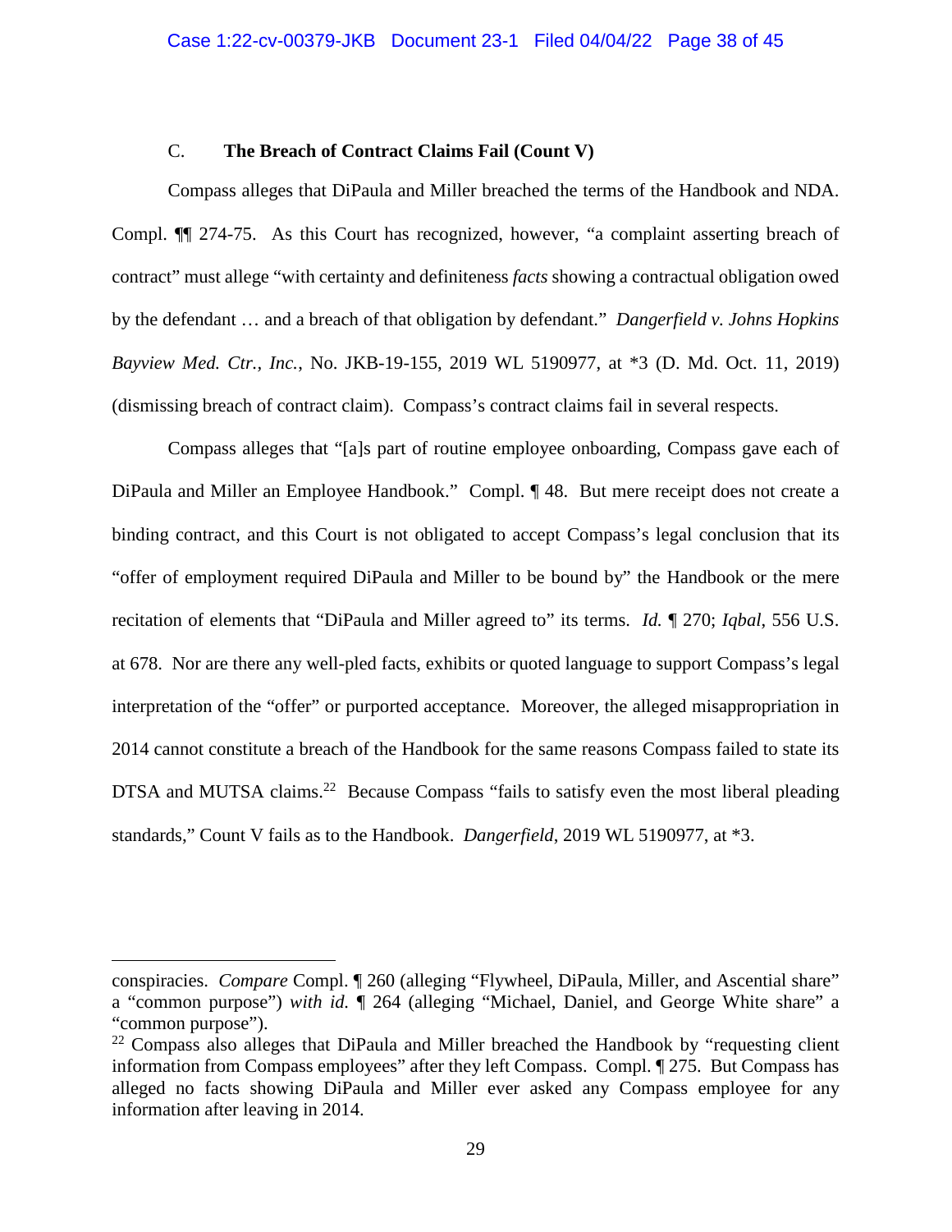### C. **The Breach of Contract Claims Fail (Count V)**

Compass alleges that DiPaula and Miller breached the terms of the Handbook and NDA. Compl. ¶¶ 274-75. As this Court has recognized, however, "a complaint asserting breach of contract" must allege "with certainty and definiteness *facts* showing a contractual obligation owed by the defendant … and a breach of that obligation by defendant." *Dangerfield v. Johns Hopkins Bayview Med. Ctr., Inc.*, No. JKB-19-155, 2019 WL 5190977, at *3 (D. Md. Oct. 11, 2019) (dismissing breach of contract claim). Compass's contract claims fail in several respects.

Compass alleges that "[a]s part of routine employee onboarding, Compass gave each of DiPaula and Miller an Employee Handbook." Compl. ¶ 48. But mere receipt does not create a binding contract, and this Court is not obligated to accept Compass's legal conclusion that its "offer of employment required DiPaula and Miller to be bound by" the Handbook or the mere recitation of elements that "DiPaula and Miller agreed to" its terms. *Id.* ¶ 270; *Iqbal*, 556 U.S. at 678. Nor are there any well-pled facts, exhibits or quoted language to support Compass's legal interpretation of the "offer" or purported acceptance. Moreover, the alleged misappropriation in 2014 cannot constitute a breach of the Handbook for the same reasons Compass failed to state its DTSA and MUTSA claims.[22] Because Compass "fails to satisfy even the most liberal pleading standards," Count V fails as to the Handbook. *Dangerfield*, 2019 WL 5190977, at *3.

---

conspiracies. *Compare* Compl. ¶ 260 (alleging "Flywheel, DiPaula, Miller, and Ascential share" a "common purpose") *with id.* ¶ 264 (alleging "Michael, Daniel, and George White share" a "common purpose").

[22] Compass also alleges that DiPaula and Miller breached the Handbook by "requesting client information from Compass employees" after they left Compass. Compl. ¶ 275. But Compass has alleged no facts showing DiPaula and Miller ever asked any Compass employee for any information after leaving in 2014.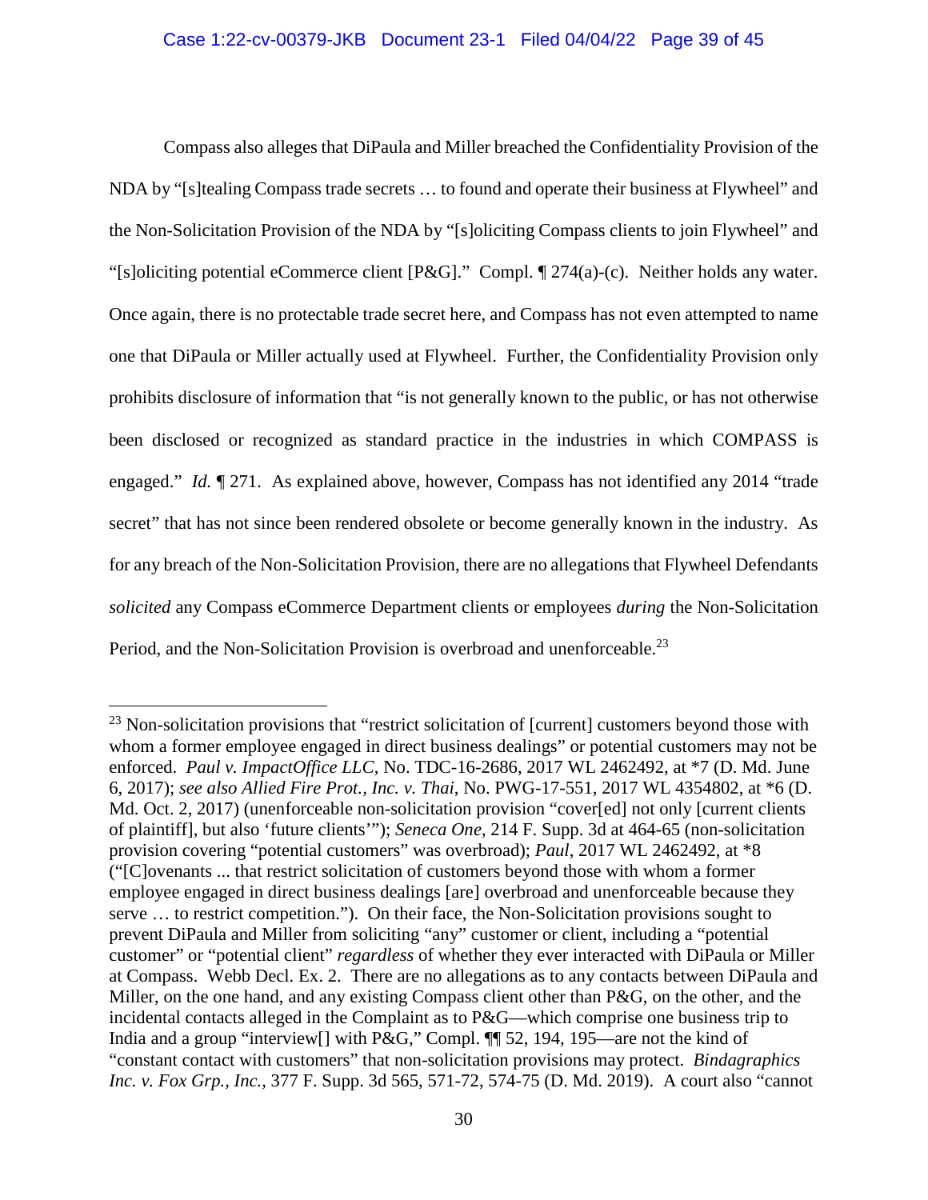Compass also alleges that DiPaula and Miller breached the Confidentiality Provision of the NDA by "[s]tealing Compass trade secrets … to found and operate their business at Flywheel" and the Non-Solicitation Provision of the NDA by "[s]oliciting Compass clients to join Flywheel" and "[s]oliciting potential eCommerce client [P&G]." Compl. ¶ 274(a)-(c). Neither holds any water. Once again, there is no protectable trade secret here, and Compass has not even attempted to name one that DiPaula or Miller actually used at Flywheel. Further, the Confidentiality Provision only prohibits disclosure of information that "is not generally known to the public, or has not otherwise been disclosed or recognized as standard practice in the industries in which COMPASS is engaged." *Id.* ¶ 271. As explained above, however, Compass has not identified any 2014 "trade secret" that has not since been rendered obsolete or become generally known in the industry. As for any breach of the Non-Solicitation Provision, there are no allegations that Flywheel Defendants *solicited* any Compass eCommerce Department clients or employees *during* the Non-Solicitation Period, and the Non-Solicitation Provision is overbroad and unenforceable.[23]

---

[23] Non-solicitation provisions that "restrict solicitation of [current] customers beyond those with whom a former employee engaged in direct business dealings" or potential customers may not be enforced. *Paul v. ImpactOffice LLC*, No. TDC-16-2686, 2017 WL 2462492, at *7 (D. Md. June 6, 2017); *see also Allied Fire Prot., Inc. v. Thai*, No. PWG-17-551, 2017 WL 4354802, at *6 (D. Md. Oct. 2, 2017) (unenforceable non-solicitation provision "cover[ed] not only [current clients of plaintiff], but also 'future clients'"); *Seneca One*, 214 F. Supp. 3d at 464-65 (non-solicitation provision covering "potential customers" was overbroad); *Paul*, 2017 WL 2462492, at *8 ("[C]ovenants ... that restrict solicitation of customers beyond those with whom a former employee engaged in direct business dealings [are] overbroad and unenforceable because they serve … to restrict competition."). On their face, the Non-Solicitation provisions sought to prevent DiPaula and Miller from soliciting "any" customer or client, including a "potential customer" or "potential client" *regardless* of whether they ever interacted with DiPaula or Miller at Compass. Webb Decl. Ex. 2. There are no allegations as to any contacts between DiPaula and Miller, on the one hand, and any existing Compass client other than P&G, on the other, and the incidental contacts alleged in the Complaint as to P&G—which comprise one business trip to India and a group "interview[] with P&G," Compl. ¶¶ 52, 194, 195—are not the kind of "constant contact with customers" that non-solicitation provisions may protect. *Bindagraphics Inc. v. Fox Grp., Inc.*, 377 F. Supp. 3d 565, 571-72, 574-75 (D. Md. 2019). A court also "cannot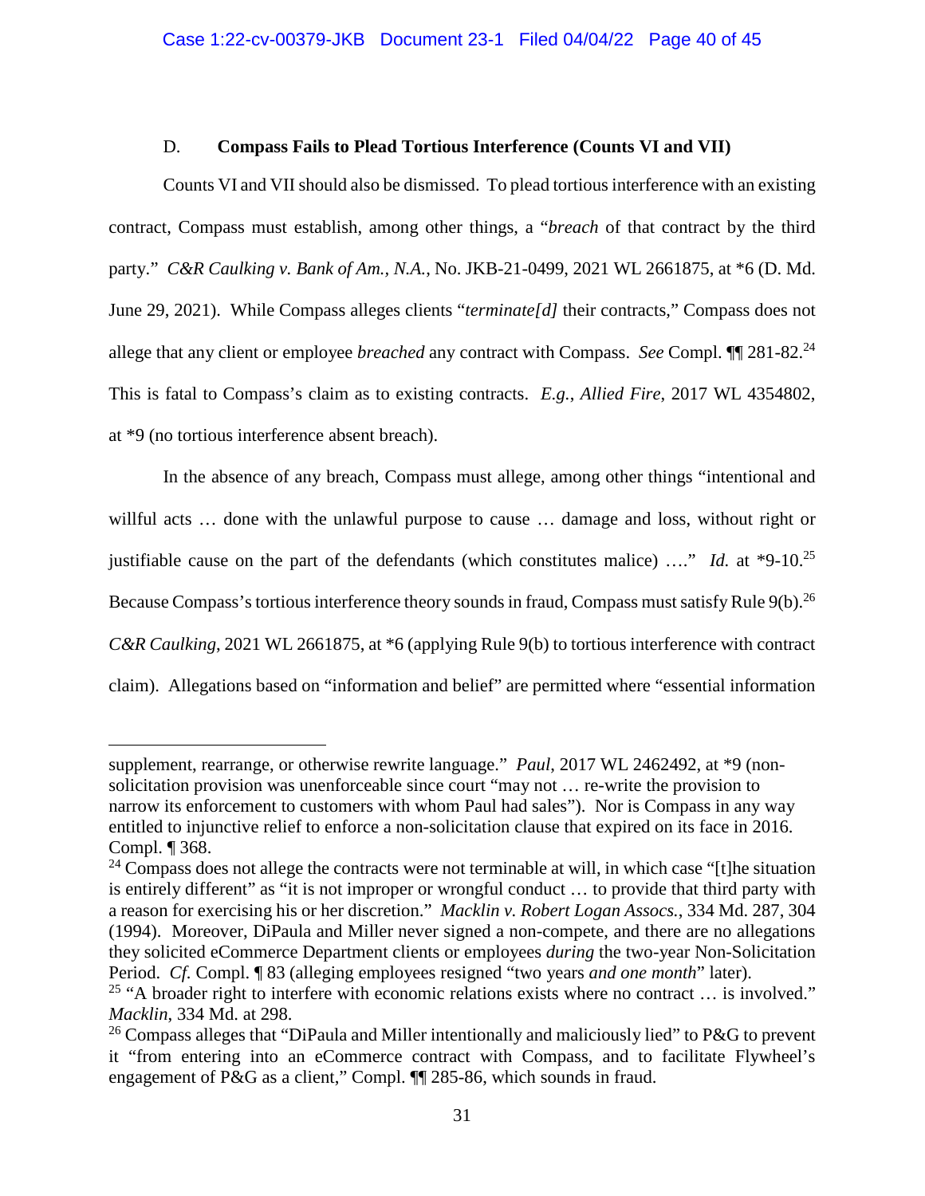### D. **Compass Fails to Plead Tortious Interference (Counts VI and VII)**

Counts VI and VII should also be dismissed. To plead tortious interference with an existing contract, Compass must establish, among other things, a "*breach* of that contract by the third party." *C&R Caulking v. Bank of Am., N.A.*, No. JKB-21-0499, 2021 WL 2661875, at *6 (D. Md. June 29, 2021). While Compass alleges clients "*terminate[d]* their contracts," Compass does not allege that any client or employee *breached* any contract with Compass. *See* Compl. ¶¶ 281-82.[24] This is fatal to Compass's claim as to existing contracts. *E.g.*, *Allied Fire*, 2017 WL 4354802, at *9 (no tortious interference absent breach).

In the absence of any breach, Compass must allege, among other things "intentional and willful acts … done with the unlawful purpose to cause … damage and loss, without right or justifiable cause on the part of the defendants (which constitutes malice) …." *Id.* at *9-10.[25] Because Compass's tortious interference theory sounds in fraud, Compass must satisfy Rule 9(b).[26] *C&R Caulking*, 2021 WL 2661875, at *6 (applying Rule 9(b) to tortious interference with contract claim). Allegations based on "information and belief" are permitted where "essential information

---

supplement, rearrange, or otherwise rewrite language." *Paul*, 2017 WL 2462492, at *9 (non-solicitation provision was unenforceable since court "may not … re-write the provision to narrow its enforcement to customers with whom Paul had sales"). Nor is Compass in any way entitled to injunctive relief to enforce a non-solicitation clause that expired on its face in 2016. Compl. ¶ 368.

[24] Compass does not allege the contracts were not terminable at will, in which case "[t]he situation is entirely different" as "it is not improper or wrongful conduct … to provide that third party with a reason for exercising his or her discretion." *Macklin v. Robert Logan Assocs.*, 334 Md. 287, 304 (1994). Moreover, DiPaula and Miller never signed a non-compete, and there are no allegations they solicited eCommerce Department clients or employees *during* the two-year Non-Solicitation Period. *Cf.* Compl. ¶ 83 (alleging employees resigned "two years *and one month*" later).

[25] "A broader right to interfere with economic relations exists where no contract … is involved." *Macklin*, 334 Md. at 298.

[26] Compass alleges that "DiPaula and Miller intentionally and maliciously lied" to P&G to prevent it "from entering into an eCommerce contract with Compass, and to facilitate Flywheel's engagement of P&G as a client," Compl. ¶¶ 285-86, which sounds in fraud.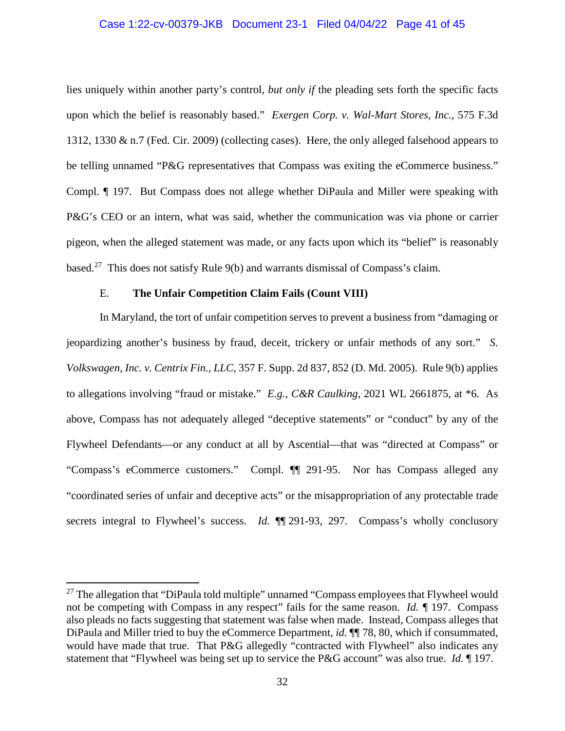lies uniquely within another party's control, *but only if* the pleading sets forth the specific facts upon which the belief is reasonably based." *Exergen Corp. v. Wal-Mart Stores, Inc.*, 575 F.3d 1312, 1330 & n.7 (Fed. Cir. 2009) (collecting cases). Here, the only alleged falsehood appears to be telling unnamed "P&G representatives that Compass was exiting the eCommerce business." Compl. ¶ 197. But Compass does not allege whether DiPaula and Miller were speaking with P&G's CEO or an intern, what was said, whether the communication was via phone or carrier pigeon, when the alleged statement was made, or any facts upon which its "belief" is reasonably based.[27] This does not satisfy Rule 9(b) and warrants dismissal of Compass's claim.

### E. **The Unfair Competition Claim Fails (Count VIII)**

In Maryland, the tort of unfair competition serves to prevent a business from "damaging or jeopardizing another's business by fraud, deceit, trickery or unfair methods of any sort." *S. Volkswagen, Inc. v. Centrix Fin., LLC*, 357 F. Supp. 2d 837, 852 (D. Md. 2005). Rule 9(b) applies to allegations involving "fraud or mistake." *E.g., C&R Caulking*, 2021 WL 2661875, at *6. As above, Compass has not adequately alleged "deceptive statements" or "conduct" by any of the Flywheel Defendants—or any conduct at all by Ascential—that was "directed at Compass" or "Compass's eCommerce customers." Compl. ¶¶ 291-95. Nor has Compass alleged any "coordinated series of unfair and deceptive acts" or the misappropriation of any protectable trade secrets integral to Flywheel's success. *Id.* ¶¶ 291-93, 297. Compass's wholly conclusory

---

[27] The allegation that "DiPaula told multiple" unnamed "Compass employees that Flywheel would not be competing with Compass in any respect" fails for the same reason. *Id.* ¶ 197. Compass also pleads no facts suggesting that statement was false when made. Instead, Compass alleges that DiPaula and Miller tried to buy the eCommerce Department, *id.* ¶¶ 78, 80, which if consummated, would have made that true. That P&G allegedly "contracted with Flywheel" also indicates any statement that "Flywheel was being set up to service the P&G account" was also true. *Id.* ¶ 197.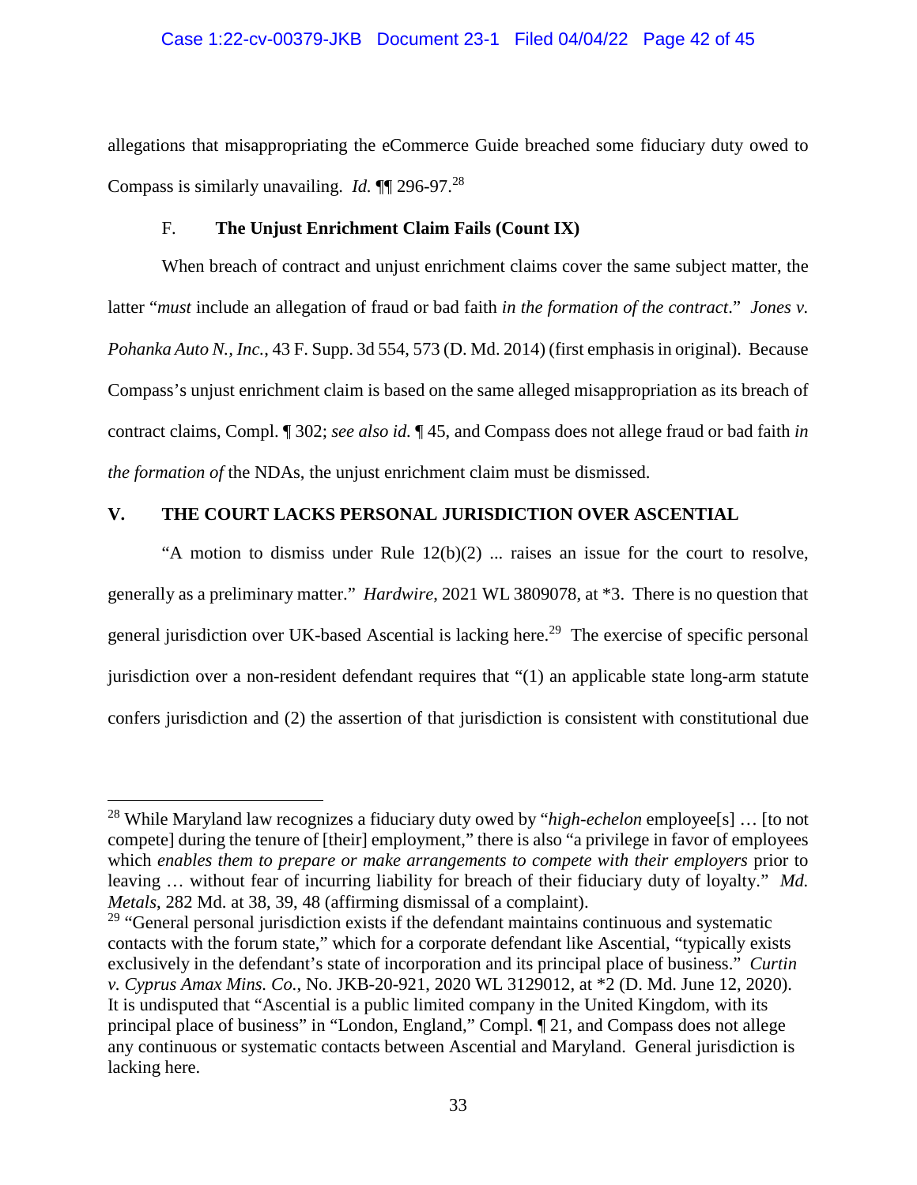allegations that misappropriating the eCommerce Guide breached some fiduciary duty owed to Compass is similarly unavailing. *Id.* ¶¶ 296-97.[28]

### F. **The Unjust Enrichment Claim Fails (Count IX)**

When breach of contract and unjust enrichment claims cover the same subject matter, the latter "*must* include an allegation of fraud or bad faith *in the formation of the contract*." *Jones v. Pohanka Auto N., Inc.*, 43 F. Supp. 3d 554, 573 (D. Md. 2014) (first emphasis in original). Because Compass's unjust enrichment claim is based on the same alleged misappropriation as its breach of contract claims, Compl. ¶ 302; *see also id.* ¶ 45, and Compass does not allege fraud or bad faith *in the formation of* the NDAs, the unjust enrichment claim must be dismissed.

## V. THE COURT LACKS PERSONAL JURISDICTION OVER ASCENTIAL

"A motion to dismiss under Rule 12(b)(2) ... raises an issue for the court to resolve, generally as a preliminary matter." *Hardwire*, 2021 WL 3809078, at *3. There is no question that general jurisdiction over UK-based Ascential is lacking here.[29] The exercise of specific personal jurisdiction over a non-resident defendant requires that "(1) an applicable state long-arm statute confers jurisdiction and (2) the assertion of that jurisdiction is consistent with constitutional due

---

[28] While Maryland law recognizes a fiduciary duty owed by "*high-echelon* employee[s] … [to not compete] during the tenure of [their] employment," there is also "a privilege in favor of employees which *enables them to prepare or make arrangements to compete with their employers* prior to leaving … without fear of incurring liability for breach of their fiduciary duty of loyalty." *Md. Metals*, 282 Md. at 38, 39, 48 (affirming dismissal of a complaint).

[29] "General personal jurisdiction exists if the defendant maintains continuous and systematic contacts with the forum state," which for a corporate defendant like Ascential, "typically exists exclusively in the defendant's state of incorporation and its principal place of business." *Curtin v. Cyprus Amax Mins. Co.*, No. JKB-20-921, 2020 WL 3129012, at *2 (D. Md. June 12, 2020). It is undisputed that "Ascential is a public limited company in the United Kingdom, with its principal place of business" in "London, England," Compl. ¶ 21, and Compass does not allege any continuous or systematic contacts between Ascential and Maryland. General jurisdiction is lacking here.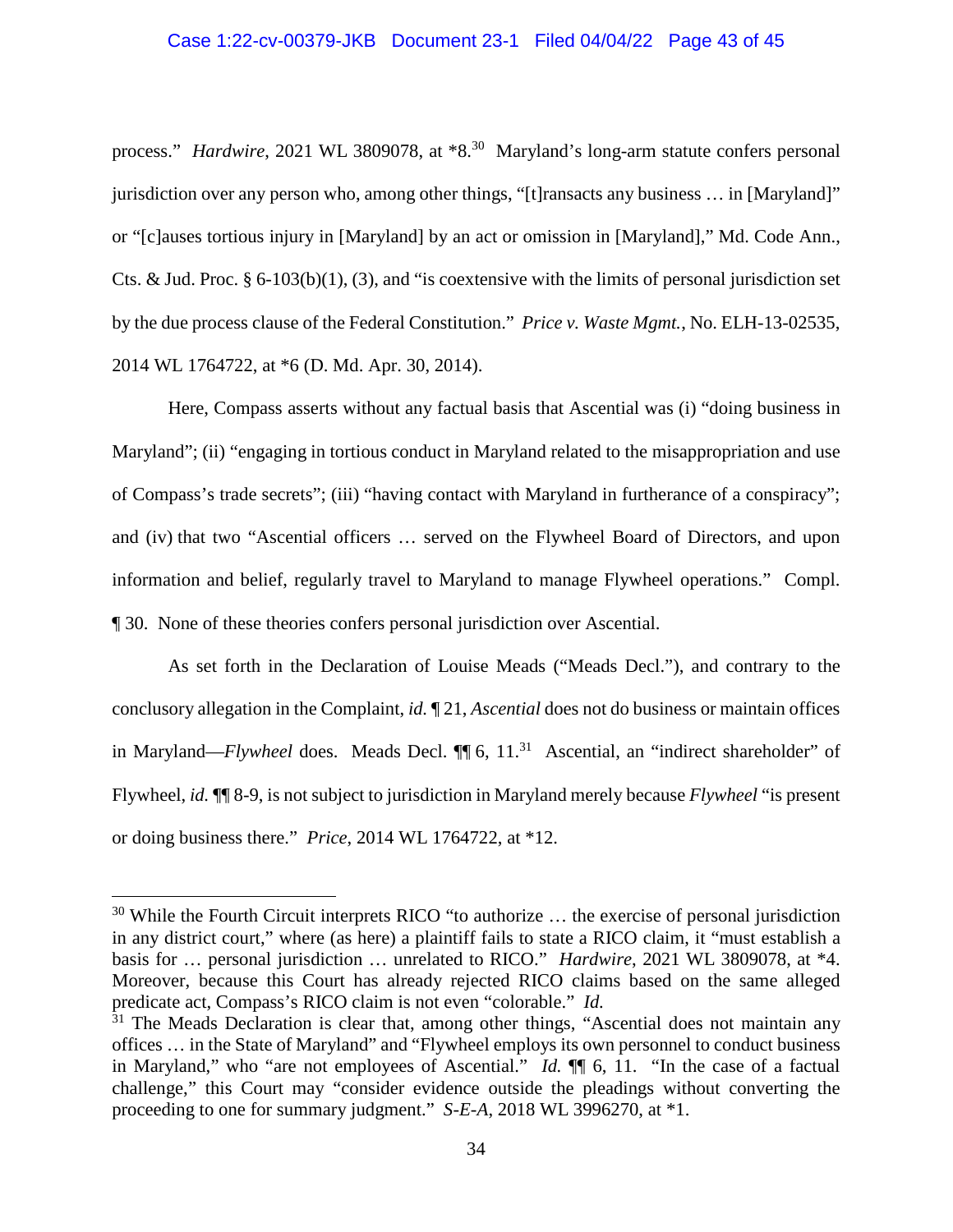process." *Hardwire*, 2021 WL 3809078, at \*8.[30] Maryland's long-arm statute confers personal jurisdiction over any person who, among other things, "[t]ransacts any business … in [Maryland]" or "[c]auses tortious injury in [Maryland] by an act or omission in [Maryland]," Md. Code Ann., Cts. & Jud. Proc. § 6-103(b)(1), (3), and "is coextensive with the limits of personal jurisdiction set by the due process clause of the Federal Constitution." *Price v. Waste Mgmt.*, No. ELH-13-02535, 2014 WL 1764722, at \*6 (D. Md. Apr. 30, 2014).

Here, Compass asserts without any factual basis that Ascential was (i) "doing business in Maryland"; (ii) "engaging in tortious conduct in Maryland related to the misappropriation and use of Compass's trade secrets"; (iii) "having contact with Maryland in furtherance of a conspiracy"; and (iv) that two "Ascential officers … served on the Flywheel Board of Directors, and upon information and belief, regularly travel to Maryland to manage Flywheel operations." Compl. ¶ 30. None of these theories confers personal jurisdiction over Ascential.

As set forth in the Declaration of Louise Meads ("Meads Decl."), and contrary to the conclusory allegation in the Complaint, *id.* ¶ 21, *Ascential* does not do business or maintain offices in Maryland—*Flywheel* does. Meads Decl. ¶¶ 6, 11.[31] Ascential, an "indirect shareholder" of Flywheel, *id.* ¶¶ 8-9, is not subject to jurisdiction in Maryland merely because *Flywheel* "is present or doing business there." *Price*, 2014 WL 1764722, at \*12.

---

[30] While the Fourth Circuit interprets RICO "to authorize … the exercise of personal jurisdiction in any district court," where (as here) a plaintiff fails to state a RICO claim, it "must establish a basis for … personal jurisdiction … unrelated to RICO." *Hardwire*, 2021 WL 3809078, at \*4. Moreover, because this Court has already rejected RICO claims based on the same alleged predicate act, Compass's RICO claim is not even "colorable." *Id.*

[31] The Meads Declaration is clear that, among other things, "Ascential does not maintain any offices … in the State of Maryland" and "Flywheel employs its own personnel to conduct business in Maryland," who "are not employees of Ascential." *Id.* ¶¶ 6, 11. "In the case of a factual challenge," this Court may "consider evidence outside the pleadings without converting the proceeding to one for summary judgment." *S-E-A*, 2018 WL 3996270, at \*1.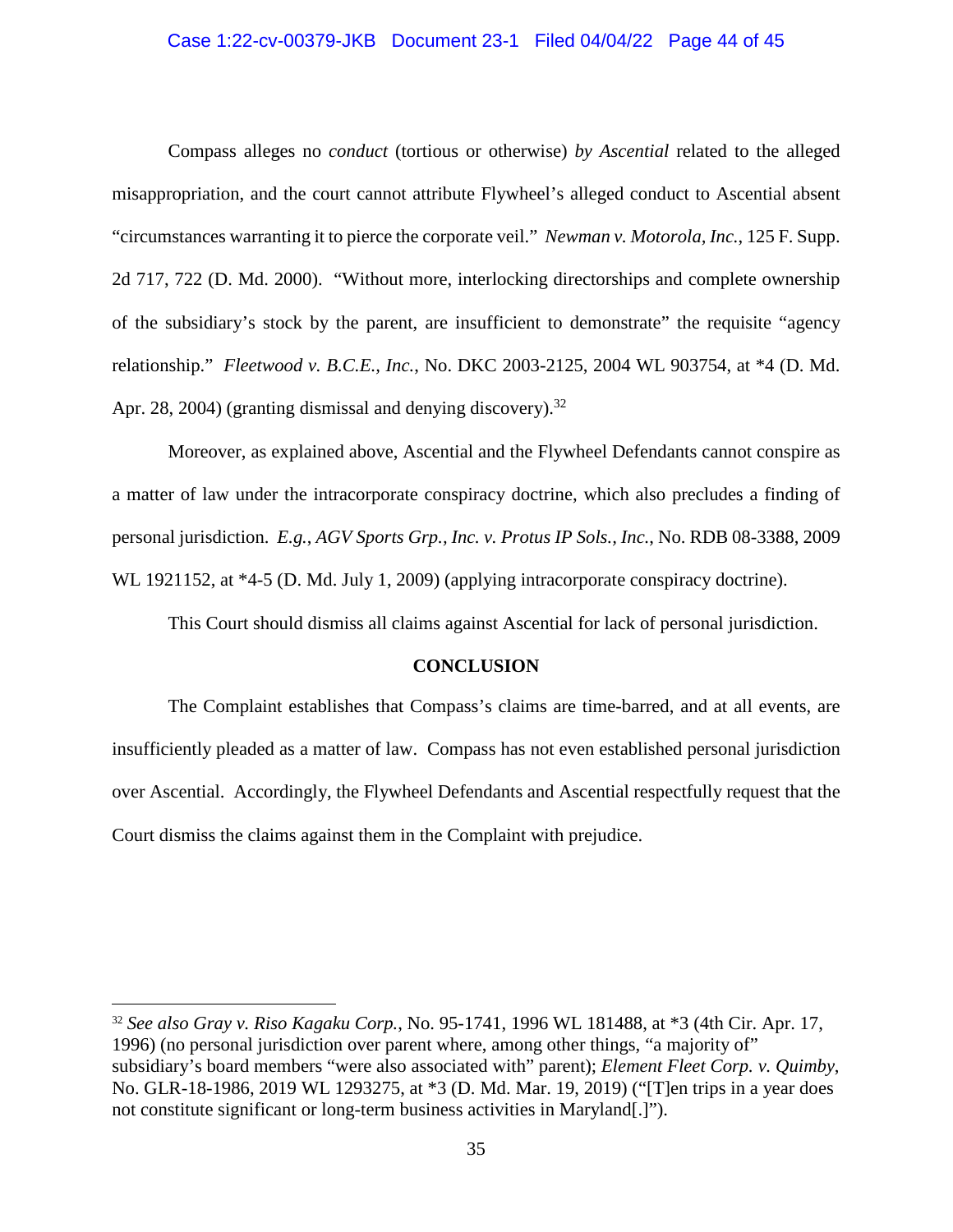Compass alleges no *conduct* (tortious or otherwise) *by Ascential* related to the alleged misappropriation, and the court cannot attribute Flywheel's alleged conduct to Ascential absent "circumstances warranting it to pierce the corporate veil." *Newman v. Motorola, Inc.*, 125 F. Supp. 2d 717, 722 (D. Md. 2000). "Without more, interlocking directorships and complete ownership of the subsidiary's stock by the parent, are insufficient to demonstrate" the requisite "agency relationship." *Fleetwood v. B.C.E., Inc.*, No. DKC 2003-2125, 2004 WL 903754, at *4 (D. Md. Apr. 28, 2004) (granting dismissal and denying discovery).[32]

Moreover, as explained above, Ascential and the Flywheel Defendants cannot conspire as a matter of law under the intracorporate conspiracy doctrine, which also precludes a finding of personal jurisdiction. *E.g.*, *AGV Sports Grp., Inc. v. Protus IP Sols., Inc.*, No. RDB 08-3388, 2009 WL 1921152, at *4-5 (D. Md. July 1, 2009) (applying intracorporate conspiracy doctrine).

This Court should dismiss all claims against Ascential for lack of personal jurisdiction.

## CONCLUSION

The Complaint establishes that Compass's claims are time-barred, and at all events, are insufficiently pleaded as a matter of law. Compass has not even established personal jurisdiction over Ascential. Accordingly, the Flywheel Defendants and Ascential respectfully request that the Court dismiss the claims against them in the Complaint with prejudice.

---

[32] *See also Gray v. Riso Kagaku Corp.*, No. 95-1741, 1996 WL 181488, at *3 (4th Cir. Apr. 17, 1996) (no personal jurisdiction over parent where, among other things, "a majority of" subsidiary's board members "were also associated with" parent); *Element Fleet Corp. v. Quimby*, No. GLR-18-1986, 2019 WL 1293275, at *3 (D. Md. Mar. 19, 2019) ("[T]en trips in a year does not constitute significant or long-term business activities in Maryland[.]").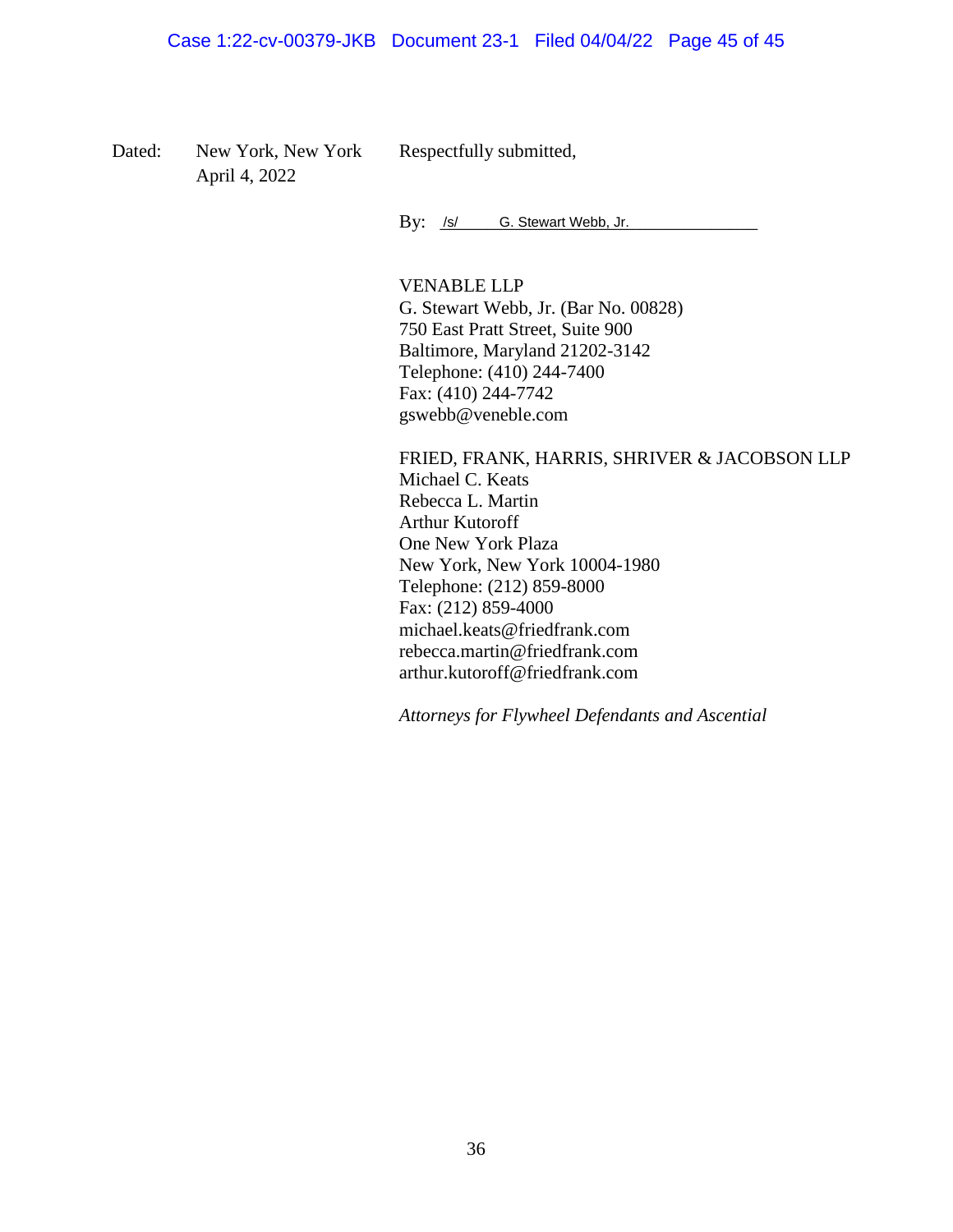Dated: New York, New York
April 4, 2022

Respectfully submitted,

By: /s/ G. Stewart Webb, Jr.

VENABLE LLP
G. Stewart Webb, Jr. (Bar No. 00828)
750 East Pratt Street, Suite 900
Baltimore, Maryland 21202-3142
Telephone: (410) 244-7400
Fax: (410) 244-7742
gswebb@veneble.com

FRIED, FRANK, HARRIS, SHRIVER & JACOBSON LLP
Michael C. Keats
Rebecca L. Martin
Arthur Kutoroff
One New York Plaza
New York, New York 10004-1980
Telephone: (212) 859-8000
Fax: (212) 859-4000
michael.keats@friedfrank.com
rebecca.martin@friedfrank.com
arthur.kutoroff@friedfrank.com

*Attorneys for Flywheel Defendants and Ascential*